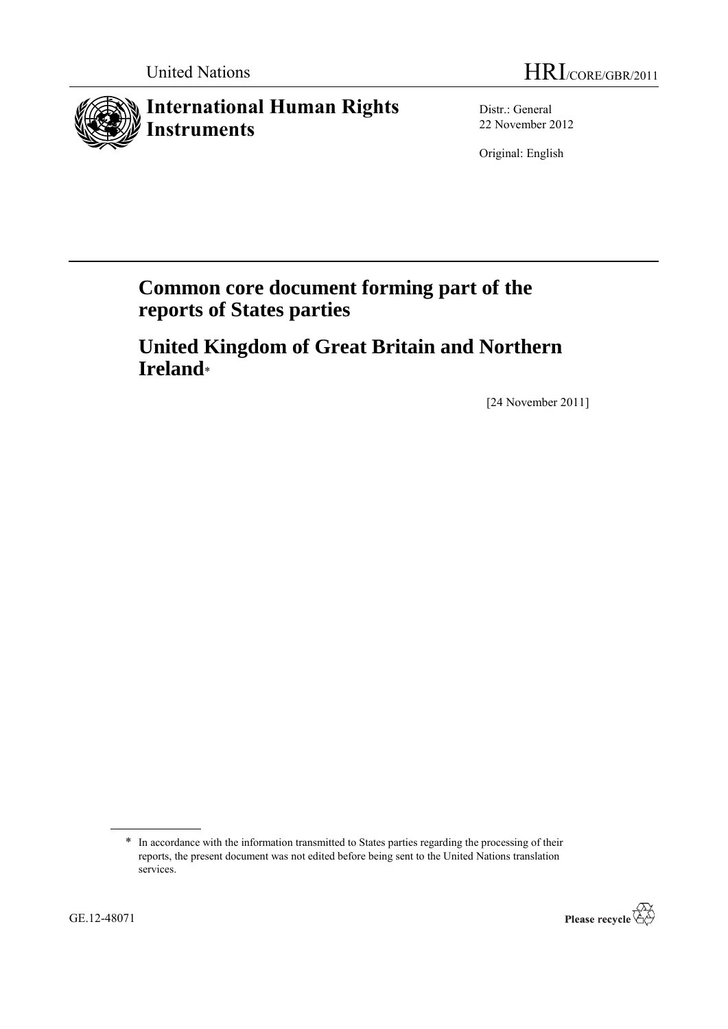United Nations HRI/CORE/GBR/2011

# International Human Rights Instruments

Distr.: General
22 November 2012

Original: English

# Common core document forming part of the reports of States parties

# United Kingdom of Great Britain and Northern Ireland*

[24 November 2011]

\* In accordance with the information transmitted to States parties regarding the processing of their reports, the present document was not edited before being sent to the United Nations translation services.

GE.12-48071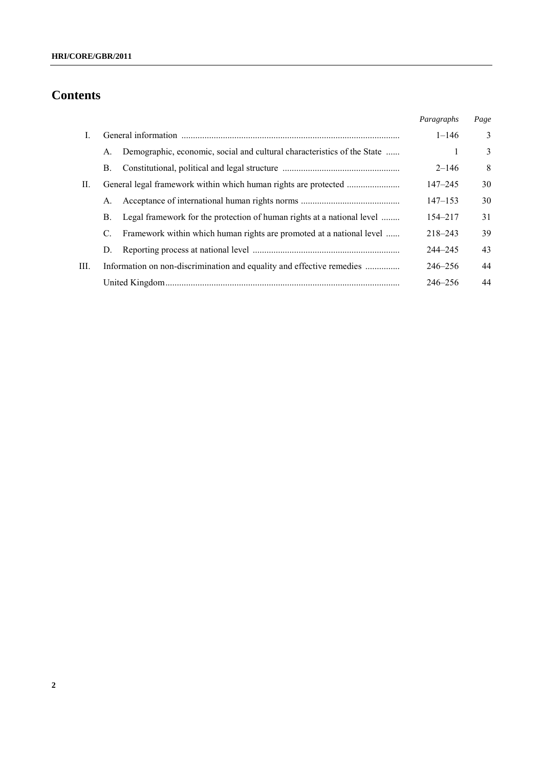# Contents

| | | Paragraphs | Page |
|---|---|---|---|
| I. | General information | 1–146 | 3 |
| | A. Demographic, economic, social and cultural characteristics of the State | 1 | 3 |
| | B. Constitutional, political and legal structure | 2–146 | 8 |
| II. | General legal framework within which human rights are protected | 147–245 | 30 |
| | A. Acceptance of international human rights norms | 147–153 | 30 |
| | B. Legal framework for the protection of human rights at a national level | 154–217 | 31 |
| | C. Framework within which human rights are promoted at a national level | 218–243 | 39 |
| | D. Reporting process at national level | 244–245 | 43 |
| III. | Information on non-discrimination and equality and effective remedies | 246–256 | 44 |
| | United Kingdom | 246–256 | 44 |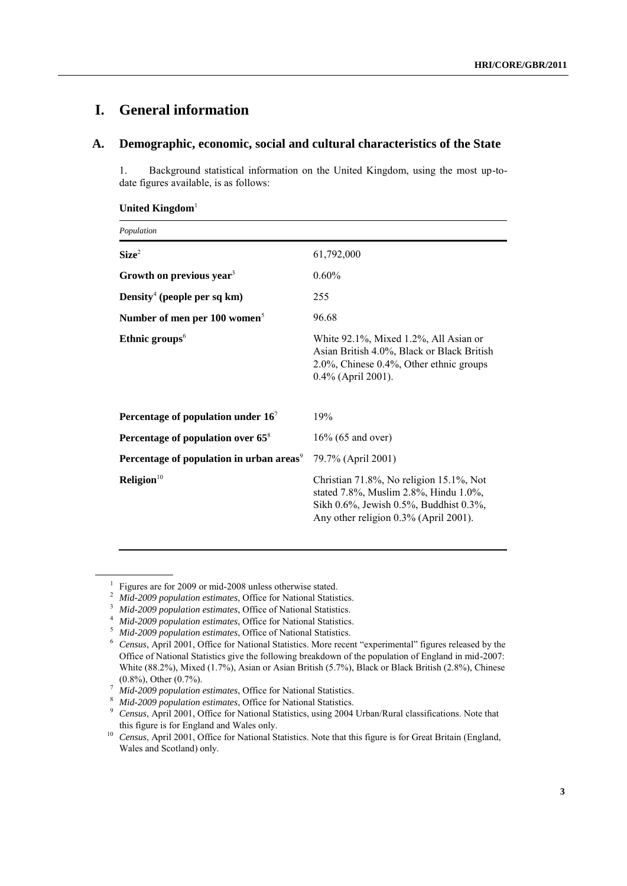# I. General information

## A. Demographic, economic, social and cultural characteristics of the State

1. Background statistical information on the United Kingdom, using the most up-to-date figures available, is as follows:

**United Kingdom**[1]

| *Population* | |
|---|---|
| **Size**[2] | 61,792,000 |
| **Growth on previous year**[3] | 0.60% |
| **Density**[4] **(people per sq km)** | 255 |
| **Number of men per 100 women**[5] | 96.68 |
| **Ethnic groups**[6] | White 92.1%, Mixed 1.2%, All Asian or Asian British 4.0%, Black or Black British 2.0%, Chinese 0.4%, Other ethnic groups 0.4% (April 2001). |
| **Percentage of population under 16**[7] | 19% |
| **Percentage of population over 65**[8] | 16% (65 and over) |
| **Percentage of population in urban areas**[9] | 79.7% (April 2001) |
| **Religion**[10] | Christian 71.8%, No religion 15.1%, Not stated 7.8%, Muslim 2.8%, Hindu 1.0%, Sikh 0.6%, Jewish 0.5%, Buddhist 0.3%, Any other religion 0.3% (April 2001). |

[1] Figures are for 2009 or mid-2008 unless otherwise stated.

[2] *Mid-2009 population estimates*, Office for National Statistics.

[3] *Mid-2009 population estimates*, Office of National Statistics.

[4] *Mid-2009 population estimates*, Office for National Statistics.

[5] *Mid-2009 population estimates*, Office of National Statistics.

[6] *Census*, April 2001, Office for National Statistics. More recent "experimental" figures released by the Office of National Statistics give the following breakdown of the population of England in mid-2007: White (88.2%), Mixed (1.7%), Asian or Asian British (5.7%), Black or Black British (2.8%), Chinese (0.8%), Other (0.7%).

[7] *Mid-2009 population estimates*, Office for National Statistics.

[8] *Mid-2009 population estimates*, Office for National Statistics.

[9] *Census*, April 2001, Office for National Statistics, using 2004 Urban/Rural classifications. Note that this figure is for England and Wales only.

[10] *Census*, April 2001, Office for National Statistics. Note that this figure is for Great Britain (England, Wales and Scotland) only.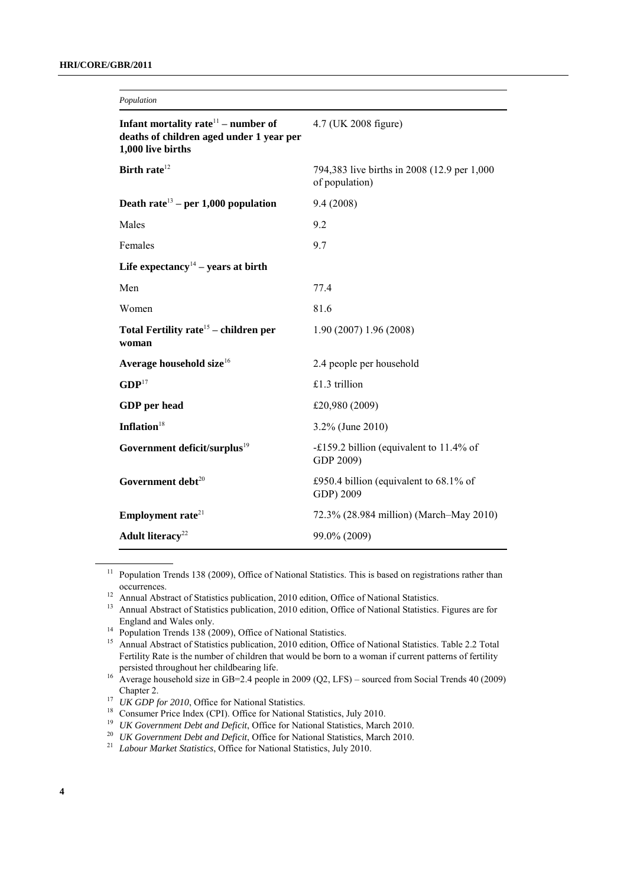| *Population* | |
|---|---|
| **Infant mortality rate**[11] **– number of deaths of children aged under 1 year per 1,000 live births** | 4.7 (UK 2008 figure) |
| **Birth rate**[12] | 794,383 live births in 2008 (12.9 per 1,000 of population) |
| **Death rate**[13] **– per 1,000 population** | 9.4 (2008) |
| Males | 9.2 |
| Females | 9.7 |
| **Life expectancy**[14] **– years at birth** | |
| Men | 77.4 |
| Women | 81.6 |
| **Total Fertility rate**[15] **– children per woman** | 1.90 (2007) 1.96 (2008) |
| **Average household size**[16] | 2.4 people per household |
| **GDP**[17] | £1.3 trillion |
| **GDP per head** | £20,980 (2009) |
| **Inflation**[18] | 3.2% (June 2010) |
| **Government deficit/surplus**[19] | -£159.2 billion (equivalent to 11.4% of GDP 2009) |
| **Government debt**[20] | £950.4 billion (equivalent to 68.1% of GDP) 2009 |
| **Employment rate**[21] | 72.3% (28.984 million) (March–May 2010) |
| **Adult literacy**[22] | 99.0% (2009) |

[11] Population Trends 138 (2009), Office of National Statistics. This is based on registrations rather than occurrences.

[12] Annual Abstract of Statistics publication, 2010 edition, Office of National Statistics.

[13] Annual Abstract of Statistics publication, 2010 edition, Office of National Statistics. Figures are for England and Wales only.

[14] Population Trends 138 (2009), Office of National Statistics.

[15] Annual Abstract of Statistics publication, 2010 edition, Office of National Statistics. Table 2.2 Total Fertility Rate is the number of children that would be born to a woman if current patterns of fertility persisted throughout her childbearing life.

[16] Average household size in GB=2.4 people in 2009 (Q2, LFS) – sourced from Social Trends 40 (2009) Chapter 2.

[17] *UK GDP for 2010*, Office for National Statistics.

[18] Consumer Price Index (CPI). Office for National Statistics, July 2010.

[19] *UK Government Debt and Deficit*, Office for National Statistics, March 2010.

[20] *UK Government Debt and Deficit*, Office for National Statistics, March 2010.

[21] *Labour Market Statistics*, Office for National Statistics, July 2010.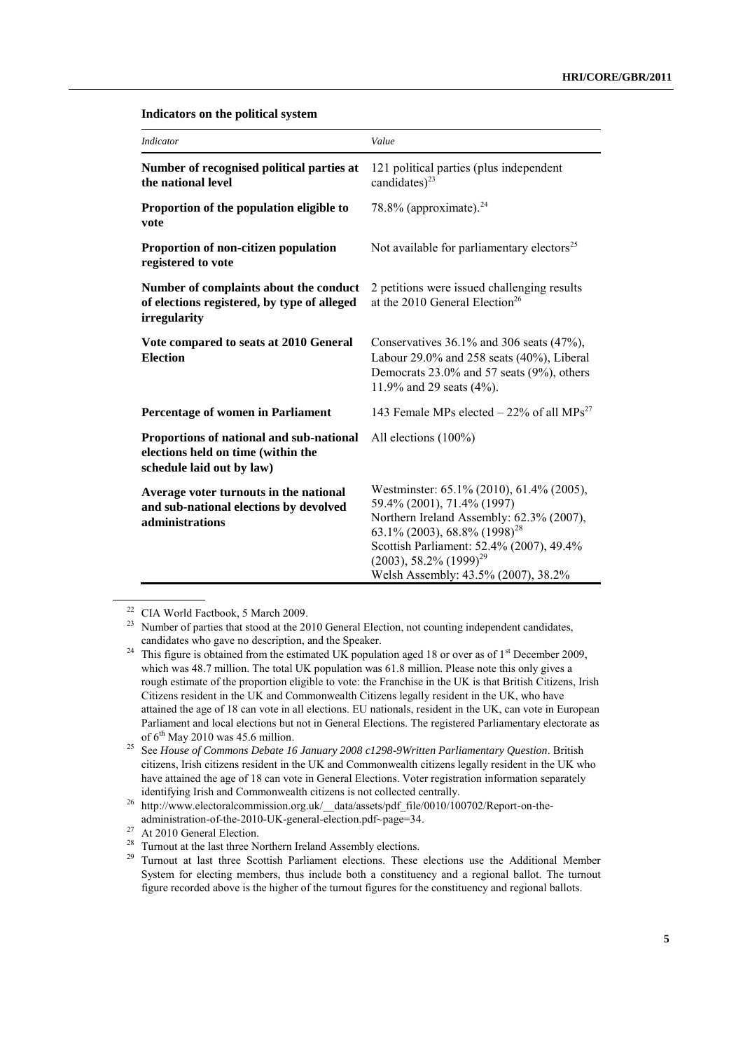**Indicators on the political system**

| *Indicator* | *Value* |
| --- | --- |
| **Number of recognised political parties at the national level** | 121 political parties (plus independent candidates)[23] |
| **Proportion of the population eligible to vote** | 78.8% (approximate).[24] |
| **Proportion of non-citizen population registered to vote** | Not available for parliamentary electors[25] |
| **Number of complaints about the conduct of elections registered, by type of alleged irregularity** | 2 petitions were issued challenging results at the 2010 General Election[26] |
| **Vote compared to seats at 2010 General Election** | Conservatives 36.1% and 306 seats (47%), Labour 29.0% and 258 seats (40%), Liberal Democrats 23.0% and 57 seats (9%), others 11.9% and 29 seats (4%). |
| **Percentage of women in Parliament** | 143 Female MPs elected – 22% of all MPs[27] |
| **Proportions of national and sub-national elections held on time (within the schedule laid out by law)** | All elections (100%) |
| **Average voter turnouts in the national and sub-national elections by devolved administrations** | Westminster: 65.1% (2010), 61.4% (2005), 59.4% (2001), 71.4% (1997)<br>Northern Ireland Assembly: 62.3% (2007), 63.1% (2003), 68.8% (1998)[28]<br>Scottish Parliament: 52.4% (2007), 49.4% (2003), 58.2% (1999)[29]<br>Welsh Assembly: 43.5% (2007), 38.2% |

[22] CIA World Factbook, 5 March 2009.

[23] Number of parties that stood at the 2010 General Election, not counting independent candidates, candidates who gave no description, and the Speaker.

[24] This figure is obtained from the estimated UK population aged 18 or over as of 1st December 2009, which was 48.7 million. The total UK population was 61.8 million. Please note this only gives a rough estimate of the proportion eligible to vote: the Franchise in the UK is that British Citizens, Irish Citizens resident in the UK and Commonwealth Citizens legally resident in the UK, who have attained the age of 18 can vote in all elections. EU nationals, resident in the UK, can vote in European Parliament and local elections but not in General Elections. The registered Parliamentary electorate as of 6th May 2010 was 45.6 million.

[25] See *House of Commons Debate 16 January 2008 c1298-9Written Parliamentary Question*. British citizens, Irish citizens resident in the UK and Commonwealth citizens legally resident in the UK who have attained the age of 18 can vote in General Elections. Voter registration information separately identifying Irish and Commonwealth citizens is not collected centrally.

[26] http://www.electoralcommission.org.uk/__data/assets/pdf_file/0010/100702/Report-on-the-administration-of-the-2010-UK-general-election.pdf~page=34.

[27] At 2010 General Election.

[28] Turnout at the last three Northern Ireland Assembly elections.

[29] Turnout at last three Scottish Parliament elections. These elections use the Additional Member System for electing members, thus include both a constituency and a regional ballot. The turnout figure recorded above is the higher of the turnout figures for the constituency and regional ballots.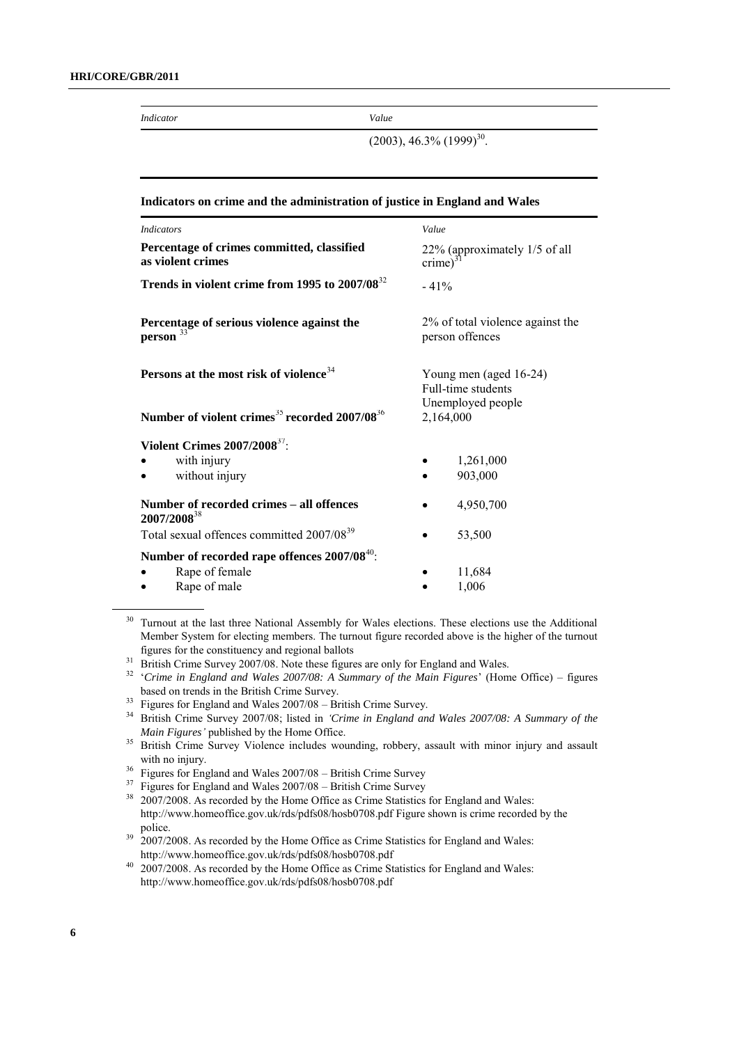| *Indicator* | *Value* |
| --- | --- |
| | (2003), 46.3% (1999)[30]. |

**Indicators on crime and the administration of justice in England and Wales**

| *Indicators* | *Value* |
| --- | --- |
| **Percentage of crimes committed, classified as violent crimes** | 22% (approximately 1/5 of all crime)[31] |
| **Trends in violent crime from 1995 to 2007/08**[32] | - 41% |
| **Percentage of serious violence against the person** [33] | 2% of total violence against the person offences |
| **Persons at the most risk of violence**[34] | Young men (aged 16-24)<br>Full-time students<br>Unemployed people |
| **Number of violent crimes**[35] **recorded 2007/08**[36] | 2,164,000 |
| **Violent Crimes 2007/2008**[37]: | |
| • with injury | • 1,261,000 |
| • without injury | • 903,000 |
| **Number of recorded crimes – all offences 2007/2008**[38] | • 4,950,700 |
| Total sexual offences committed 2007/08[39] | • 53,500 |
| **Number of recorded rape offences 2007/08**[40]: | |
| • Rape of female | • 11,684 |
| • Rape of male | • 1,006 |

---

[30] Turnout at the last three National Assembly for Wales elections. These elections use the Additional Member System for electing members. The turnout figure recorded above is the higher of the turnout figures for the constituency and regional ballots

[31] British Crime Survey 2007/08. Note these figures are only for England and Wales.

[32] '*Crime in England and Wales 2007/08: A Summary of the Main Figures*' (Home Office) – figures based on trends in the British Crime Survey.

[33] Figures for England and Wales 2007/08 – British Crime Survey.

[34] British Crime Survey 2007/08; listed in *'Crime in England and Wales 2007/08: A Summary of the Main Figures'* published by the Home Office.

[35] British Crime Survey Violence includes wounding, robbery, assault with minor injury and assault with no injury.

[36] Figures for England and Wales 2007/08 – British Crime Survey

[37] Figures for England and Wales 2007/08 – British Crime Survey

[38] 2007/2008. As recorded by the Home Office as Crime Statistics for England and Wales: http://www.homeoffice.gov.uk/rds/pdfs08/hosb0708.pdf Figure shown is crime recorded by the police.

[39] 2007/2008. As recorded by the Home Office as Crime Statistics for England and Wales: http://www.homeoffice.gov.uk/rds/pdfs08/hosb0708.pdf

[40] 2007/2008. As recorded by the Home Office as Crime Statistics for England and Wales: http://www.homeoffice.gov.uk/rds/pdfs08/hosb0708.pdf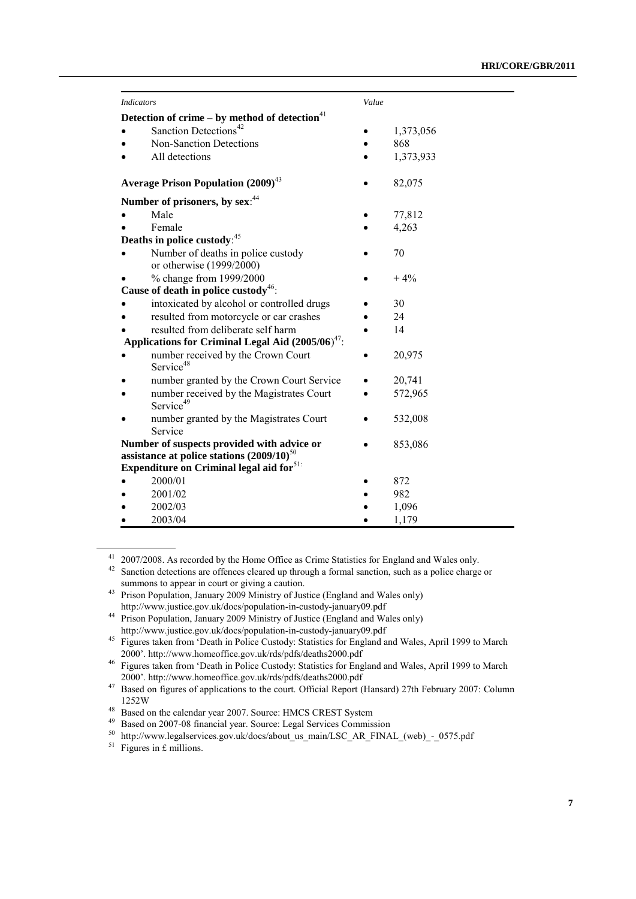| *Indicators* | *Value* |
| --- | --- |
| **Detection of crime – by method of detection**[41] | |
| • Sanction Detections[42] | • 1,373,056 |
| • Non-Sanction Detections | • 868 |
| • All detections | • 1,373,933 |
| **Average Prison Population (2009)**[43] | • 82,075 |
| **Number of prisoners, by sex**:[44] | |
| • Male | • 77,812 |
| • Female | • 4,263 |
| **Deaths in police custody**:[45] | |
| • Number of deaths in police custody or otherwise (1999/2000) | • 70 |
| • % change from 1999/2000 | • + 4% |
| **Cause of death in police custody**[46]: | |
| • intoxicated by alcohol or controlled drugs | • 30 |
| • resulted from motorcycle or car crashes | • 24 |
| • resulted from deliberate self harm | • 14 |
| **Applications for Criminal Legal Aid (2005/06)**[47]: | |
| • number received by the Crown Court Service[48] | • 20,975 |
| • number granted by the Crown Court Service | • 20,741 |
| • number received by the Magistrates Court Service[49] | • 572,965 |
| • number granted by the Magistrates Court Service | • 532,008 |
| **Number of suspects provided with advice or assistance at police stations (2009/10)**[50] | • 853,086 |
| **Expenditure on Criminal legal aid for**[51]: | |
| • 2000/01 | • 872 |
| • 2001/02 | • 982 |
| • 2002/03 | • 1,096 |
| • 2003/04 | • 1,179 |

[41] 2007/2008. As recorded by the Home Office as Crime Statistics for England and Wales only.

[42] Sanction detections are offences cleared up through a formal sanction, such as a police charge or summons to appear in court or giving a caution.

[43] Prison Population, January 2009 Ministry of Justice (England and Wales only) http://www.justice.gov.uk/docs/population-in-custody-january09.pdf

[44] Prison Population, January 2009 Ministry of Justice (England and Wales only) http://www.justice.gov.uk/docs/population-in-custody-january09.pdf

[45] Figures taken from 'Death in Police Custody: Statistics for England and Wales, April 1999 to March 2000'. http://www.homeoffice.gov.uk/rds/pdfs/deaths2000.pdf

[46] Figures taken from 'Death in Police Custody: Statistics for England and Wales, April 1999 to March 2000'. http://www.homeoffice.gov.uk/rds/pdfs/deaths2000.pdf

[47] Based on figures of applications to the court. Official Report (Hansard) 27th February 2007: Column 1252W

[48] Based on the calendar year 2007. Source: HMCS CREST System

[49] Based on 2007-08 financial year. Source: Legal Services Commission

[50] http://www.legalservices.gov.uk/docs/about_us_main/LSC_AR_FINAL_(web)_-_0575.pdf

[51] Figures in £ millions.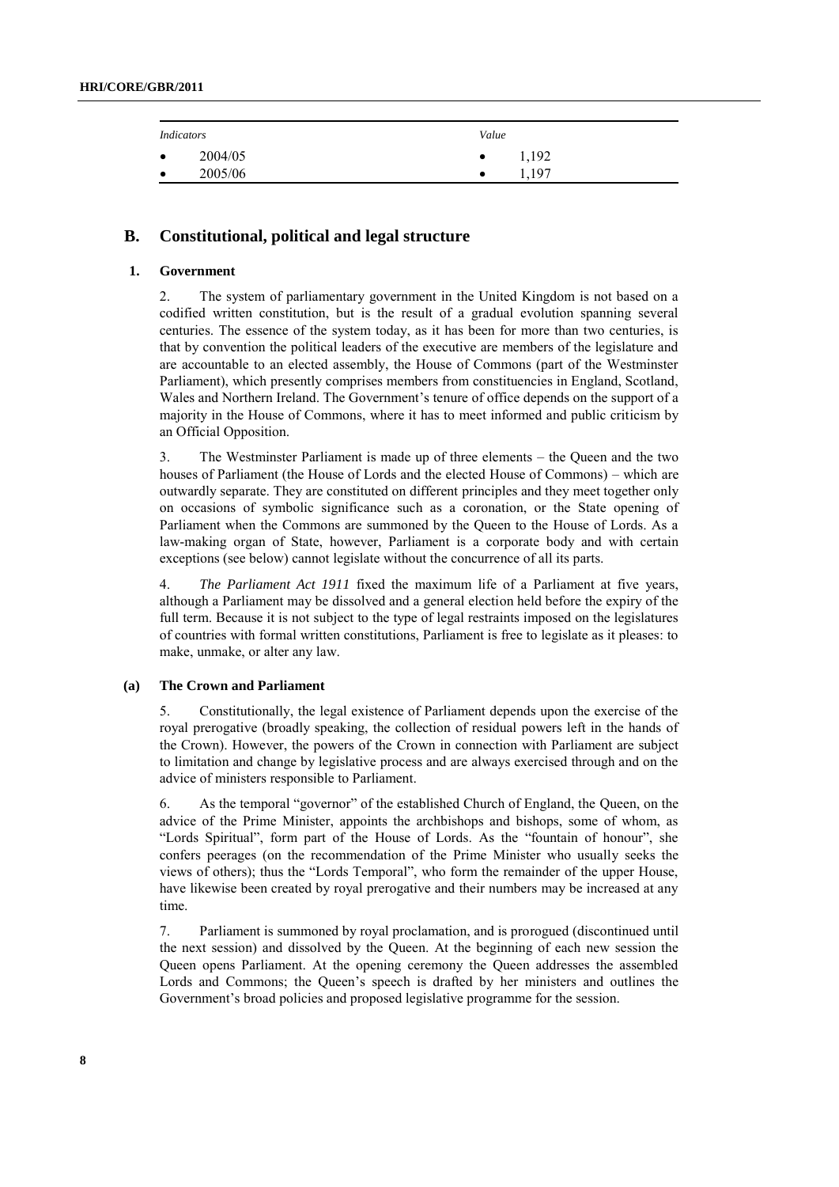| *Indicators* | *Value* |
|---|---|
| • 2004/05 | • 1,192 |
| • 2005/06 | • 1,197 |

## B. Constitutional, political and legal structure

### 1. Government

2. The system of parliamentary government in the United Kingdom is not based on a codified written constitution, but is the result of a gradual evolution spanning several centuries. The essence of the system today, as it has been for more than two centuries, is that by convention the political leaders of the executive are members of the legislature and are accountable to an elected assembly, the House of Commons (part of the Westminster Parliament), which presently comprises members from constituencies in England, Scotland, Wales and Northern Ireland. The Government's tenure of office depends on the support of a majority in the House of Commons, where it has to meet informed and public criticism by an Official Opposition.

3. The Westminster Parliament is made up of three elements – the Queen and the two houses of Parliament (the House of Lords and the elected House of Commons) – which are outwardly separate. They are constituted on different principles and they meet together only on occasions of symbolic significance such as a coronation, or the State opening of Parliament when the Commons are summoned by the Queen to the House of Lords. As a law-making organ of State, however, Parliament is a corporate body and with certain exceptions (see below) cannot legislate without the concurrence of all its parts.

4. *The Parliament Act 1911* fixed the maximum life of a Parliament at five years, although a Parliament may be dissolved and a general election held before the expiry of the full term. Because it is not subject to the type of legal restraints imposed on the legislatures of countries with formal written constitutions, Parliament is free to legislate as it pleases: to make, unmake, or alter any law.

#### (a) The Crown and Parliament

5. Constitutionally, the legal existence of Parliament depends upon the exercise of the royal prerogative (broadly speaking, the collection of residual powers left in the hands of the Crown). However, the powers of the Crown in connection with Parliament are subject to limitation and change by legislative process and are always exercised through and on the advice of ministers responsible to Parliament.

6. As the temporal "governor" of the established Church of England, the Queen, on the advice of the Prime Minister, appoints the archbishops and bishops, some of whom, as "Lords Spiritual", form part of the House of Lords. As the "fountain of honour", she confers peerages (on the recommendation of the Prime Minister who usually seeks the views of others); thus the "Lords Temporal", who form the remainder of the upper House, have likewise been created by royal prerogative and their numbers may be increased at any time.

7. Parliament is summoned by royal proclamation, and is prorogued (discontinued until the next session) and dissolved by the Queen. At the beginning of each new session the Queen opens Parliament. At the opening ceremony the Queen addresses the assembled Lords and Commons; the Queen's speech is drafted by her ministers and outlines the Government's broad policies and proposed legislative programme for the session.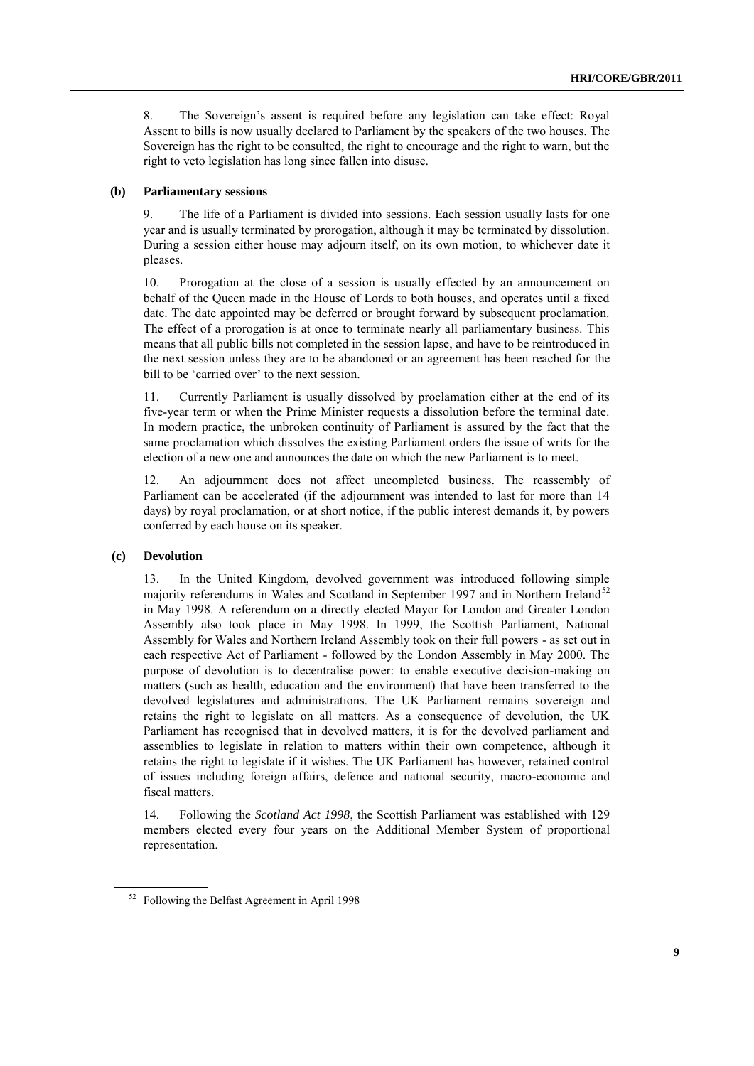8. The Sovereign's assent is required before any legislation can take effect: Royal Assent to bills is now usually declared to Parliament by the speakers of the two houses. The Sovereign has the right to be consulted, the right to encourage and the right to warn, but the right to veto legislation has long since fallen into disuse.

### (b) Parliamentary sessions

9. The life of a Parliament is divided into sessions. Each session usually lasts for one year and is usually terminated by prorogation, although it may be terminated by dissolution. During a session either house may adjourn itself, on its own motion, to whichever date it pleases.

10. Prorogation at the close of a session is usually effected by an announcement on behalf of the Queen made in the House of Lords to both houses, and operates until a fixed date. The date appointed may be deferred or brought forward by subsequent proclamation. The effect of a prorogation is at once to terminate nearly all parliamentary business. This means that all public bills not completed in the session lapse, and have to be reintroduced in the next session unless they are to be abandoned or an agreement has been reached for the bill to be 'carried over' to the next session.

11. Currently Parliament is usually dissolved by proclamation either at the end of its five-year term or when the Prime Minister requests a dissolution before the terminal date. In modern practice, the unbroken continuity of Parliament is assured by the fact that the same proclamation which dissolves the existing Parliament orders the issue of writs for the election of a new one and announces the date on which the new Parliament is to meet.

12. An adjournment does not affect uncompleted business. The reassembly of Parliament can be accelerated (if the adjournment was intended to last for more than 14 days) by royal proclamation, or at short notice, if the public interest demands it, by powers conferred by each house on its speaker.

### (c) Devolution

13. In the United Kingdom, devolved government was introduced following simple majority referendums in Wales and Scotland in September 1997 and in Northern Ireland[52] in May 1998. A referendum on a directly elected Mayor for London and Greater London Assembly also took place in May 1998. In 1999, the Scottish Parliament, National Assembly for Wales and Northern Ireland Assembly took on their full powers - as set out in each respective Act of Parliament - followed by the London Assembly in May 2000. The purpose of devolution is to decentralise power: to enable executive decision-making on matters (such as health, education and the environment) that have been transferred to the devolved legislatures and administrations. The UK Parliament remains sovereign and retains the right to legislate on all matters. As a consequence of devolution, the UK Parliament has recognised that in devolved matters, it is for the devolved parliament and assemblies to legislate in relation to matters within their own competence, although it retains the right to legislate if it wishes. The UK Parliament has however, retained control of issues including foreign affairs, defence and national security, macro-economic and fiscal matters.

14. Following the *Scotland Act 1998*, the Scottish Parliament was established with 129 members elected every four years on the Additional Member System of proportional representation.

---

[52] Following the Belfast Agreement in April 1998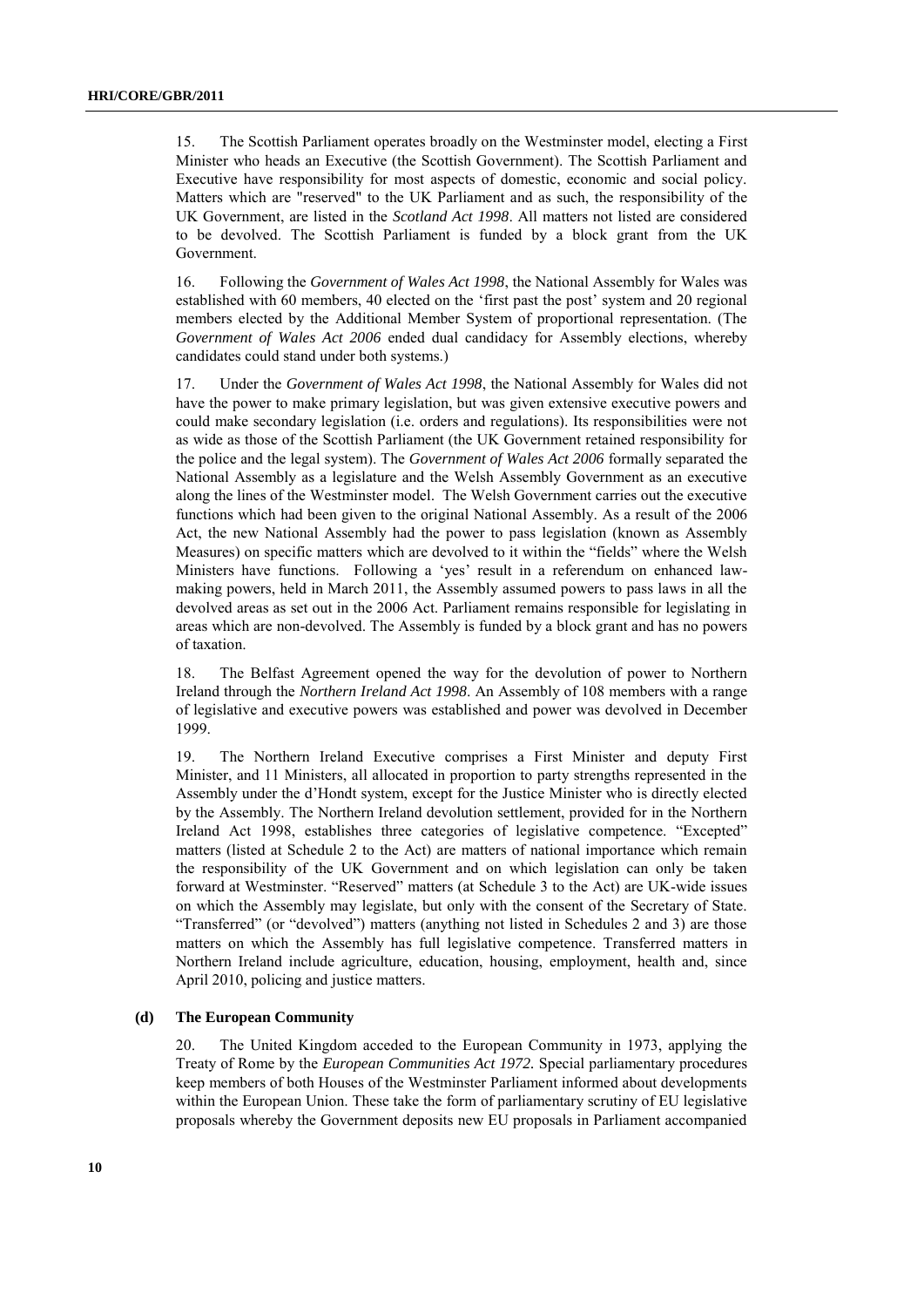15. The Scottish Parliament operates broadly on the Westminster model, electing a First Minister who heads an Executive (the Scottish Government). The Scottish Parliament and Executive have responsibility for most aspects of domestic, economic and social policy. Matters which are "reserved" to the UK Parliament and as such, the responsibility of the UK Government, are listed in the *Scotland Act 1998*. All matters not listed are considered to be devolved. The Scottish Parliament is funded by a block grant from the UK Government.

16. Following the *Government of Wales Act 1998*, the National Assembly for Wales was established with 60 members, 40 elected on the 'first past the post' system and 20 regional members elected by the Additional Member System of proportional representation. (The *Government of Wales Act 2006* ended dual candidacy for Assembly elections, whereby candidates could stand under both systems.)

17. Under the *Government of Wales Act 1998*, the National Assembly for Wales did not have the power to make primary legislation, but was given extensive executive powers and could make secondary legislation (i.e. orders and regulations). Its responsibilities were not as wide as those of the Scottish Parliament (the UK Government retained responsibility for the police and the legal system). The *Government of Wales Act 2006* formally separated the National Assembly as a legislature and the Welsh Assembly Government as an executive along the lines of the Westminster model. The Welsh Government carries out the executive functions which had been given to the original National Assembly. As a result of the 2006 Act, the new National Assembly had the power to pass legislation (known as Assembly Measures) on specific matters which are devolved to it within the "fields" where the Welsh Ministers have functions. Following a 'yes' result in a referendum on enhanced law-making powers, held in March 2011, the Assembly assumed powers to pass laws in all the devolved areas as set out in the 2006 Act. Parliament remains responsible for legislating in areas which are non-devolved. The Assembly is funded by a block grant and has no powers of taxation.

18. The Belfast Agreement opened the way for the devolution of power to Northern Ireland through the *Northern Ireland Act 1998*. An Assembly of 108 members with a range of legislative and executive powers was established and power was devolved in December 1999.

19. The Northern Ireland Executive comprises a First Minister and deputy First Minister, and 11 Ministers, all allocated in proportion to party strengths represented in the Assembly under the d'Hondt system, except for the Justice Minister who is directly elected by the Assembly. The Northern Ireland devolution settlement, provided for in the Northern Ireland Act 1998, establishes three categories of legislative competence. "Excepted" matters (listed at Schedule 2 to the Act) are matters of national importance which remain the responsibility of the UK Government and on which legislation can only be taken forward at Westminster. "Reserved" matters (at Schedule 3 to the Act) are UK-wide issues on which the Assembly may legislate, but only with the consent of the Secretary of State. "Transferred" (or "devolved") matters (anything not listed in Schedules 2 and 3) are those matters on which the Assembly has full legislative competence. Transferred matters in Northern Ireland include agriculture, education, housing, employment, health and, since April 2010, policing and justice matters.

### (d) The European Community

20. The United Kingdom acceded to the European Community in 1973, applying the Treaty of Rome by the *European Communities Act 1972.* Special parliamentary procedures keep members of both Houses of the Westminster Parliament informed about developments within the European Union. These take the form of parliamentary scrutiny of EU legislative proposals whereby the Government deposits new EU proposals in Parliament accompanied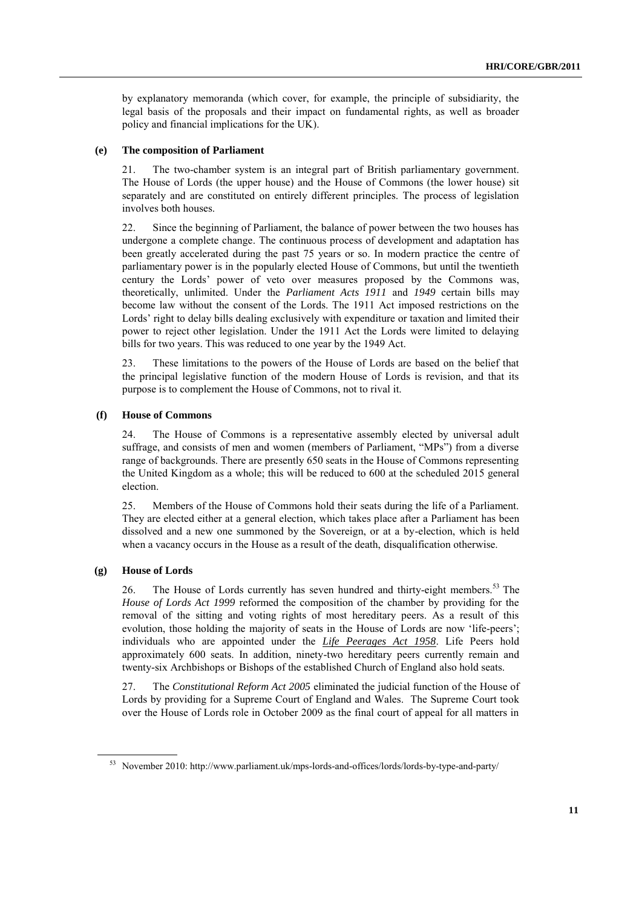by explanatory memoranda (which cover, for example, the principle of subsidiarity, the legal basis of the proposals and their impact on fundamental rights, as well as broader policy and financial implications for the UK).

### (e) The composition of Parliament

21. The two-chamber system is an integral part of British parliamentary government. The House of Lords (the upper house) and the House of Commons (the lower house) sit separately and are constituted on entirely different principles. The process of legislation involves both houses.

22. Since the beginning of Parliament, the balance of power between the two houses has undergone a complete change. The continuous process of development and adaptation has been greatly accelerated during the past 75 years or so. In modern practice the centre of parliamentary power is in the popularly elected House of Commons, but until the twentieth century the Lords' power of veto over measures proposed by the Commons was, theoretically, unlimited. Under the *Parliament Acts 1911* and *1949* certain bills may become law without the consent of the Lords. The 1911 Act imposed restrictions on the Lords' right to delay bills dealing exclusively with expenditure or taxation and limited their power to reject other legislation. Under the 1911 Act the Lords were limited to delaying bills for two years. This was reduced to one year by the 1949 Act.

23. These limitations to the powers of the House of Lords are based on the belief that the principal legislative function of the modern House of Lords is revision, and that its purpose is to complement the House of Commons, not to rival it.

### (f) House of Commons

24. The House of Commons is a representative assembly elected by universal adult suffrage, and consists of men and women (members of Parliament, "MPs") from a diverse range of backgrounds. There are presently 650 seats in the House of Commons representing the United Kingdom as a whole; this will be reduced to 600 at the scheduled 2015 general election.

25. Members of the House of Commons hold their seats during the life of a Parliament. They are elected either at a general election, which takes place after a Parliament has been dissolved and a new one summoned by the Sovereign, or at a by-election, which is held when a vacancy occurs in the House as a result of the death, disqualification otherwise.

### (g) House of Lords

26. The House of Lords currently has seven hundred and thirty-eight members.[53] The *House of Lords Act 1999* reformed the composition of the chamber by providing for the removal of the sitting and voting rights of most hereditary peers. As a result of this evolution, those holding the majority of seats in the House of Lords are now 'life-peers'; individuals who are appointed under the *Life Peerages Act 1958*. Life Peers hold approximately 600 seats. In addition, ninety-two hereditary peers currently remain and twenty-six Archbishops or Bishops of the established Church of England also hold seats.

27. The *Constitutional Reform Act 2005* eliminated the judicial function of the House of Lords by providing for a Supreme Court of England and Wales. The Supreme Court took over the House of Lords role in October 2009 as the final court of appeal for all matters in

---

[53] November 2010: http://www.parliament.uk/mps-lords-and-offices/lords/lords-by-type-and-party/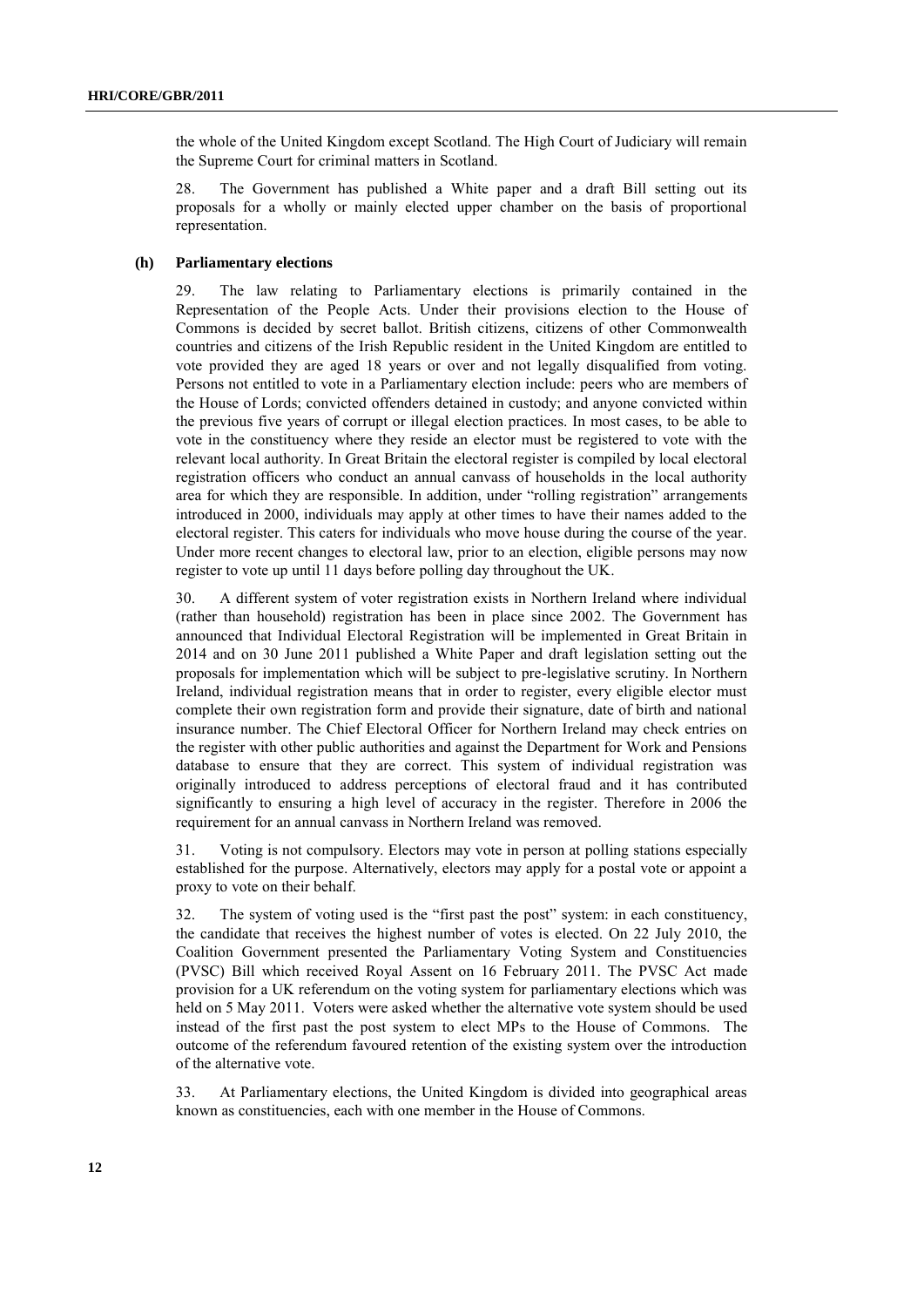the whole of the United Kingdom except Scotland. The High Court of Judiciary will remain the Supreme Court for criminal matters in Scotland.

28. The Government has published a White paper and a draft Bill setting out its proposals for a wholly or mainly elected upper chamber on the basis of proportional representation.

### (h) Parliamentary elections

29. The law relating to Parliamentary elections is primarily contained in the Representation of the People Acts. Under their provisions election to the House of Commons is decided by secret ballot. British citizens, citizens of other Commonwealth countries and citizens of the Irish Republic resident in the United Kingdom are entitled to vote provided they are aged 18 years or over and not legally disqualified from voting. Persons not entitled to vote in a Parliamentary election include: peers who are members of the House of Lords; convicted offenders detained in custody; and anyone convicted within the previous five years of corrupt or illegal election practices. In most cases, to be able to vote in the constituency where they reside an elector must be registered to vote with the relevant local authority. In Great Britain the electoral register is compiled by local electoral registration officers who conduct an annual canvass of households in the local authority area for which they are responsible. In addition, under "rolling registration" arrangements introduced in 2000, individuals may apply at other times to have their names added to the electoral register. This caters for individuals who move house during the course of the year. Under more recent changes to electoral law, prior to an election, eligible persons may now register to vote up until 11 days before polling day throughout the UK.

30. A different system of voter registration exists in Northern Ireland where individual (rather than household) registration has been in place since 2002. The Government has announced that Individual Electoral Registration will be implemented in Great Britain in 2014 and on 30 June 2011 published a White Paper and draft legislation setting out the proposals for implementation which will be subject to pre-legislative scrutiny. In Northern Ireland, individual registration means that in order to register, every eligible elector must complete their own registration form and provide their signature, date of birth and national insurance number. The Chief Electoral Officer for Northern Ireland may check entries on the register with other public authorities and against the Department for Work and Pensions database to ensure that they are correct. This system of individual registration was originally introduced to address perceptions of electoral fraud and it has contributed significantly to ensuring a high level of accuracy in the register. Therefore in 2006 the requirement for an annual canvass in Northern Ireland was removed.

31. Voting is not compulsory. Electors may vote in person at polling stations especially established for the purpose. Alternatively, electors may apply for a postal vote or appoint a proxy to vote on their behalf.

32. The system of voting used is the "first past the post" system: in each constituency, the candidate that receives the highest number of votes is elected. On 22 July 2010, the Coalition Government presented the Parliamentary Voting System and Constituencies (PVSC) Bill which received Royal Assent on 16 February 2011. The PVSC Act made provision for a UK referendum on the voting system for parliamentary elections which was held on 5 May 2011. Voters were asked whether the alternative vote system should be used instead of the first past the post system to elect MPs to the House of Commons. The outcome of the referendum favoured retention of the existing system over the introduction of the alternative vote.

33. At Parliamentary elections, the United Kingdom is divided into geographical areas known as constituencies, each with one member in the House of Commons.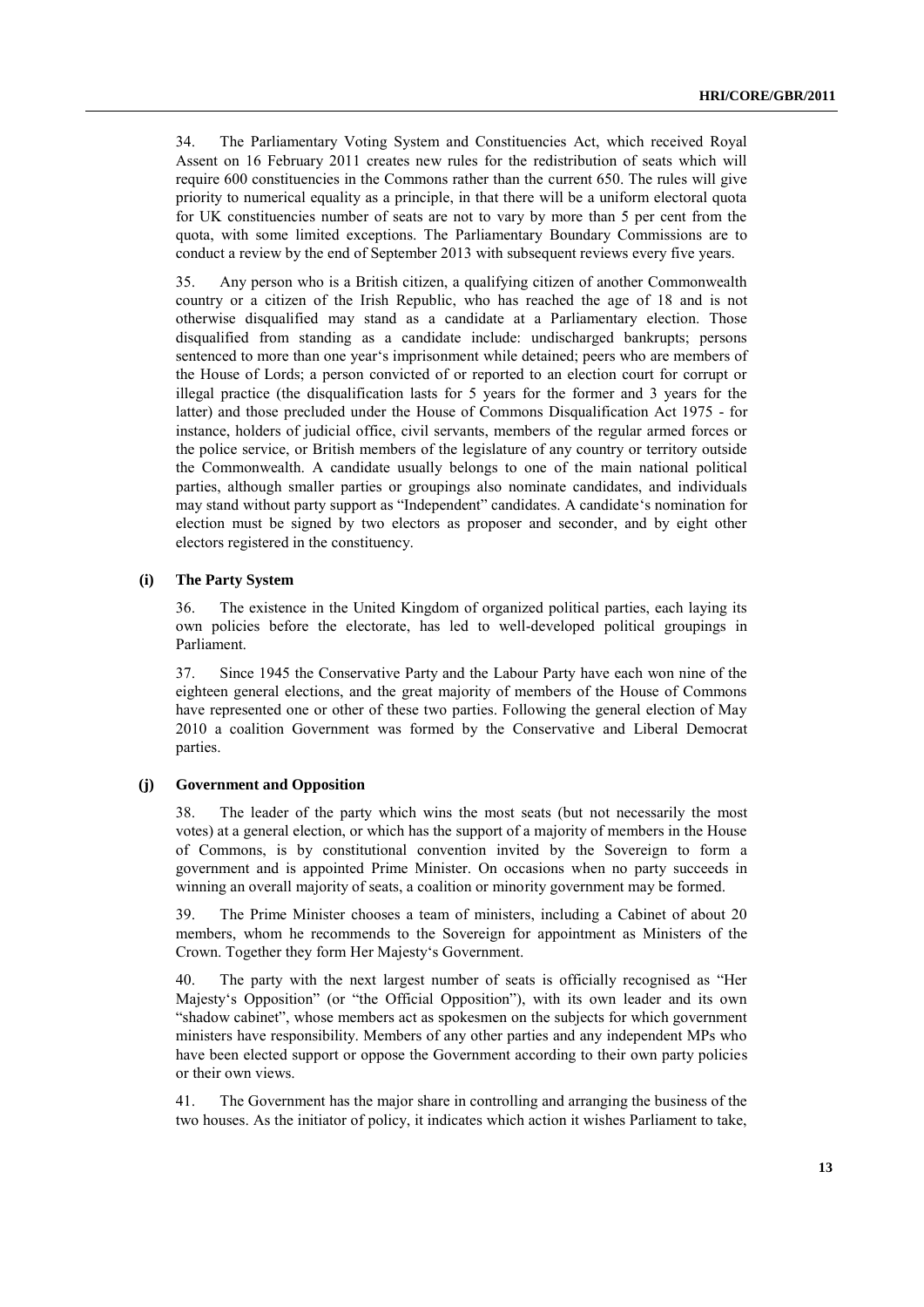34. The Parliamentary Voting System and Constituencies Act, which received Royal Assent on 16 February 2011 creates new rules for the redistribution of seats which will require 600 constituencies in the Commons rather than the current 650. The rules will give priority to numerical equality as a principle, in that there will be a uniform electoral quota for UK constituencies number of seats are not to vary by more than 5 per cent from the quota, with some limited exceptions. The Parliamentary Boundary Commissions are to conduct a review by the end of September 2013 with subsequent reviews every five years.

35. Any person who is a British citizen, a qualifying citizen of another Commonwealth country or a citizen of the Irish Republic, who has reached the age of 18 and is not otherwise disqualified may stand as a candidate at a Parliamentary election. Those disqualified from standing as a candidate include: undischarged bankrupts; persons sentenced to more than one year's imprisonment while detained; peers who are members of the House of Lords; a person convicted of or reported to an election court for corrupt or illegal practice (the disqualification lasts for 5 years for the former and 3 years for the latter) and those precluded under the House of Commons Disqualification Act 1975 - for instance, holders of judicial office, civil servants, members of the regular armed forces or the police service, or British members of the legislature of any country or territory outside the Commonwealth. A candidate usually belongs to one of the main national political parties, although smaller parties or groupings also nominate candidates, and individuals may stand without party support as "Independent" candidates. A candidate's nomination for election must be signed by two electors as proposer and seconder, and by eight other electors registered in the constituency.

#### (i) The Party System

36. The existence in the United Kingdom of organized political parties, each laying its own policies before the electorate, has led to well-developed political groupings in Parliament.

37. Since 1945 the Conservative Party and the Labour Party have each won nine of the eighteen general elections, and the great majority of members of the House of Commons have represented one or other of these two parties. Following the general election of May 2010 a coalition Government was formed by the Conservative and Liberal Democrat parties.

#### (j) Government and Opposition

38. The leader of the party which wins the most seats (but not necessarily the most votes) at a general election, or which has the support of a majority of members in the House of Commons, is by constitutional convention invited by the Sovereign to form a government and is appointed Prime Minister. On occasions when no party succeeds in winning an overall majority of seats, a coalition or minority government may be formed.

39. The Prime Minister chooses a team of ministers, including a Cabinet of about 20 members, whom he recommends to the Sovereign for appointment as Ministers of the Crown. Together they form Her Majesty's Government.

40. The party with the next largest number of seats is officially recognised as "Her Majesty's Opposition" (or "the Official Opposition"), with its own leader and its own "shadow cabinet", whose members act as spokesmen on the subjects for which government ministers have responsibility. Members of any other parties and any independent MPs who have been elected support or oppose the Government according to their own party policies or their own views.

41. The Government has the major share in controlling and arranging the business of the two houses. As the initiator of policy, it indicates which action it wishes Parliament to take,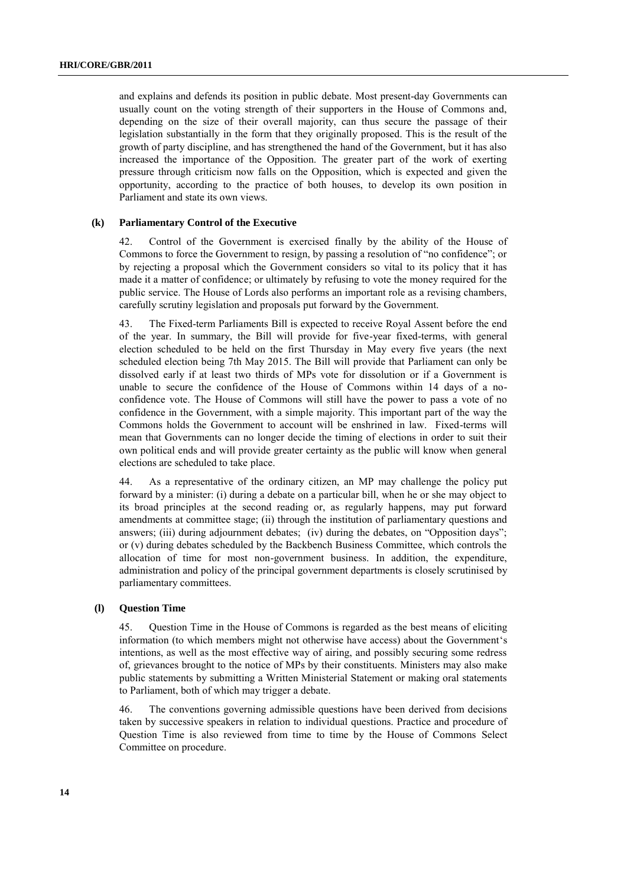and explains and defends its position in public debate. Most present-day Governments can usually count on the voting strength of their supporters in the House of Commons and, depending on the size of their overall majority, can thus secure the passage of their legislation substantially in the form that they originally proposed. This is the result of the growth of party discipline, and has strengthened the hand of the Government, but it has also increased the importance of the Opposition. The greater part of the work of exerting pressure through criticism now falls on the Opposition, which is expected and given the opportunity, according to the practice of both houses, to develop its own position in Parliament and state its own views.

### (k) Parliamentary Control of the Executive

42. Control of the Government is exercised finally by the ability of the House of Commons to force the Government to resign, by passing a resolution of "no confidence"; or by rejecting a proposal which the Government considers so vital to its policy that it has made it a matter of confidence; or ultimately by refusing to vote the money required for the public service. The House of Lords also performs an important role as a revising chambers, carefully scrutiny legislation and proposals put forward by the Government.

43. The Fixed-term Parliaments Bill is expected to receive Royal Assent before the end of the year. In summary, the Bill will provide for five-year fixed-terms, with general election scheduled to be held on the first Thursday in May every five years (the next scheduled election being 7th May 2015. The Bill will provide that Parliament can only be dissolved early if at least two thirds of MPs vote for dissolution or if a Government is unable to secure the confidence of the House of Commons within 14 days of a no-confidence vote. The House of Commons will still have the power to pass a vote of no confidence in the Government, with a simple majority. This important part of the way the Commons holds the Government to account will be enshrined in law. Fixed-terms will mean that Governments can no longer decide the timing of elections in order to suit their own political ends and will provide greater certainty as the public will know when general elections are scheduled to take place.

44. As a representative of the ordinary citizen, an MP may challenge the policy put forward by a minister: (i) during a debate on a particular bill, when he or she may object to its broad principles at the second reading or, as regularly happens, may put forward amendments at committee stage; (ii) through the institution of parliamentary questions and answers; (iii) during adjournment debates; (iv) during the debates, on "Opposition days"; or (v) during debates scheduled by the Backbench Business Committee, which controls the allocation of time for most non-government business. In addition, the expenditure, administration and policy of the principal government departments is closely scrutinised by parliamentary committees.

### (l) Question Time

45. Question Time in the House of Commons is regarded as the best means of eliciting information (to which members might not otherwise have access) about the Government's intentions, as well as the most effective way of airing, and possibly securing some redress of, grievances brought to the notice of MPs by their constituents. Ministers may also make public statements by submitting a Written Ministerial Statement or making oral statements to Parliament, both of which may trigger a debate.

46. The conventions governing admissible questions have been derived from decisions taken by successive speakers in relation to individual questions. Practice and procedure of Question Time is also reviewed from time to time by the House of Commons Select Committee on procedure.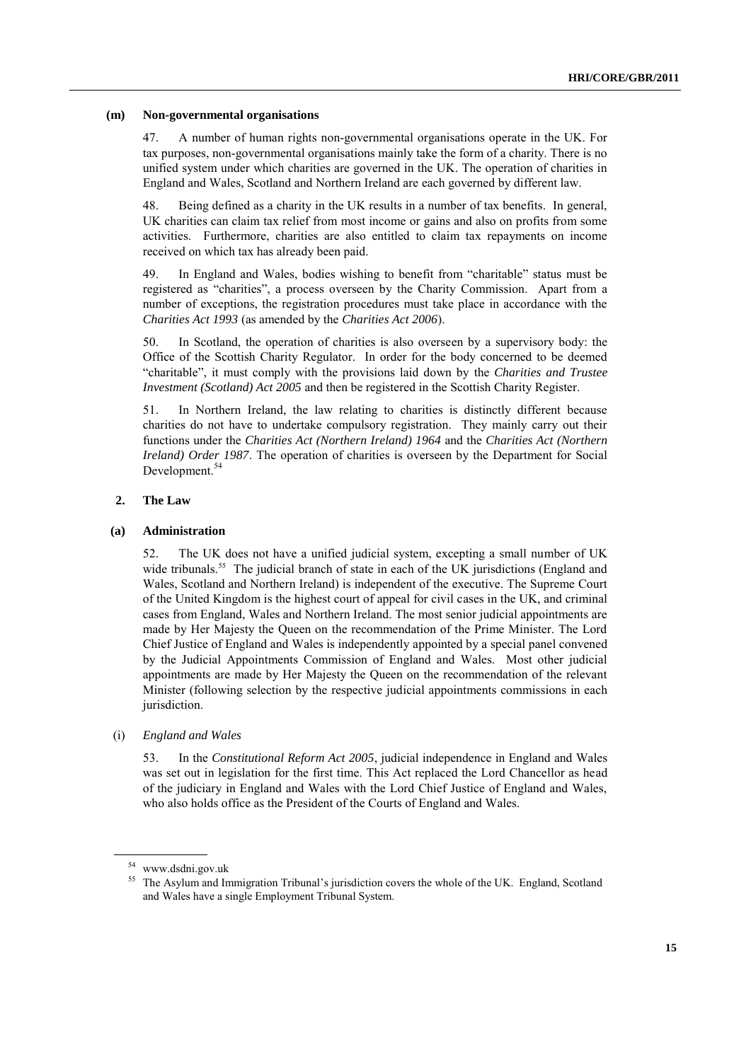### (m) Non-governmental organisations

47. A number of human rights non-governmental organisations operate in the UK. For tax purposes, non-governmental organisations mainly take the form of a charity. There is no unified system under which charities are governed in the UK. The operation of charities in England and Wales, Scotland and Northern Ireland are each governed by different law.

48. Being defined as a charity in the UK results in a number of tax benefits. In general, UK charities can claim tax relief from most income or gains and also on profits from some activities. Furthermore, charities are also entitled to claim tax repayments on income received on which tax has already been paid.

49. In England and Wales, bodies wishing to benefit from "charitable" status must be registered as "charities", a process overseen by the Charity Commission. Apart from a number of exceptions, the registration procedures must take place in accordance with the *Charities Act 1993* (as amended by the *Charities Act 2006*).

50. In Scotland, the operation of charities is also overseen by a supervisory body: the Office of the Scottish Charity Regulator. In order for the body concerned to be deemed "charitable", it must comply with the provisions laid down by the *Charities and Trustee Investment (Scotland) Act 2005* and then be registered in the Scottish Charity Register.

51. In Northern Ireland, the law relating to charities is distinctly different because charities do not have to undertake compulsory registration. They mainly carry out their functions under the *Charities Act (Northern Ireland) 1964* and the *Charities Act (Northern Ireland) Order 1987*. The operation of charities is overseen by the Department for Social Development.[54]

## 2. The Law

### (a) Administration

52. The UK does not have a unified judicial system, excepting a small number of UK wide tribunals.[55] The judicial branch of state in each of the UK jurisdictions (England and Wales, Scotland and Northern Ireland) is independent of the executive. The Supreme Court of the United Kingdom is the highest court of appeal for civil cases in the UK, and criminal cases from England, Wales and Northern Ireland. The most senior judicial appointments are made by Her Majesty the Queen on the recommendation of the Prime Minister. The Lord Chief Justice of England and Wales is independently appointed by a special panel convened by the Judicial Appointments Commission of England and Wales. Most other judicial appointments are made by Her Majesty the Queen on the recommendation of the relevant Minister (following selection by the respective judicial appointments commissions in each jurisdiction.

#### (i) *England and Wales*

53. In the *Constitutional Reform Act 2005*, judicial independence in England and Wales was set out in legislation for the first time. This Act replaced the Lord Chancellor as head of the judiciary in England and Wales with the Lord Chief Justice of England and Wales, who also holds office as the President of the Courts of England and Wales.

---

[54] www.dsdni.gov.uk

[55] The Asylum and Immigration Tribunal's jurisdiction covers the whole of the UK. England, Scotland and Wales have a single Employment Tribunal System.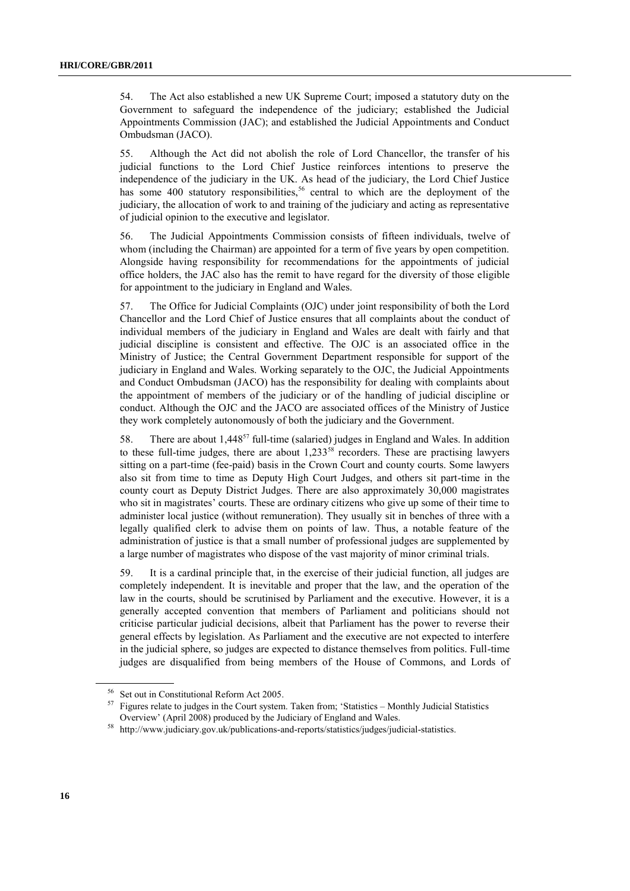54. The Act also established a new UK Supreme Court; imposed a statutory duty on the Government to safeguard the independence of the judiciary; established the Judicial Appointments Commission (JAC); and established the Judicial Appointments and Conduct Ombudsman (JACO).

55. Although the Act did not abolish the role of Lord Chancellor, the transfer of his judicial functions to the Lord Chief Justice reinforces intentions to preserve the independence of the judiciary in the UK. As head of the judiciary, the Lord Chief Justice has some 400 statutory responsibilities,[56] central to which are the deployment of the judiciary, the allocation of work to and training of the judiciary and acting as representative of judicial opinion to the executive and legislator.

56. The Judicial Appointments Commission consists of fifteen individuals, twelve of whom (including the Chairman) are appointed for a term of five years by open competition. Alongside having responsibility for recommendations for the appointments of judicial office holders, the JAC also has the remit to have regard for the diversity of those eligible for appointment to the judiciary in England and Wales.

57. The Office for Judicial Complaints (OJC) under joint responsibility of both the Lord Chancellor and the Lord Chief of Justice ensures that all complaints about the conduct of individual members of the judiciary in England and Wales are dealt with fairly and that judicial discipline is consistent and effective. The OJC is an associated office in the Ministry of Justice; the Central Government Department responsible for support of the judiciary in England and Wales. Working separately to the OJC, the Judicial Appointments and Conduct Ombudsman (JACO) has the responsibility for dealing with complaints about the appointment of members of the judiciary or of the handling of judicial discipline or conduct. Although the OJC and the JACO are associated offices of the Ministry of Justice they work completely autonomously of both the judiciary and the Government.

58. There are about 1,448[57] full-time (salaried) judges in England and Wales. In addition to these full-time judges, there are about 1,233[58] recorders. These are practising lawyers sitting on a part-time (fee-paid) basis in the Crown Court and county courts. Some lawyers also sit from time to time as Deputy High Court Judges, and others sit part-time in the county court as Deputy District Judges. There are also approximately 30,000 magistrates who sit in magistrates' courts. These are ordinary citizens who give up some of their time to administer local justice (without remuneration). They usually sit in benches of three with a legally qualified clerk to advise them on points of law. Thus, a notable feature of the administration of justice is that a small number of professional judges are supplemented by a large number of magistrates who dispose of the vast majority of minor criminal trials.

59. It is a cardinal principle that, in the exercise of their judicial function, all judges are completely independent. It is inevitable and proper that the law, and the operation of the law in the courts, should be scrutinised by Parliament and the executive. However, it is a generally accepted convention that members of Parliament and politicians should not criticise particular judicial decisions, albeit that Parliament has the power to reverse their general effects by legislation. As Parliament and the executive are not expected to interfere in the judicial sphere, so judges are expected to distance themselves from politics. Full-time judges are disqualified from being members of the House of Commons, and Lords of

---

[56] Set out in Constitutional Reform Act 2005.

[57] Figures relate to judges in the Court system. Taken from; 'Statistics – Monthly Judicial Statistics Overview' (April 2008) produced by the Judiciary of England and Wales.

[58] http://www.judiciary.gov.uk/publications-and-reports/statistics/judges/judicial-statistics.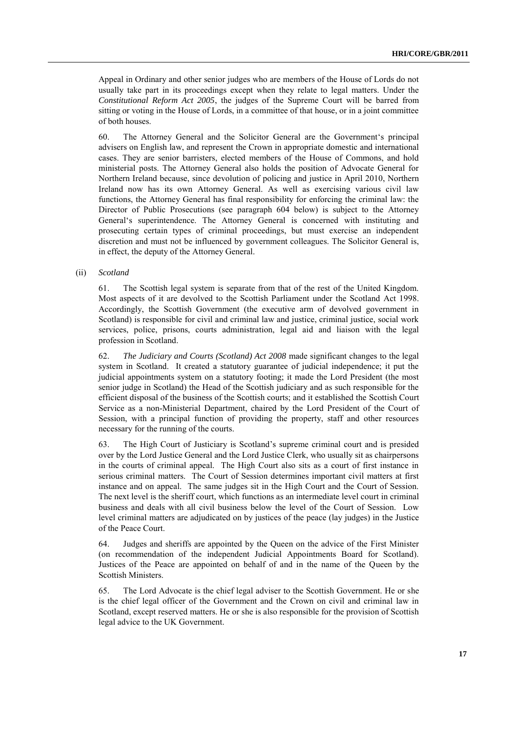Appeal in Ordinary and other senior judges who are members of the House of Lords do not usually take part in its proceedings except when they relate to legal matters. Under the *Constitutional Reform Act 2005*, the judges of the Supreme Court will be barred from sitting or voting in the House of Lords, in a committee of that house, or in a joint committee of both houses.

60. The Attorney General and the Solicitor General are the Government‘s principal advisers on English law, and represent the Crown in appropriate domestic and international cases. They are senior barristers, elected members of the House of Commons, and hold ministerial posts. The Attorney General also holds the position of Advocate General for Northern Ireland because, since devolution of policing and justice in April 2010, Northern Ireland now has its own Attorney General. As well as exercising various civil law functions, the Attorney General has final responsibility for enforcing the criminal law: the Director of Public Prosecutions (see paragraph 604 below) is subject to the Attorney General‘s superintendence. The Attorney General is concerned with instituting and prosecuting certain types of criminal proceedings, but must exercise an independent discretion and must not be influenced by government colleagues. The Solicitor General is, in effect, the deputy of the Attorney General.

(ii) *Scotland*

61. The Scottish legal system is separate from that of the rest of the United Kingdom. Most aspects of it are devolved to the Scottish Parliament under the Scotland Act 1998. Accordingly, the Scottish Government (the executive arm of devolved government in Scotland) is responsible for civil and criminal law and justice, criminal justice, social work services, police, prisons, courts administration, legal aid and liaison with the legal profession in Scotland.

62. *The Judiciary and Courts (Scotland) Act 2008* made significant changes to the legal system in Scotland. It created a statutory guarantee of judicial independence; it put the judicial appointments system on a statutory footing; it made the Lord President (the most senior judge in Scotland) the Head of the Scottish judiciary and as such responsible for the efficient disposal of the business of the Scottish courts; and it established the Scottish Court Service as a non-Ministerial Department, chaired by the Lord President of the Court of Session, with a principal function of providing the property, staff and other resources necessary for the running of the courts.

63. The High Court of Justiciary is Scotland’s supreme criminal court and is presided over by the Lord Justice General and the Lord Justice Clerk, who usually sit as chairpersons in the courts of criminal appeal. The High Court also sits as a court of first instance in serious criminal matters. The Court of Session determines important civil matters at first instance and on appeal. The same judges sit in the High Court and the Court of Session. The next level is the sheriff court, which functions as an intermediate level court in criminal business and deals with all civil business below the level of the Court of Session. Low level criminal matters are adjudicated on by justices of the peace (lay judges) in the Justice of the Peace Court.

64. Judges and sheriffs are appointed by the Queen on the advice of the First Minister (on recommendation of the independent Judicial Appointments Board for Scotland). Justices of the Peace are appointed on behalf of and in the name of the Queen by the Scottish Ministers.

65. The Lord Advocate is the chief legal adviser to the Scottish Government. He or she is the chief legal officer of the Government and the Crown on civil and criminal law in Scotland, except reserved matters. He or she is also responsible for the provision of Scottish legal advice to the UK Government.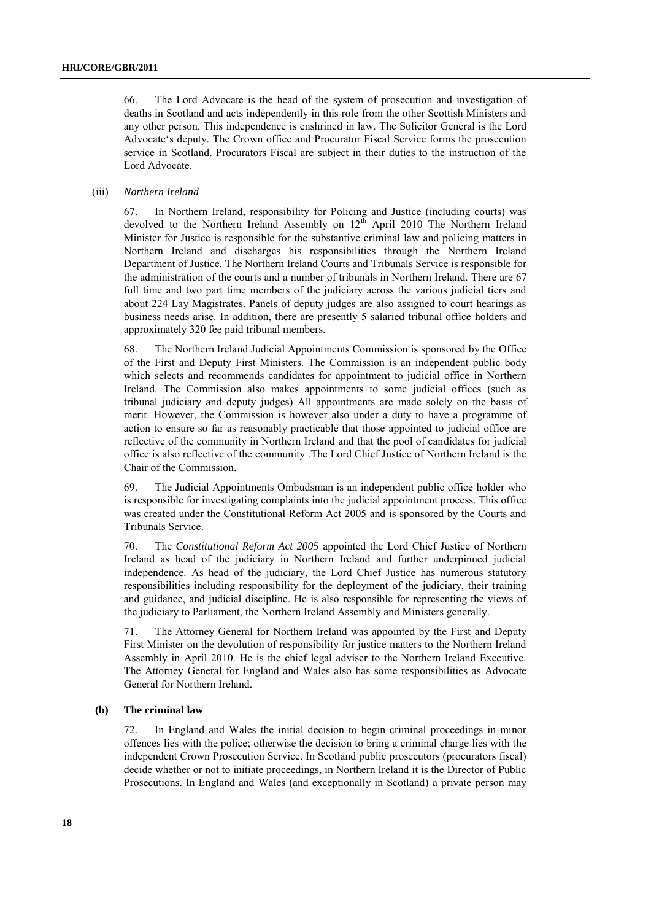66. The Lord Advocate is the head of the system of prosecution and investigation of deaths in Scotland and acts independently in this role from the other Scottish Ministers and any other person. This independence is enshrined in law. The Solicitor General is the Lord Advocate's deputy. The Crown office and Procurator Fiscal Service forms the prosecution service in Scotland. Procurators Fiscal are subject in their duties to the instruction of the Lord Advocate.

(iii) *Northern Ireland*

67. In Northern Ireland, responsibility for Policing and Justice (including courts) was devolved to the Northern Ireland Assembly on 12th April 2010 The Northern Ireland Minister for Justice is responsible for the substantive criminal law and policing matters in Northern Ireland and discharges his responsibilities through the Northern Ireland Department of Justice. The Northern Ireland Courts and Tribunals Service is responsible for the administration of the courts and a number of tribunals in Northern Ireland. There are 67 full time and two part time members of the judiciary across the various judicial tiers and about 224 Lay Magistrates. Panels of deputy judges are also assigned to court hearings as business needs arise. In addition, there are presently 5 salaried tribunal office holders and approximately 320 fee paid tribunal members.

68. The Northern Ireland Judicial Appointments Commission is sponsored by the Office of the First and Deputy First Ministers. The Commission is an independent public body which selects and recommends candidates for appointment to judicial office in Northern Ireland. The Commission also makes appointments to some judicial offices (such as tribunal judiciary and deputy judges) All appointments are made solely on the basis of merit. However, the Commission is however also under a duty to have a programme of action to ensure so far as reasonably practicable that those appointed to judicial office are reflective of the community in Northern Ireland and that the pool of candidates for judicial office is also reflective of the community .The Lord Chief Justice of Northern Ireland is the Chair of the Commission.

69. The Judicial Appointments Ombudsman is an independent public office holder who is responsible for investigating complaints into the judicial appointment process. This office was created under the Constitutional Reform Act 2005 and is sponsored by the Courts and Tribunals Service.

70. The *Constitutional Reform Act 2005* appointed the Lord Chief Justice of Northern Ireland as head of the judiciary in Northern Ireland and further underpinned judicial independence. As head of the judiciary, the Lord Chief Justice has numerous statutory responsibilities including responsibility for the deployment of the judiciary, their training and guidance, and judicial discipline. He is also responsible for representing the views of the judiciary to Parliament, the Northern Ireland Assembly and Ministers generally.

71. The Attorney General for Northern Ireland was appointed by the First and Deputy First Minister on the devolution of responsibility for justice matters to the Northern Ireland Assembly in April 2010. He is the chief legal adviser to the Northern Ireland Executive. The Attorney General for England and Wales also has some responsibilities as Advocate General for Northern Ireland.

**(b) The criminal law**

72. In England and Wales the initial decision to begin criminal proceedings in minor offences lies with the police; otherwise the decision to bring a criminal charge lies with the independent Crown Prosecution Service. In Scotland public prosecutors (procurators fiscal) decide whether or not to initiate proceedings, in Northern Ireland it is the Director of Public Prosecutions. In England and Wales (and exceptionally in Scotland) a private person may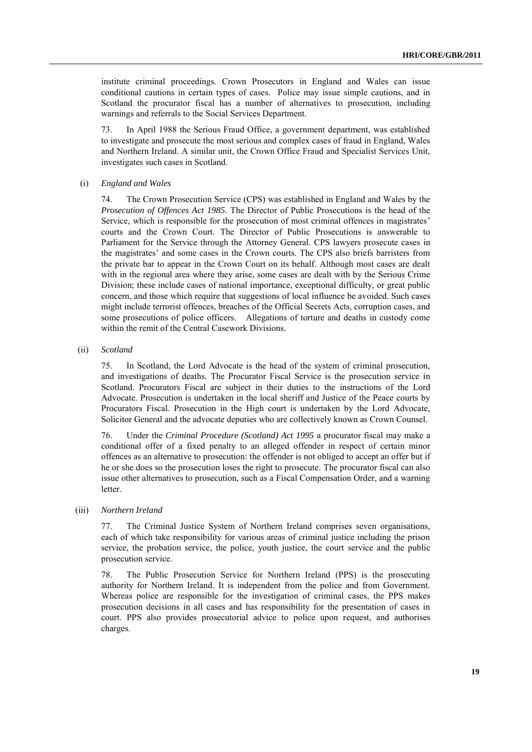institute criminal proceedings. Crown Prosecutors in England and Wales can issue conditional cautions in certain types of cases. Police may issue simple cautions, and in Scotland the procurator fiscal has a number of alternatives to prosecution, including warnings and referrals to the Social Services Department.

73. In April 1988 the Serious Fraud Office, a government department, was established to investigate and prosecute the most serious and complex cases of fraud in England, Wales and Northern Ireland. A similar unit, the Crown Office Fraud and Specialist Services Unit, investigates such cases in Scotland.

(i) *England and Wales*

74. The Crown Prosecution Service (CPS) was established in England and Wales by the *Prosecution of Offences Act 1985*. The Director of Public Prosecutions is the head of the Service, which is responsible for the prosecution of most criminal offences in magistrates' courts and the Crown Court. The Director of Public Prosecutions is answerable to Parliament for the Service through the Attorney General. CPS lawyers prosecute cases in the magistrates' and some cases in the Crown courts. The CPS also briefs barristers from the private bar to appear in the Crown Court on its behalf. Although most cases are dealt with in the regional area where they arise, some cases are dealt with by the Serious Crime Division; these include cases of national importance, exceptional difficulty, or great public concern, and those which require that suggestions of local influence be avoided. Such cases might include terrorist offences, breaches of the Official Secrets Acts, corruption cases, and some prosecutions of police officers. Allegations of torture and deaths in custody come within the remit of the Central Casework Divisions.

(ii) *Scotland*

75. In Scotland, the Lord Advocate is the head of the system of criminal prosecution, and investigations of deaths. The Procurator Fiscal Service is the prosecution service in Scotland. Procurators Fiscal are subject in their duties to the instructions of the Lord Advocate. Prosecution is undertaken in the local sheriff and Justice of the Peace courts by Procurators Fiscal. Prosecution in the High court is undertaken by the Lord Advocate, Solicitor General and the advocate deputies who are collectively known as Crown Counsel.

76. Under the *Criminal Procedure (Scotland) Act 1995* a procurator fiscal may make a conditional offer of a fixed penalty to an alleged offender in respect of certain minor offences as an alternative to prosecution: the offender is not obliged to accept an offer but if he or she does so the prosecution loses the right to prosecute. The procurator fiscal can also issue other alternatives to prosecution, such as a Fiscal Compensation Order, and a warning letter.

(iii) *Northern Ireland*

77. The Criminal Justice System of Northern Ireland comprises seven organisations, each of which take responsibility for various areas of criminal justice including the prison service, the probation service, the police, youth justice, the court service and the public prosecution service.

78. The Public Prosecution Service for Northern Ireland (PPS) is the prosecuting authority for Northern Ireland. It is independent from the police and from Government. Whereas police are responsible for the investigation of criminal cases, the PPS makes prosecution decisions in all cases and has responsibility for the presentation of cases in court. PPS also provides prosecutorial advice to police upon request, and authorises charges.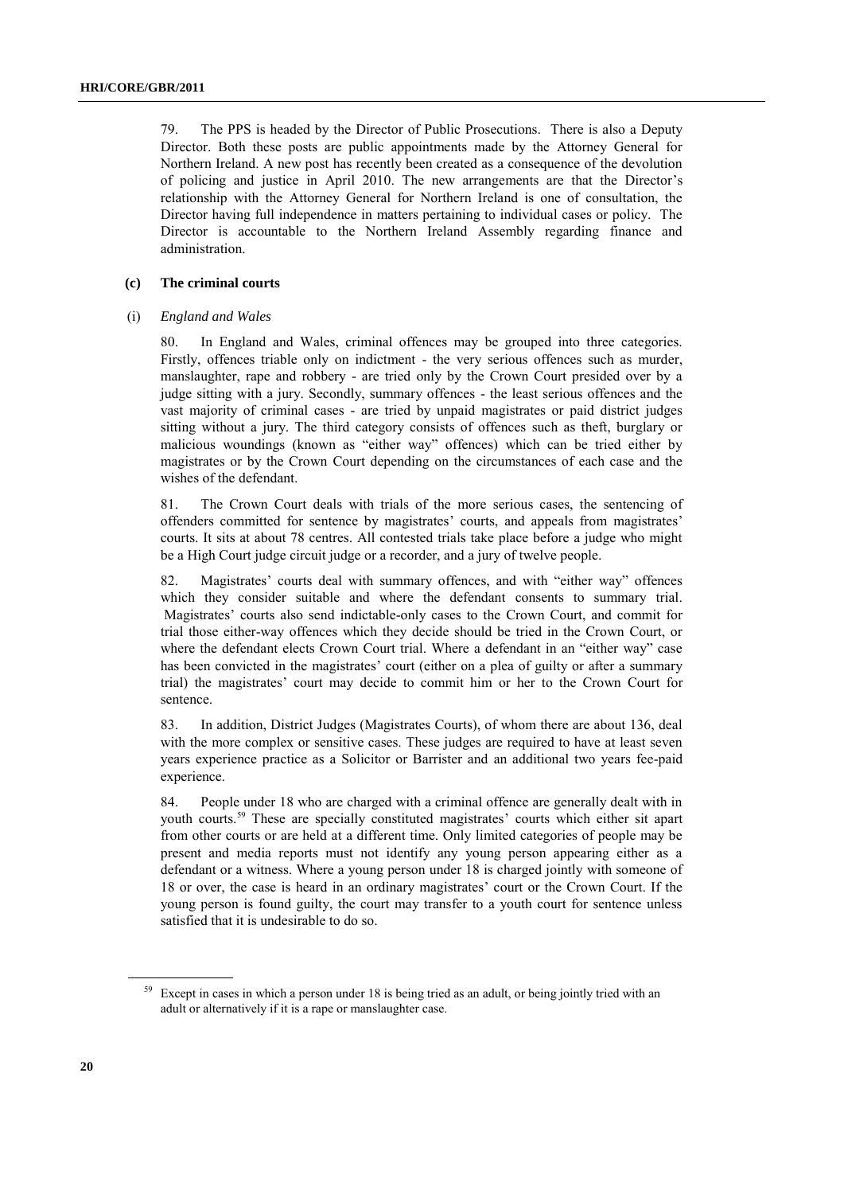79. The PPS is headed by the Director of Public Prosecutions. There is also a Deputy Director. Both these posts are public appointments made by the Attorney General for Northern Ireland. A new post has recently been created as a consequence of the devolution of policing and justice in April 2010. The new arrangements are that the Director's relationship with the Attorney General for Northern Ireland is one of consultation, the Director having full independence in matters pertaining to individual cases or policy. The Director is accountable to the Northern Ireland Assembly regarding finance and administration.

### (c) The criminal courts

#### (i) *England and Wales*

80. In England and Wales, criminal offences may be grouped into three categories. Firstly, offences triable only on indictment - the very serious offences such as murder, manslaughter, rape and robbery - are tried only by the Crown Court presided over by a judge sitting with a jury. Secondly, summary offences - the least serious offences and the vast majority of criminal cases - are tried by unpaid magistrates or paid district judges sitting without a jury. The third category consists of offences such as theft, burglary or malicious woundings (known as "either way" offences) which can be tried either by magistrates or by the Crown Court depending on the circumstances of each case and the wishes of the defendant.

81. The Crown Court deals with trials of the more serious cases, the sentencing of offenders committed for sentence by magistrates' courts, and appeals from magistrates' courts. It sits at about 78 centres. All contested trials take place before a judge who might be a High Court judge circuit judge or a recorder, and a jury of twelve people.

82. Magistrates' courts deal with summary offences, and with "either way" offences which they consider suitable and where the defendant consents to summary trial. Magistrates' courts also send indictable-only cases to the Crown Court, and commit for trial those either-way offences which they decide should be tried in the Crown Court, or where the defendant elects Crown Court trial. Where a defendant in an "either way" case has been convicted in the magistrates' court (either on a plea of guilty or after a summary trial) the magistrates' court may decide to commit him or her to the Crown Court for sentence.

83. In addition, District Judges (Magistrates Courts), of whom there are about 136, deal with the more complex or sensitive cases. These judges are required to have at least seven years experience practice as a Solicitor or Barrister and an additional two years fee-paid experience.

84. People under 18 who are charged with a criminal offence are generally dealt with in youth courts.[59] These are specially constituted magistrates' courts which either sit apart from other courts or are held at a different time. Only limited categories of people may be present and media reports must not identify any young person appearing either as a defendant or a witness. Where a young person under 18 is charged jointly with someone of 18 or over, the case is heard in an ordinary magistrates' court or the Crown Court. If the young person is found guilty, the court may transfer to a youth court for sentence unless satisfied that it is undesirable to do so.

---

[59] Except in cases in which a person under 18 is being tried as an adult, or being jointly tried with an adult or alternatively if it is a rape or manslaughter case.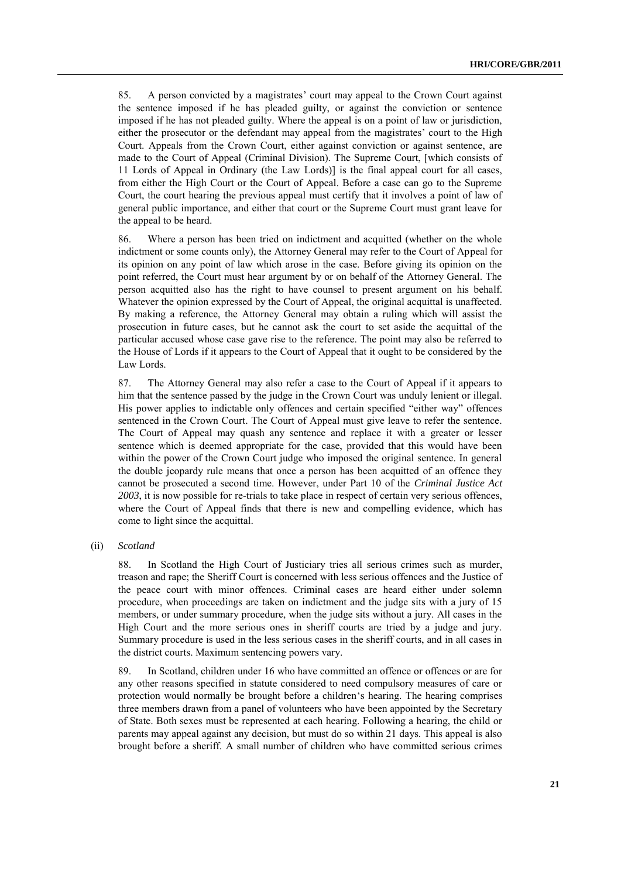85. A person convicted by a magistrates' court may appeal to the Crown Court against the sentence imposed if he has pleaded guilty, or against the conviction or sentence imposed if he has not pleaded guilty. Where the appeal is on a point of law or jurisdiction, either the prosecutor or the defendant may appeal from the magistrates' court to the High Court. Appeals from the Crown Court, either against conviction or against sentence, are made to the Court of Appeal (Criminal Division). The Supreme Court, [which consists of 11 Lords of Appeal in Ordinary (the Law Lords)] is the final appeal court for all cases, from either the High Court or the Court of Appeal. Before a case can go to the Supreme Court, the court hearing the previous appeal must certify that it involves a point of law of general public importance, and either that court or the Supreme Court must grant leave for the appeal to be heard.

86. Where a person has been tried on indictment and acquitted (whether on the whole indictment or some counts only), the Attorney General may refer to the Court of Appeal for its opinion on any point of law which arose in the case. Before giving its opinion on the point referred, the Court must hear argument by or on behalf of the Attorney General. The person acquitted also has the right to have counsel to present argument on his behalf. Whatever the opinion expressed by the Court of Appeal, the original acquittal is unaffected. By making a reference, the Attorney General may obtain a ruling which will assist the prosecution in future cases, but he cannot ask the court to set aside the acquittal of the particular accused whose case gave rise to the reference. The point may also be referred to the House of Lords if it appears to the Court of Appeal that it ought to be considered by the Law Lords.

87. The Attorney General may also refer a case to the Court of Appeal if it appears to him that the sentence passed by the judge in the Crown Court was unduly lenient or illegal. His power applies to indictable only offences and certain specified "either way" offences sentenced in the Crown Court. The Court of Appeal must give leave to refer the sentence. The Court of Appeal may quash any sentence and replace it with a greater or lesser sentence which is deemed appropriate for the case, provided that this would have been within the power of the Crown Court judge who imposed the original sentence. In general the double jeopardy rule means that once a person has been acquitted of an offence they cannot be prosecuted a second time. However, under Part 10 of the *Criminal Justice Act 2003*, it is now possible for re-trials to take place in respect of certain very serious offences, where the Court of Appeal finds that there is new and compelling evidence, which has come to light since the acquittal.

(ii) *Scotland*

88. In Scotland the High Court of Justiciary tries all serious crimes such as murder, treason and rape; the Sheriff Court is concerned with less serious offences and the Justice of the peace court with minor offences. Criminal cases are heard either under solemn procedure, when proceedings are taken on indictment and the judge sits with a jury of 15 members, or under summary procedure, when the judge sits without a jury. All cases in the High Court and the more serious ones in sheriff courts are tried by a judge and jury. Summary procedure is used in the less serious cases in the sheriff courts, and in all cases in the district courts. Maximum sentencing powers vary.

89. In Scotland, children under 16 who have committed an offence or offences or are for any other reasons specified in statute considered to need compulsory measures of care or protection would normally be brought before a children's hearing. The hearing comprises three members drawn from a panel of volunteers who have been appointed by the Secretary of State. Both sexes must be represented at each hearing. Following a hearing, the child or parents may appeal against any decision, but must do so within 21 days. This appeal is also brought before a sheriff. A small number of children who have committed serious crimes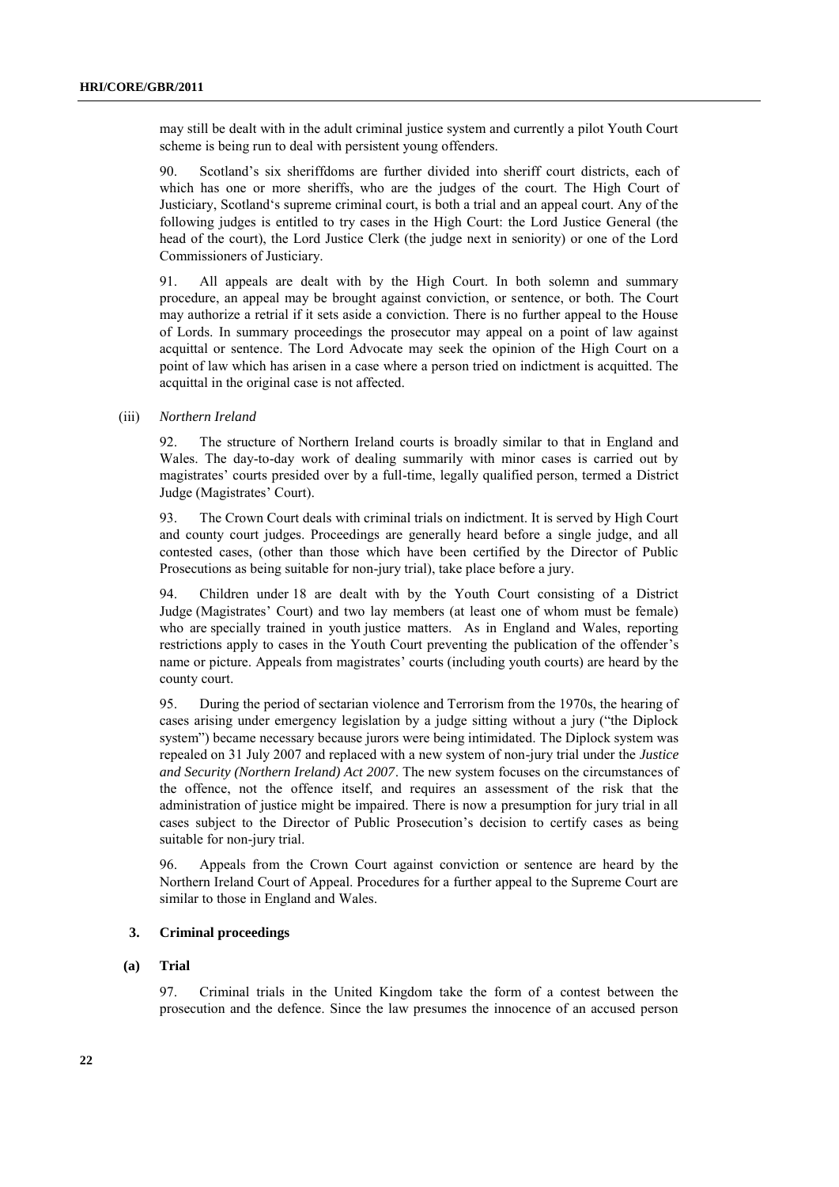may still be dealt with in the adult criminal justice system and currently a pilot Youth Court scheme is being run to deal with persistent young offenders.

90. Scotland's six sheriffdoms are further divided into sheriff court districts, each of which has one or more sheriffs, who are the judges of the court. The High Court of Justiciary, Scotland's supreme criminal court, is both a trial and an appeal court. Any of the following judges is entitled to try cases in the High Court: the Lord Justice General (the head of the court), the Lord Justice Clerk (the judge next in seniority) or one of the Lord Commissioners of Justiciary.

91. All appeals are dealt with by the High Court. In both solemn and summary procedure, an appeal may be brought against conviction, or sentence, or both. The Court may authorize a retrial if it sets aside a conviction. There is no further appeal to the House of Lords. In summary proceedings the prosecutor may appeal on a point of law against acquittal or sentence. The Lord Advocate may seek the opinion of the High Court on a point of law which has arisen in a case where a person tried on indictment is acquitted. The acquittal in the original case is not affected.

(iii) *Northern Ireland*

92. The structure of Northern Ireland courts is broadly similar to that in England and Wales. The day-to-day work of dealing summarily with minor cases is carried out by magistrates' courts presided over by a full-time, legally qualified person, termed a District Judge (Magistrates' Court).

93. The Crown Court deals with criminal trials on indictment. It is served by High Court and county court judges. Proceedings are generally heard before a single judge, and all contested cases, (other than those which have been certified by the Director of Public Prosecutions as being suitable for non-jury trial), take place before a jury.

94. Children under 18 are dealt with by the Youth Court consisting of a District Judge (Magistrates' Court) and two lay members (at least one of whom must be female) who are specially trained in youth justice matters. As in England and Wales, reporting restrictions apply to cases in the Youth Court preventing the publication of the offender's name or picture. Appeals from magistrates' courts (including youth courts) are heard by the county court.

95. During the period of sectarian violence and Terrorism from the 1970s, the hearing of cases arising under emergency legislation by a judge sitting without a jury ("the Diplock system") became necessary because jurors were being intimidated. The Diplock system was repealed on 31 July 2007 and replaced with a new system of non-jury trial under the *Justice and Security (Northern Ireland) Act 2007*. The new system focuses on the circumstances of the offence, not the offence itself, and requires an assessment of the risk that the administration of justice might be impaired. There is now a presumption for jury trial in all cases subject to the Director of Public Prosecution's decision to certify cases as being suitable for non-jury trial.

96. Appeals from the Crown Court against conviction or sentence are heard by the Northern Ireland Court of Appeal. Procedures for a further appeal to the Supreme Court are similar to those in England and Wales.

## 3. Criminal proceedings

### (a) Trial

97. Criminal trials in the United Kingdom take the form of a contest between the prosecution and the defence. Since the law presumes the innocence of an accused person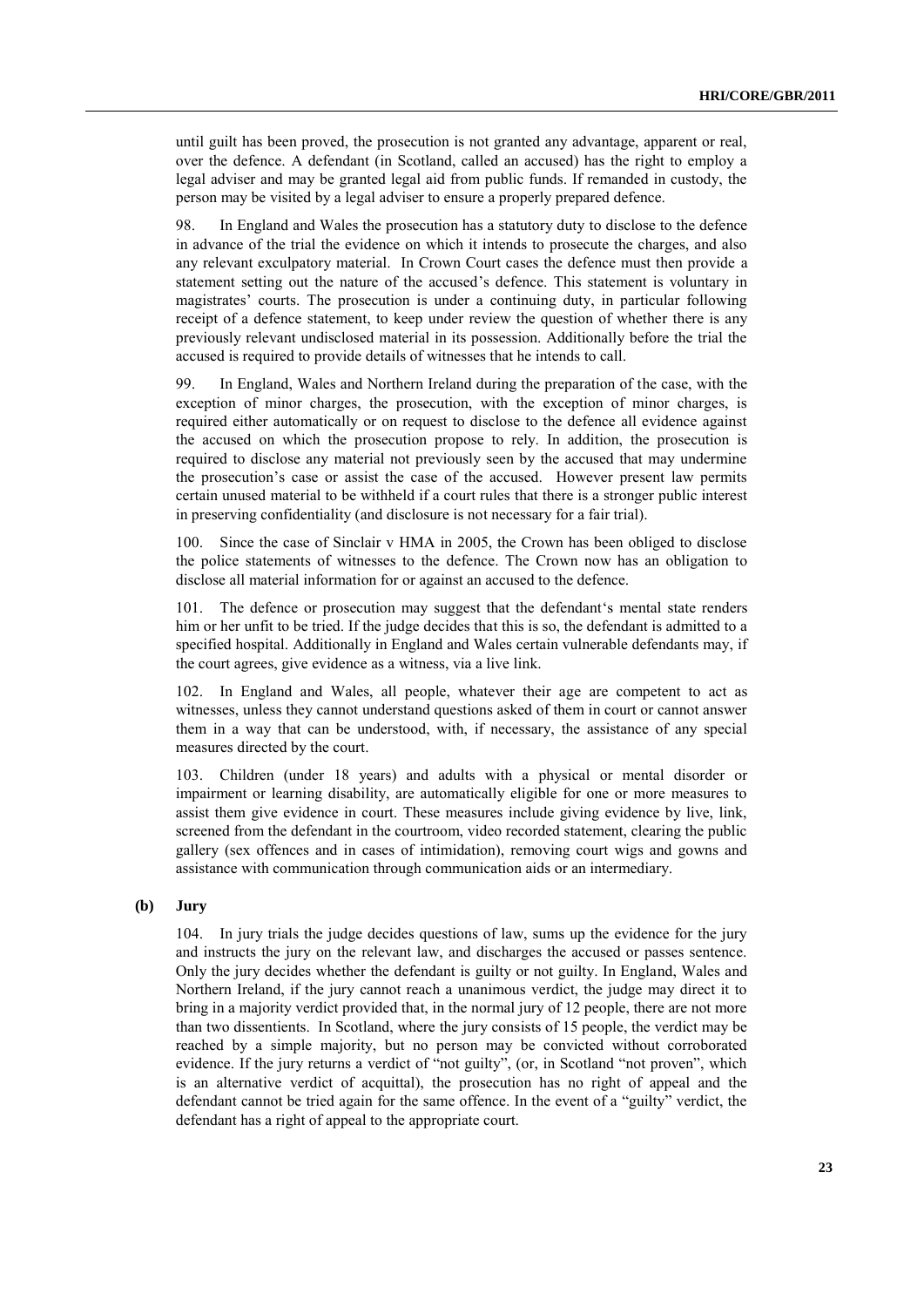until guilt has been proved, the prosecution is not granted any advantage, apparent or real, over the defence. A defendant (in Scotland, called an accused) has the right to employ a legal adviser and may be granted legal aid from public funds. If remanded in custody, the person may be visited by a legal adviser to ensure a properly prepared defence.

98. In England and Wales the prosecution has a statutory duty to disclose to the defence in advance of the trial the evidence on which it intends to prosecute the charges, and also any relevant exculpatory material. In Crown Court cases the defence must then provide a statement setting out the nature of the accused's defence. This statement is voluntary in magistrates' courts. The prosecution is under a continuing duty, in particular following receipt of a defence statement, to keep under review the question of whether there is any previously relevant undisclosed material in its possession. Additionally before the trial the accused is required to provide details of witnesses that he intends to call.

99. In England, Wales and Northern Ireland during the preparation of the case, with the exception of minor charges, the prosecution, with the exception of minor charges, is required either automatically or on request to disclose to the defence all evidence against the accused on which the prosecution propose to rely. In addition, the prosecution is required to disclose any material not previously seen by the accused that may undermine the prosecution's case or assist the case of the accused. However present law permits certain unused material to be withheld if a court rules that there is a stronger public interest in preserving confidentiality (and disclosure is not necessary for a fair trial).

100. Since the case of Sinclair v HMA in 2005, the Crown has been obliged to disclose the police statements of witnesses to the defence. The Crown now has an obligation to disclose all material information for or against an accused to the defence.

101. The defence or prosecution may suggest that the defendant's mental state renders him or her unfit to be tried. If the judge decides that this is so, the defendant is admitted to a specified hospital. Additionally in England and Wales certain vulnerable defendants may, if the court agrees, give evidence as a witness, via a live link.

102. In England and Wales, all people, whatever their age are competent to act as witnesses, unless they cannot understand questions asked of them in court or cannot answer them in a way that can be understood, with, if necessary, the assistance of any special measures directed by the court.

103. Children (under 18 years) and adults with a physical or mental disorder or impairment or learning disability, are automatically eligible for one or more measures to assist them give evidence in court. These measures include giving evidence by live, link, screened from the defendant in the courtroom, video recorded statement, clearing the public gallery (sex offences and in cases of intimidation), removing court wigs and gowns and assistance with communication through communication aids or an intermediary.

**(b) Jury**

104. In jury trials the judge decides questions of law, sums up the evidence for the jury and instructs the jury on the relevant law, and discharges the accused or passes sentence. Only the jury decides whether the defendant is guilty or not guilty. In England, Wales and Northern Ireland, if the jury cannot reach a unanimous verdict, the judge may direct it to bring in a majority verdict provided that, in the normal jury of 12 people, there are not more than two dissentients. In Scotland, where the jury consists of 15 people, the verdict may be reached by a simple majority, but no person may be convicted without corroborated evidence. If the jury returns a verdict of "not guilty", (or, in Scotland "not proven", which is an alternative verdict of acquittal), the prosecution has no right of appeal and the defendant cannot be tried again for the same offence. In the event of a "guilty" verdict, the defendant has a right of appeal to the appropriate court.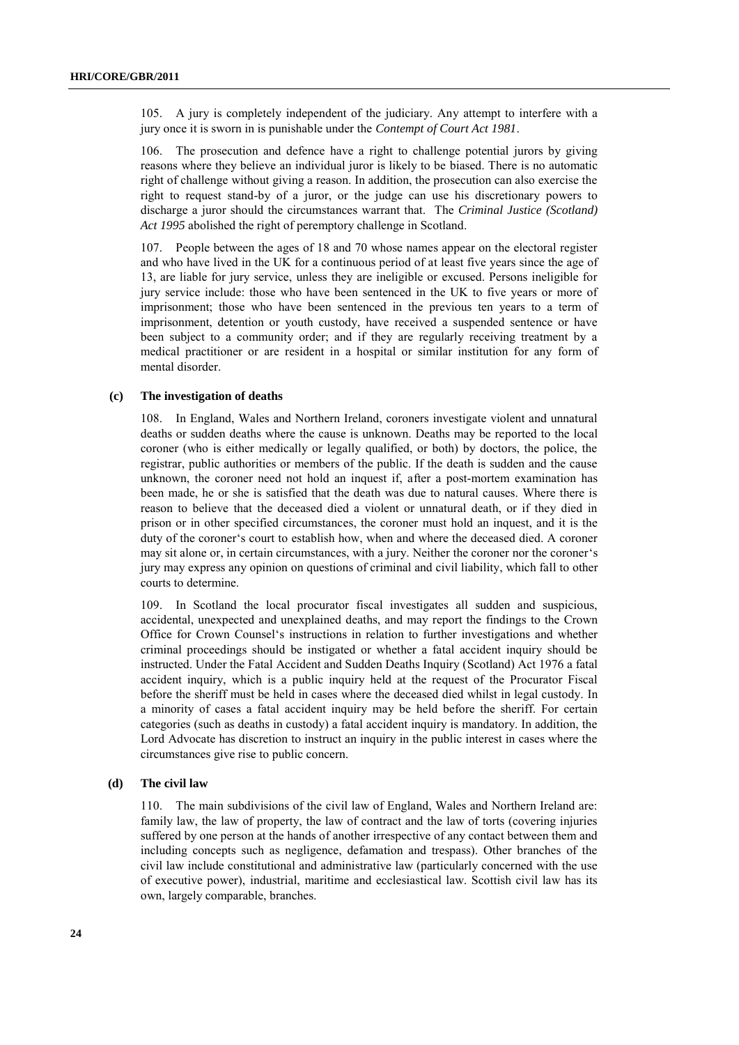105. A jury is completely independent of the judiciary. Any attempt to interfere with a jury once it is sworn in is punishable under the *Contempt of Court Act 1981*.

106. The prosecution and defence have a right to challenge potential jurors by giving reasons where they believe an individual juror is likely to be biased. There is no automatic right of challenge without giving a reason. In addition, the prosecution can also exercise the right to request stand-by of a juror, or the judge can use his discretionary powers to discharge a juror should the circumstances warrant that. The *Criminal Justice (Scotland) Act 1995* abolished the right of peremptory challenge in Scotland.

107. People between the ages of 18 and 70 whose names appear on the electoral register and who have lived in the UK for a continuous period of at least five years since the age of 13, are liable for jury service, unless they are ineligible or excused. Persons ineligible for jury service include: those who have been sentenced in the UK to five years or more of imprisonment; those who have been sentenced in the previous ten years to a term of imprisonment, detention or youth custody, have received a suspended sentence or have been subject to a community order; and if they are regularly receiving treatment by a medical practitioner or are resident in a hospital or similar institution for any form of mental disorder.

### (c) The investigation of deaths

108. In England, Wales and Northern Ireland, coroners investigate violent and unnatural deaths or sudden deaths where the cause is unknown. Deaths may be reported to the local coroner (who is either medically or legally qualified, or both) by doctors, the police, the registrar, public authorities or members of the public. If the death is sudden and the cause unknown, the coroner need not hold an inquest if, after a post-mortem examination has been made, he or she is satisfied that the death was due to natural causes. Where there is reason to believe that the deceased died a violent or unnatural death, or if they died in prison or in other specified circumstances, the coroner must hold an inquest, and it is the duty of the coroner's court to establish how, when and where the deceased died. A coroner may sit alone or, in certain circumstances, with a jury. Neither the coroner nor the coroner's jury may express any opinion on questions of criminal and civil liability, which fall to other courts to determine.

109. In Scotland the local procurator fiscal investigates all sudden and suspicious, accidental, unexpected and unexplained deaths, and may report the findings to the Crown Office for Crown Counsel's instructions in relation to further investigations and whether criminal proceedings should be instigated or whether a fatal accident inquiry should be instructed. Under the Fatal Accident and Sudden Deaths Inquiry (Scotland) Act 1976 a fatal accident inquiry, which is a public inquiry held at the request of the Procurator Fiscal before the sheriff must be held in cases where the deceased died whilst in legal custody. In a minority of cases a fatal accident inquiry may be held before the sheriff. For certain categories (such as deaths in custody) a fatal accident inquiry is mandatory. In addition, the Lord Advocate has discretion to instruct an inquiry in the public interest in cases where the circumstances give rise to public concern.

### (d) The civil law

110. The main subdivisions of the civil law of England, Wales and Northern Ireland are: family law, the law of property, the law of contract and the law of torts (covering injuries suffered by one person at the hands of another irrespective of any contact between them and including concepts such as negligence, defamation and trespass). Other branches of the civil law include constitutional and administrative law (particularly concerned with the use of executive power), industrial, maritime and ecclesiastical law. Scottish civil law has its own, largely comparable, branches.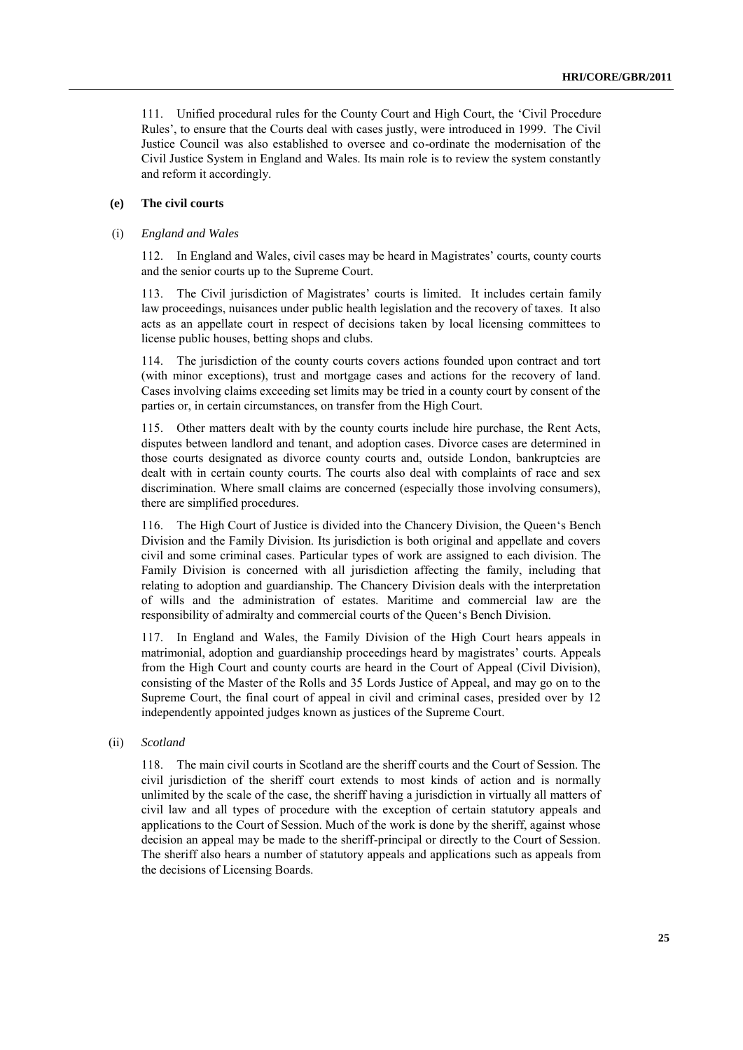111. Unified procedural rules for the County Court and High Court, the 'Civil Procedure Rules', to ensure that the Courts deal with cases justly, were introduced in 1999. The Civil Justice Council was also established to oversee and co-ordinate the modernisation of the Civil Justice System in England and Wales. Its main role is to review the system constantly and reform it accordingly.

### (e) The civil courts

#### (i) *England and Wales*

112. In England and Wales, civil cases may be heard in Magistrates' courts, county courts and the senior courts up to the Supreme Court.

113. The Civil jurisdiction of Magistrates' courts is limited. It includes certain family law proceedings, nuisances under public health legislation and the recovery of taxes. It also acts as an appellate court in respect of decisions taken by local licensing committees to license public houses, betting shops and clubs.

114. The jurisdiction of the county courts covers actions founded upon contract and tort (with minor exceptions), trust and mortgage cases and actions for the recovery of land. Cases involving claims exceeding set limits may be tried in a county court by consent of the parties or, in certain circumstances, on transfer from the High Court.

115. Other matters dealt with by the county courts include hire purchase, the Rent Acts, disputes between landlord and tenant, and adoption cases. Divorce cases are determined in those courts designated as divorce county courts and, outside London, bankruptcies are dealt with in certain county courts. The courts also deal with complaints of race and sex discrimination. Where small claims are concerned (especially those involving consumers), there are simplified procedures.

116. The High Court of Justice is divided into the Chancery Division, the Queen's Bench Division and the Family Division. Its jurisdiction is both original and appellate and covers civil and some criminal cases. Particular types of work are assigned to each division. The Family Division is concerned with all jurisdiction affecting the family, including that relating to adoption and guardianship. The Chancery Division deals with the interpretation of wills and the administration of estates. Maritime and commercial law are the responsibility of admiralty and commercial courts of the Queen's Bench Division.

117. In England and Wales, the Family Division of the High Court hears appeals in matrimonial, adoption and guardianship proceedings heard by magistrates' courts. Appeals from the High Court and county courts are heard in the Court of Appeal (Civil Division), consisting of the Master of the Rolls and 35 Lords Justice of Appeal, and may go on to the Supreme Court, the final court of appeal in civil and criminal cases, presided over by 12 independently appointed judges known as justices of the Supreme Court.

#### (ii) *Scotland*

118. The main civil courts in Scotland are the sheriff courts and the Court of Session. The civil jurisdiction of the sheriff court extends to most kinds of action and is normally unlimited by the scale of the case, the sheriff having a jurisdiction in virtually all matters of civil law and all types of procedure with the exception of certain statutory appeals and applications to the Court of Session. Much of the work is done by the sheriff, against whose decision an appeal may be made to the sheriff-principal or directly to the Court of Session. The sheriff also hears a number of statutory appeals and applications such as appeals from the decisions of Licensing Boards.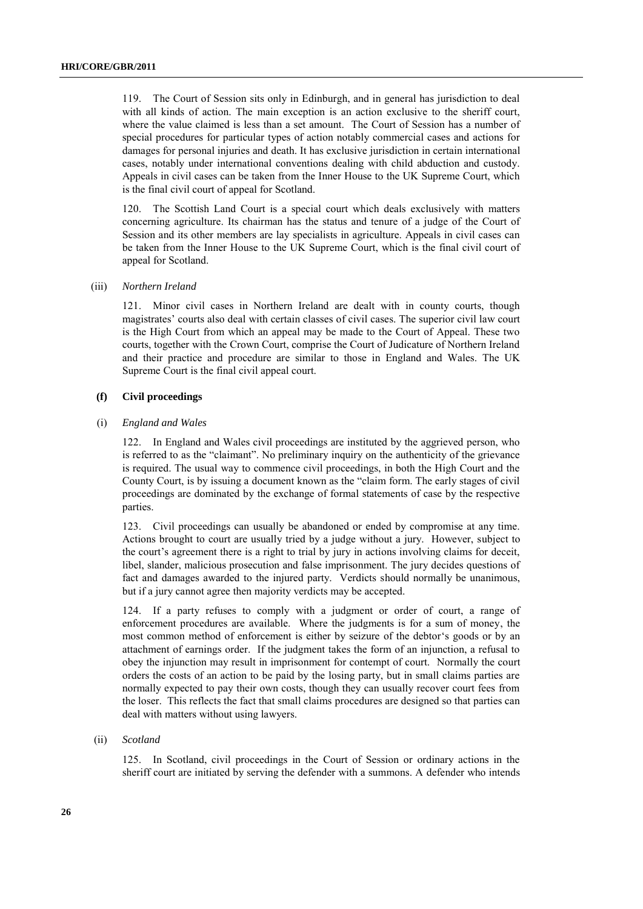119. The Court of Session sits only in Edinburgh, and in general has jurisdiction to deal with all kinds of action. The main exception is an action exclusive to the sheriff court, where the value claimed is less than a set amount. The Court of Session has a number of special procedures for particular types of action notably commercial cases and actions for damages for personal injuries and death. It has exclusive jurisdiction in certain international cases, notably under international conventions dealing with child abduction and custody. Appeals in civil cases can be taken from the Inner House to the UK Supreme Court, which is the final civil court of appeal for Scotland.

120. The Scottish Land Court is a special court which deals exclusively with matters concerning agriculture. Its chairman has the status and tenure of a judge of the Court of Session and its other members are lay specialists in agriculture. Appeals in civil cases can be taken from the Inner House to the UK Supreme Court, which is the final civil court of appeal for Scotland.

(iii) *Northern Ireland*

121. Minor civil cases in Northern Ireland are dealt with in county courts, though magistrates' courts also deal with certain classes of civil cases. The superior civil law court is the High Court from which an appeal may be made to the Court of Appeal. These two courts, together with the Crown Court, comprise the Court of Judicature of Northern Ireland and their practice and procedure are similar to those in England and Wales. The UK Supreme Court is the final civil appeal court.

### (f) Civil proceedings

(i) *England and Wales*

122. In England and Wales civil proceedings are instituted by the aggrieved person, who is referred to as the "claimant". No preliminary inquiry on the authenticity of the grievance is required. The usual way to commence civil proceedings, in both the High Court and the County Court, is by issuing a document known as the "claim form. The early stages of civil proceedings are dominated by the exchange of formal statements of case by the respective parties.

123. Civil proceedings can usually be abandoned or ended by compromise at any time. Actions brought to court are usually tried by a judge without a jury. However, subject to the court's agreement there is a right to trial by jury in actions involving claims for deceit, libel, slander, malicious prosecution and false imprisonment. The jury decides questions of fact and damages awarded to the injured party. Verdicts should normally be unanimous, but if a jury cannot agree then majority verdicts may be accepted.

124. If a party refuses to comply with a judgment or order of court, a range of enforcement procedures are available. Where the judgments is for a sum of money, the most common method of enforcement is either by seizure of the debtor's goods or by an attachment of earnings order. If the judgment takes the form of an injunction, a refusal to obey the injunction may result in imprisonment for contempt of court. Normally the court orders the costs of an action to be paid by the losing party, but in small claims parties are normally expected to pay their own costs, though they can usually recover court fees from the loser. This reflects the fact that small claims procedures are designed so that parties can deal with matters without using lawyers.

(ii) *Scotland*

125. In Scotland, civil proceedings in the Court of Session or ordinary actions in the sheriff court are initiated by serving the defender with a summons. A defender who intends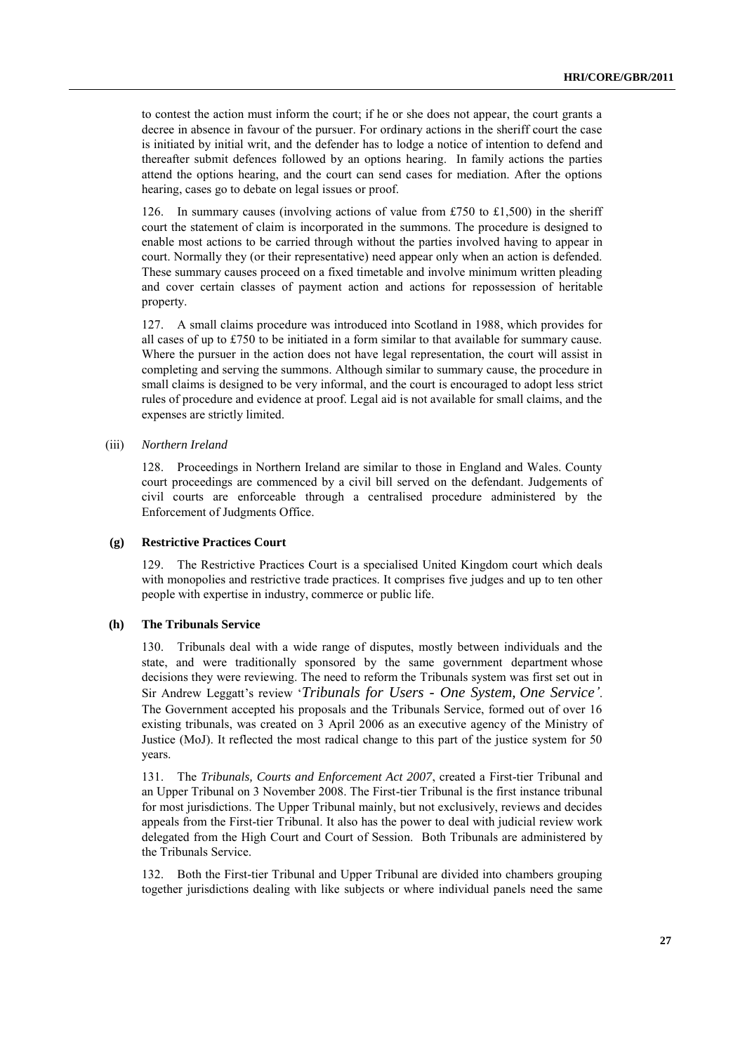to contest the action must inform the court; if he or she does not appear, the court grants a decree in absence in favour of the pursuer. For ordinary actions in the sheriff court the case is initiated by initial writ, and the defender has to lodge a notice of intention to defend and thereafter submit defences followed by an options hearing. In family actions the parties attend the options hearing, and the court can send cases for mediation. After the options hearing, cases go to debate on legal issues or proof.

126. In summary causes (involving actions of value from £750 to £1,500) in the sheriff court the statement of claim is incorporated in the summons. The procedure is designed to enable most actions to be carried through without the parties involved having to appear in court. Normally they (or their representative) need appear only when an action is defended. These summary causes proceed on a fixed timetable and involve minimum written pleading and cover certain classes of payment action and actions for repossession of heritable property.

127. A small claims procedure was introduced into Scotland in 1988, which provides for all cases of up to £750 to be initiated in a form similar to that available for summary cause. Where the pursuer in the action does not have legal representation, the court will assist in completing and serving the summons. Although similar to summary cause, the procedure in small claims is designed to be very informal, and the court is encouraged to adopt less strict rules of procedure and evidence at proof. Legal aid is not available for small claims, and the expenses are strictly limited.

(iii) *Northern Ireland*

128. Proceedings in Northern Ireland are similar to those in England and Wales. County court proceedings are commenced by a civil bill served on the defendant. Judgements of civil courts are enforceable through a centralised procedure administered by the Enforcement of Judgments Office.

### (g) Restrictive Practices Court

129. The Restrictive Practices Court is a specialised United Kingdom court which deals with monopolies and restrictive trade practices. It comprises five judges and up to ten other people with expertise in industry, commerce or public life.

### (h) The Tribunals Service

130. Tribunals deal with a wide range of disputes, mostly between individuals and the state, and were traditionally sponsored by the same government department whose decisions they were reviewing. The need to reform the Tribunals system was first set out in Sir Andrew Leggatt's review '*Tribunals for Users - One System, One Service'*. The Government accepted his proposals and the Tribunals Service, formed out of over 16 existing tribunals, was created on 3 April 2006 as an executive agency of the Ministry of Justice (MoJ). It reflected the most radical change to this part of the justice system for 50 years.

131. The *Tribunals, Courts and Enforcement Act 2007*, created a First-tier Tribunal and an Upper Tribunal on 3 November 2008. The First-tier Tribunal is the first instance tribunal for most jurisdictions. The Upper Tribunal mainly, but not exclusively, reviews and decides appeals from the First-tier Tribunal. It also has the power to deal with judicial review work delegated from the High Court and Court of Session. Both Tribunals are administered by the Tribunals Service.

132. Both the First-tier Tribunal and Upper Tribunal are divided into chambers grouping together jurisdictions dealing with like subjects or where individual panels need the same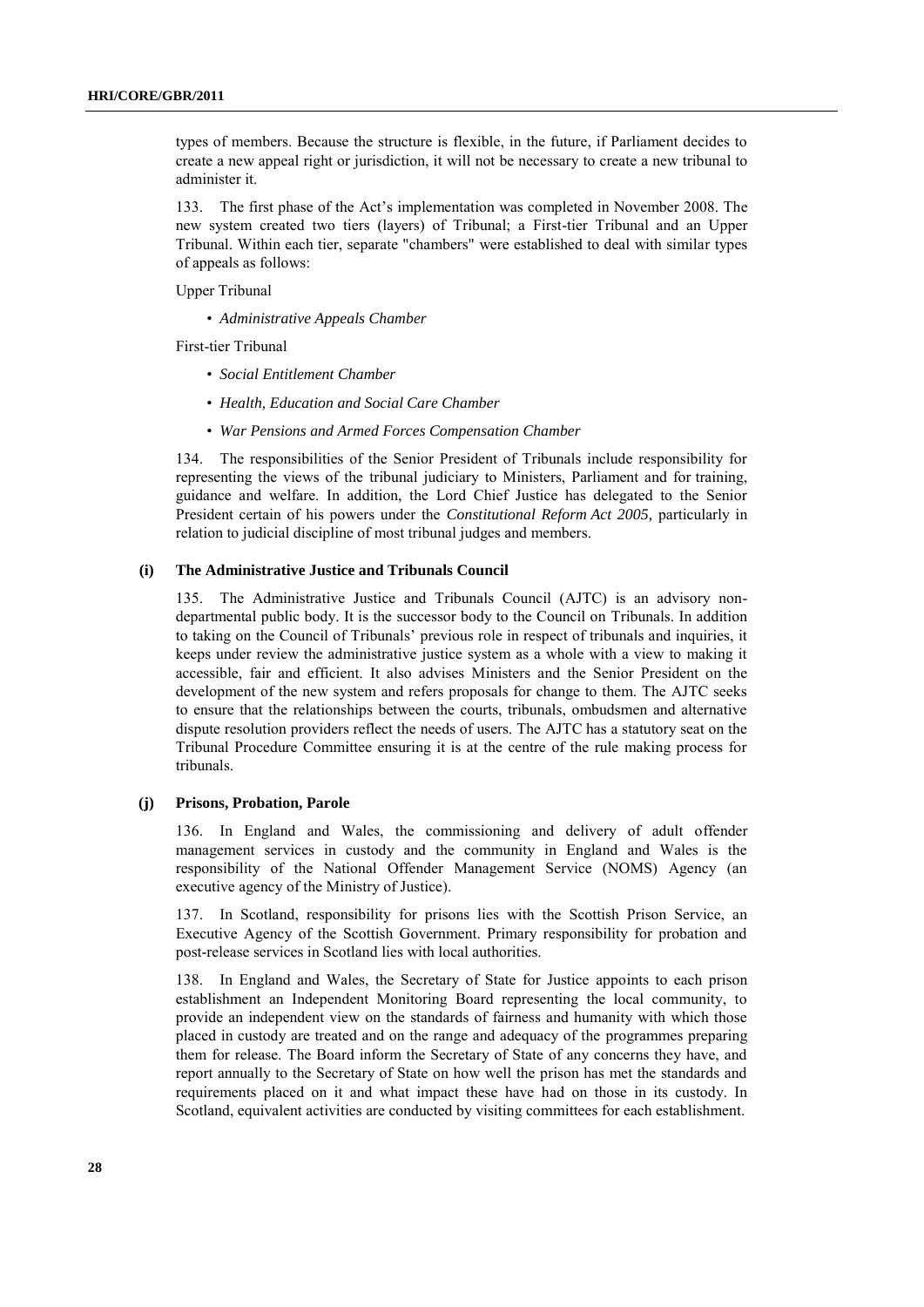types of members. Because the structure is flexible, in the future, if Parliament decides to create a new appeal right or jurisdiction, it will not be necessary to create a new tribunal to administer it.

133. The first phase of the Act's implementation was completed in November 2008. The new system created two tiers (layers) of Tribunal; a First-tier Tribunal and an Upper Tribunal. Within each tier, separate "chambers" were established to deal with similar types of appeals as follows:

Upper Tribunal

- *Administrative Appeals Chamber*

First-tier Tribunal

- *Social Entitlement Chamber*
- *Health, Education and Social Care Chamber*
- *War Pensions and Armed Forces Compensation Chamber*

134. The responsibilities of the Senior President of Tribunals include responsibility for representing the views of the tribunal judiciary to Ministers, Parliament and for training, guidance and welfare. In addition, the Lord Chief Justice has delegated to the Senior President certain of his powers under the *Constitutional Reform Act 2005,* particularly in relation to judicial discipline of most tribunal judges and members.

### (i) The Administrative Justice and Tribunals Council

135. The Administrative Justice and Tribunals Council (AJTC) is an advisory non-departmental public body. It is the successor body to the Council on Tribunals. In addition to taking on the Council of Tribunals' previous role in respect of tribunals and inquiries, it keeps under review the administrative justice system as a whole with a view to making it accessible, fair and efficient. It also advises Ministers and the Senior President on the development of the new system and refers proposals for change to them. The AJTC seeks to ensure that the relationships between the courts, tribunals, ombudsmen and alternative dispute resolution providers reflect the needs of users. The AJTC has a statutory seat on the Tribunal Procedure Committee ensuring it is at the centre of the rule making process for tribunals.

### (j) Prisons, Probation, Parole

136. In England and Wales, the commissioning and delivery of adult offender management services in custody and the community in England and Wales is the responsibility of the National Offender Management Service (NOMS) Agency (an executive agency of the Ministry of Justice).

137. In Scotland, responsibility for prisons lies with the Scottish Prison Service, an Executive Agency of the Scottish Government. Primary responsibility for probation and post-release services in Scotland lies with local authorities.

138. In England and Wales, the Secretary of State for Justice appoints to each prison establishment an Independent Monitoring Board representing the local community, to provide an independent view on the standards of fairness and humanity with which those placed in custody are treated and on the range and adequacy of the programmes preparing them for release. The Board inform the Secretary of State of any concerns they have, and report annually to the Secretary of State on how well the prison has met the standards and requirements placed on it and what impact these have had on those in its custody. In Scotland, equivalent activities are conducted by visiting committees for each establishment.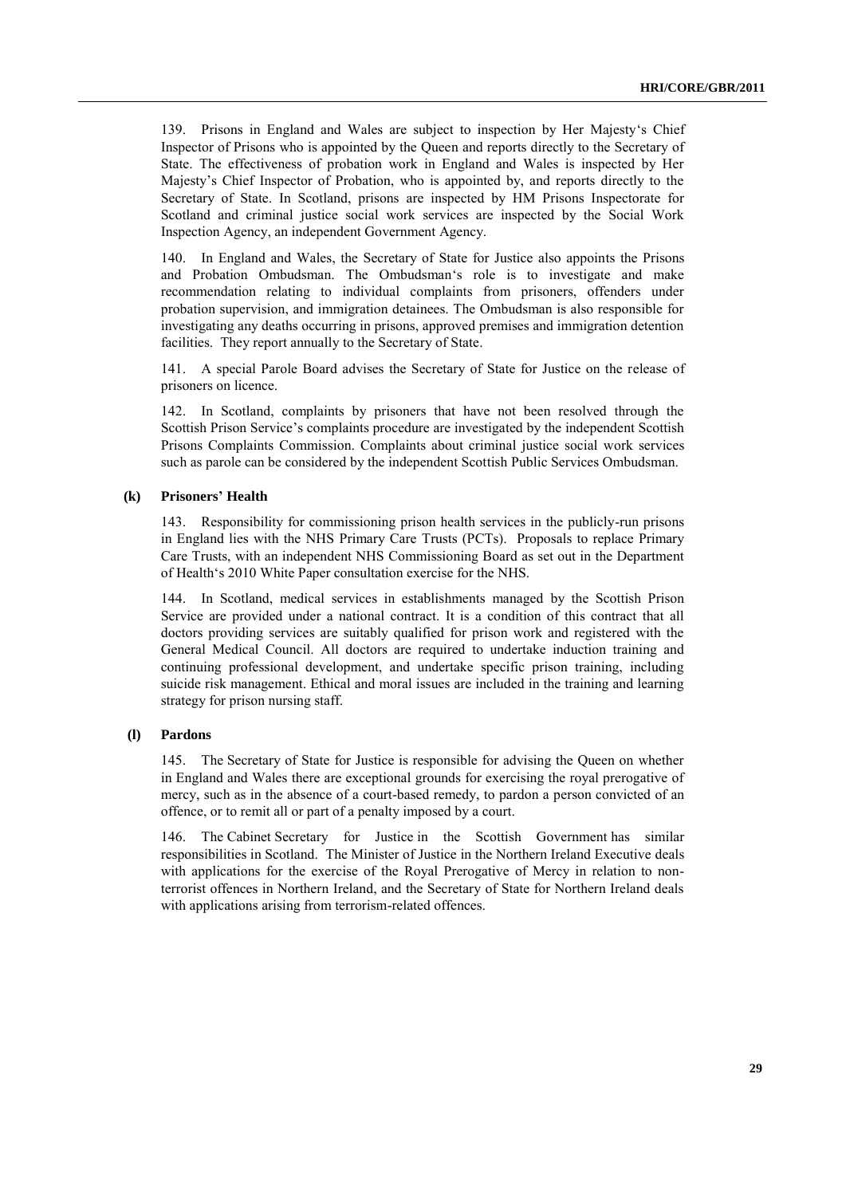139. Prisons in England and Wales are subject to inspection by Her Majesty's Chief Inspector of Prisons who is appointed by the Queen and reports directly to the Secretary of State. The effectiveness of probation work in England and Wales is inspected by Her Majesty's Chief Inspector of Probation, who is appointed by, and reports directly to the Secretary of State. In Scotland, prisons are inspected by HM Prisons Inspectorate for Scotland and criminal justice social work services are inspected by the Social Work Inspection Agency, an independent Government Agency.

140. In England and Wales, the Secretary of State for Justice also appoints the Prisons and Probation Ombudsman. The Ombudsman's role is to investigate and make recommendation relating to individual complaints from prisoners, offenders under probation supervision, and immigration detainees. The Ombudsman is also responsible for investigating any deaths occurring in prisons, approved premises and immigration detention facilities. They report annually to the Secretary of State.

141. A special Parole Board advises the Secretary of State for Justice on the release of prisoners on licence.

142. In Scotland, complaints by prisoners that have not been resolved through the Scottish Prison Service's complaints procedure are investigated by the independent Scottish Prisons Complaints Commission. Complaints about criminal justice social work services such as parole can be considered by the independent Scottish Public Services Ombudsman.

### (k) Prisoners' Health

143. Responsibility for commissioning prison health services in the publicly-run prisons in England lies with the NHS Primary Care Trusts (PCTs). Proposals to replace Primary Care Trusts, with an independent NHS Commissioning Board as set out in the Department of Health's 2010 White Paper consultation exercise for the NHS.

144. In Scotland, medical services in establishments managed by the Scottish Prison Service are provided under a national contract. It is a condition of this contract that all doctors providing services are suitably qualified for prison work and registered with the General Medical Council. All doctors are required to undertake induction training and continuing professional development, and undertake specific prison training, including suicide risk management. Ethical and moral issues are included in the training and learning strategy for prison nursing staff.

### (l) Pardons

145. The Secretary of State for Justice is responsible for advising the Queen on whether in England and Wales there are exceptional grounds for exercising the royal prerogative of mercy, such as in the absence of a court-based remedy, to pardon a person convicted of an offence, or to remit all or part of a penalty imposed by a court.

146. The Cabinet Secretary for Justice in the Scottish Government has similar responsibilities in Scotland. The Minister of Justice in the Northern Ireland Executive deals with applications for the exercise of the Royal Prerogative of Mercy in relation to non-terrorist offences in Northern Ireland, and the Secretary of State for Northern Ireland deals with applications arising from terrorism-related offences.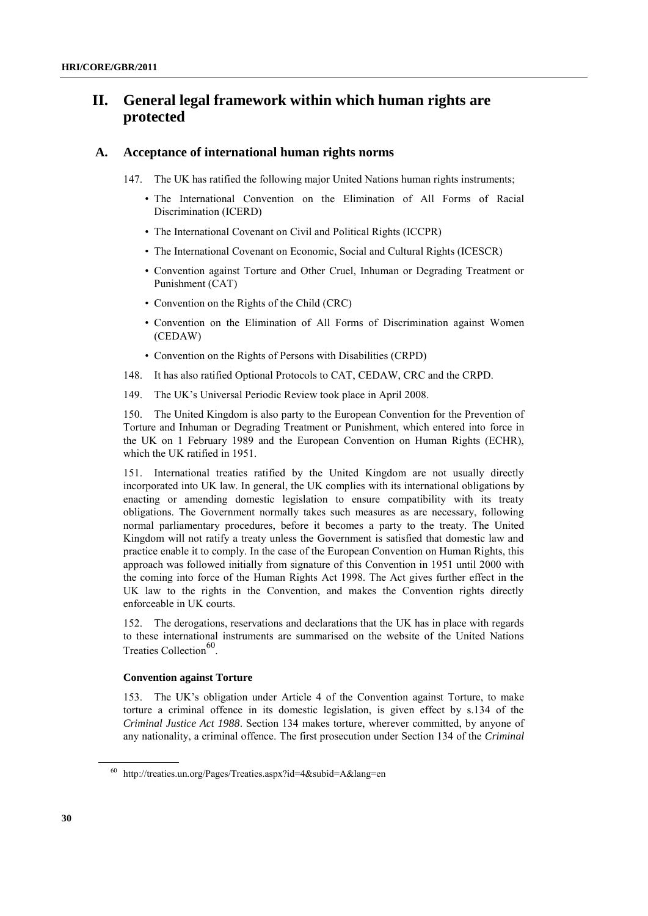# II. General legal framework within which human rights are protected

## A. Acceptance of international human rights norms

147. The UK has ratified the following major United Nations human rights instruments;

- The International Convention on the Elimination of All Forms of Racial Discrimination (ICERD)
- The International Covenant on Civil and Political Rights (ICCPR)
- The International Covenant on Economic, Social and Cultural Rights (ICESCR)
- Convention against Torture and Other Cruel, Inhuman or Degrading Treatment or Punishment (CAT)
- Convention on the Rights of the Child (CRC)
- Convention on the Elimination of All Forms of Discrimination against Women (CEDAW)
- Convention on the Rights of Persons with Disabilities (CRPD)

148. It has also ratified Optional Protocols to CAT, CEDAW, CRC and the CRPD.

149. The UK's Universal Periodic Review took place in April 2008.

150. The United Kingdom is also party to the European Convention for the Prevention of Torture and Inhuman or Degrading Treatment or Punishment, which entered into force in the UK on 1 February 1989 and the European Convention on Human Rights (ECHR), which the UK ratified in 1951.

151. International treaties ratified by the United Kingdom are not usually directly incorporated into UK law. In general, the UK complies with its international obligations by enacting or amending domestic legislation to ensure compatibility with its treaty obligations. The Government normally takes such measures as are necessary, following normal parliamentary procedures, before it becomes a party to the treaty. The United Kingdom will not ratify a treaty unless the Government is satisfied that domestic law and practice enable it to comply. In the case of the European Convention on Human Rights, this approach was followed initially from signature of this Convention in 1951 until 2000 with the coming into force of the Human Rights Act 1998. The Act gives further effect in the UK law to the rights in the Convention, and makes the Convention rights directly enforceable in UK courts.

152. The derogations, reservations and declarations that the UK has in place with regards to these international instruments are summarised on the website of the United Nations Treaties Collection[60].

#### Convention against Torture

153. The UK's obligation under Article 4 of the Convention against Torture, to make torture a criminal offence in its domestic legislation, is given effect by s.134 of the *Criminal Justice Act 1988*. Section 134 makes torture, wherever committed, by anyone of any nationality, a criminal offence. The first prosecution under Section 134 of the *Criminal*

[60] http://treaties.un.org/Pages/Treaties.aspx?id=4&subid=A&lang=en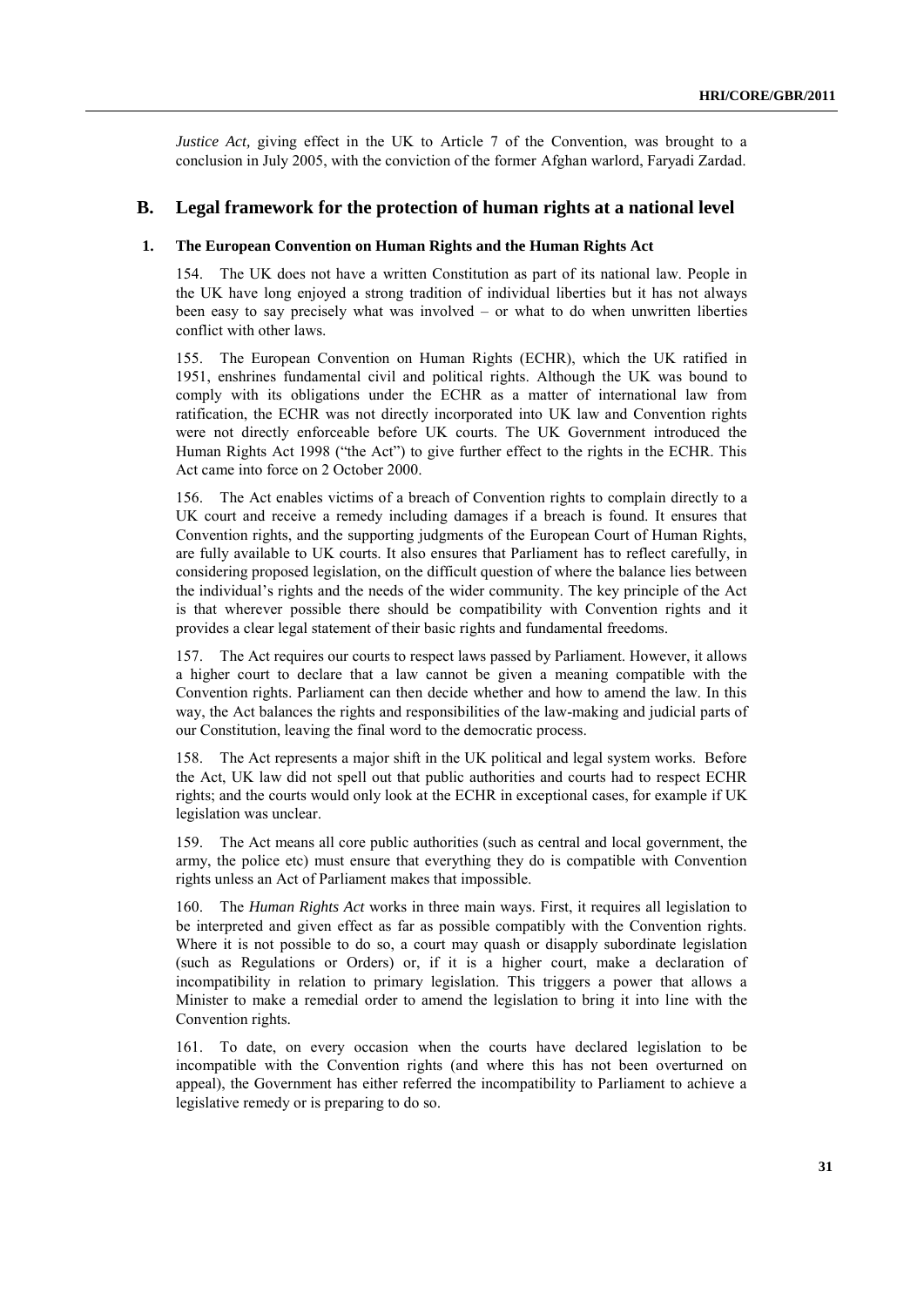*Justice Act*, giving effect in the UK to Article 7 of the Convention, was brought to a conclusion in July 2005, with the conviction of the former Afghan warlord, Faryadi Zardad.

## B. Legal framework for the protection of human rights at a national level

### 1. The European Convention on Human Rights and the Human Rights Act

154. The UK does not have a written Constitution as part of its national law. People in the UK have long enjoyed a strong tradition of individual liberties but it has not always been easy to say precisely what was involved – or what to do when unwritten liberties conflict with other laws.

155. The European Convention on Human Rights (ECHR), which the UK ratified in 1951, enshrines fundamental civil and political rights. Although the UK was bound to comply with its obligations under the ECHR as a matter of international law from ratification, the ECHR was not directly incorporated into UK law and Convention rights were not directly enforceable before UK courts. The UK Government introduced the Human Rights Act 1998 ("the Act") to give further effect to the rights in the ECHR. This Act came into force on 2 October 2000.

156. The Act enables victims of a breach of Convention rights to complain directly to a UK court and receive a remedy including damages if a breach is found. It ensures that Convention rights, and the supporting judgments of the European Court of Human Rights, are fully available to UK courts. It also ensures that Parliament has to reflect carefully, in considering proposed legislation, on the difficult question of where the balance lies between the individual's rights and the needs of the wider community. The key principle of the Act is that wherever possible there should be compatibility with Convention rights and it provides a clear legal statement of their basic rights and fundamental freedoms.

157. The Act requires our courts to respect laws passed by Parliament. However, it allows a higher court to declare that a law cannot be given a meaning compatible with the Convention rights. Parliament can then decide whether and how to amend the law. In this way, the Act balances the rights and responsibilities of the law-making and judicial parts of our Constitution, leaving the final word to the democratic process.

158. The Act represents a major shift in the UK political and legal system works. Before the Act, UK law did not spell out that public authorities and courts had to respect ECHR rights; and the courts would only look at the ECHR in exceptional cases, for example if UK legislation was unclear.

159. The Act means all core public authorities (such as central and local government, the army, the police etc) must ensure that everything they do is compatible with Convention rights unless an Act of Parliament makes that impossible.

160. The *Human Rights Act* works in three main ways. First, it requires all legislation to be interpreted and given effect as far as possible compatibly with the Convention rights. Where it is not possible to do so, a court may quash or disapply subordinate legislation (such as Regulations or Orders) or, if it is a higher court, make a declaration of incompatibility in relation to primary legislation. This triggers a power that allows a Minister to make a remedial order to amend the legislation to bring it into line with the Convention rights.

161. To date, on every occasion when the courts have declared legislation to be incompatible with the Convention rights (and where this has not been overturned on appeal), the Government has either referred the incompatibility to Parliament to achieve a legislative remedy or is preparing to do so.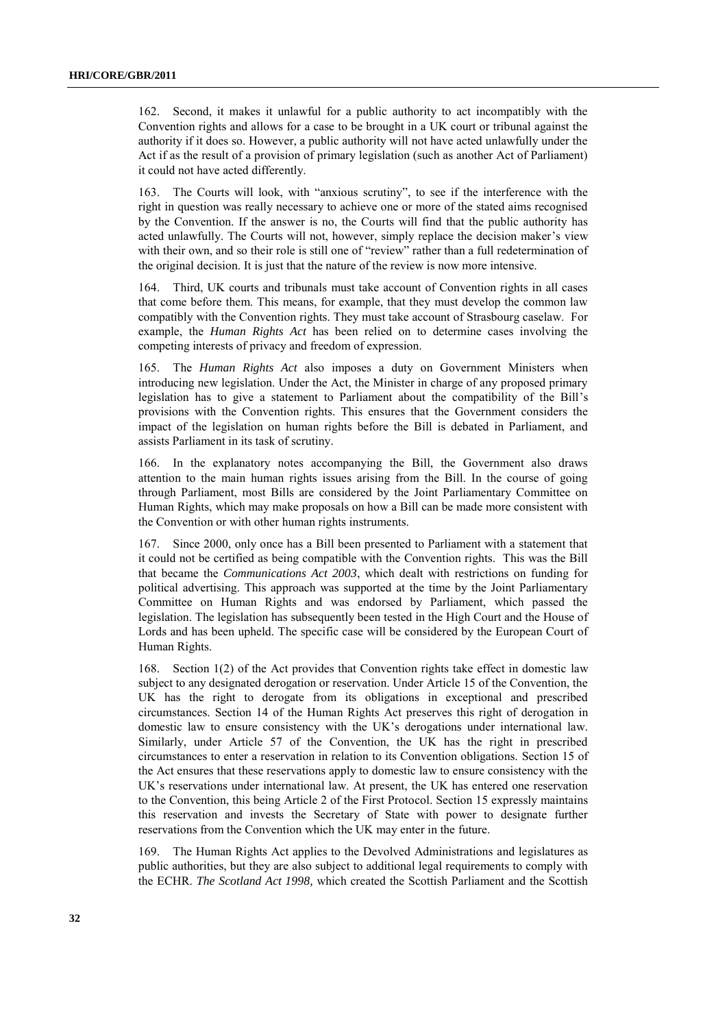162. Second, it makes it unlawful for a public authority to act incompatibly with the Convention rights and allows for a case to be brought in a UK court or tribunal against the authority if it does so. However, a public authority will not have acted unlawfully under the Act if as the result of a provision of primary legislation (such as another Act of Parliament) it could not have acted differently.

163. The Courts will look, with "anxious scrutiny", to see if the interference with the right in question was really necessary to achieve one or more of the stated aims recognised by the Convention. If the answer is no, the Courts will find that the public authority has acted unlawfully. The Courts will not, however, simply replace the decision maker's view with their own, and so their role is still one of "review" rather than a full redetermination of the original decision. It is just that the nature of the review is now more intensive.

164. Third, UK courts and tribunals must take account of Convention rights in all cases that come before them. This means, for example, that they must develop the common law compatibly with the Convention rights. They must take account of Strasbourg caselaw. For example, the *Human Rights Act* has been relied on to determine cases involving the competing interests of privacy and freedom of expression.

165. The *Human Rights Act* also imposes a duty on Government Ministers when introducing new legislation. Under the Act, the Minister in charge of any proposed primary legislation has to give a statement to Parliament about the compatibility of the Bill's provisions with the Convention rights. This ensures that the Government considers the impact of the legislation on human rights before the Bill is debated in Parliament, and assists Parliament in its task of scrutiny.

166. In the explanatory notes accompanying the Bill, the Government also draws attention to the main human rights issues arising from the Bill. In the course of going through Parliament, most Bills are considered by the Joint Parliamentary Committee on Human Rights, which may make proposals on how a Bill can be made more consistent with the Convention or with other human rights instruments.

167. Since 2000, only once has a Bill been presented to Parliament with a statement that it could not be certified as being compatible with the Convention rights. This was the Bill that became the *Communications Act 2003*, which dealt with restrictions on funding for political advertising. This approach was supported at the time by the Joint Parliamentary Committee on Human Rights and was endorsed by Parliament, which passed the legislation. The legislation has subsequently been tested in the High Court and the House of Lords and has been upheld. The specific case will be considered by the European Court of Human Rights.

168. Section 1(2) of the Act provides that Convention rights take effect in domestic law subject to any designated derogation or reservation. Under Article 15 of the Convention, the UK has the right to derogate from its obligations in exceptional and prescribed circumstances. Section 14 of the Human Rights Act preserves this right of derogation in domestic law to ensure consistency with the UK's derogations under international law. Similarly, under Article 57 of the Convention, the UK has the right in prescribed circumstances to enter a reservation in relation to its Convention obligations. Section 15 of the Act ensures that these reservations apply to domestic law to ensure consistency with the UK's reservations under international law. At present, the UK has entered one reservation to the Convention, this being Article 2 of the First Protocol. Section 15 expressly maintains this reservation and invests the Secretary of State with power to designate further reservations from the Convention which the UK may enter in the future.

169. The Human Rights Act applies to the Devolved Administrations and legislatures as public authorities, but they are also subject to additional legal requirements to comply with the ECHR. *The Scotland Act 1998,* which created the Scottish Parliament and the Scottish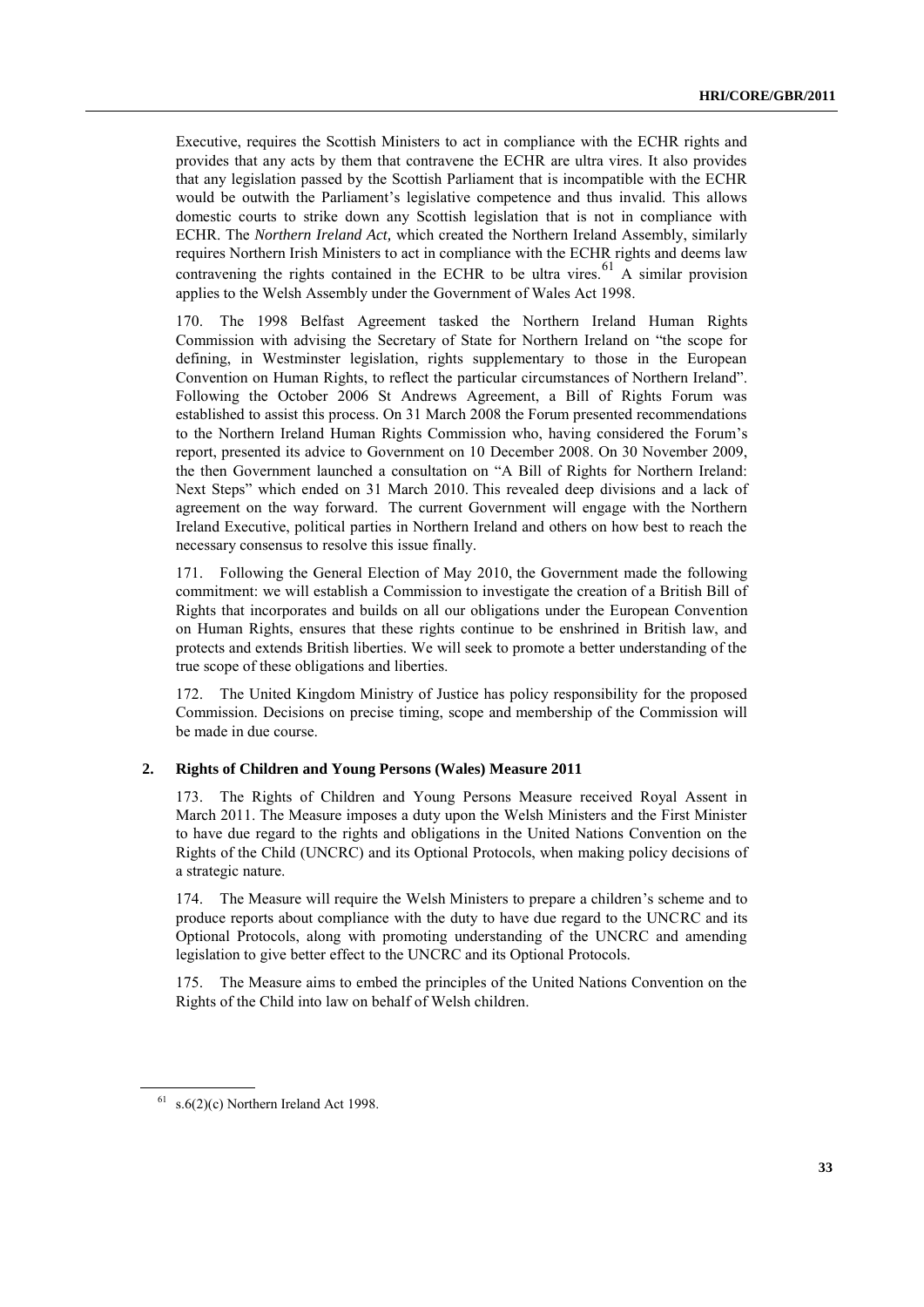Executive, requires the Scottish Ministers to act in compliance with the ECHR rights and provides that any acts by them that contravene the ECHR are ultra vires. It also provides that any legislation passed by the Scottish Parliament that is incompatible with the ECHR would be outwith the Parliament's legislative competence and thus invalid. This allows domestic courts to strike down any Scottish legislation that is not in compliance with ECHR. The *Northern Ireland Act,* which created the Northern Ireland Assembly, similarly requires Northern Irish Ministers to act in compliance with the ECHR rights and deems law contravening the rights contained in the ECHR to be ultra vires.[61] A similar provision applies to the Welsh Assembly under the Government of Wales Act 1998.

170. The 1998 Belfast Agreement tasked the Northern Ireland Human Rights Commission with advising the Secretary of State for Northern Ireland on "the scope for defining, in Westminster legislation, rights supplementary to those in the European Convention on Human Rights, to reflect the particular circumstances of Northern Ireland". Following the October 2006 St Andrews Agreement, a Bill of Rights Forum was established to assist this process. On 31 March 2008 the Forum presented recommendations to the Northern Ireland Human Rights Commission who, having considered the Forum's report, presented its advice to Government on 10 December 2008. On 30 November 2009, the then Government launched a consultation on "A Bill of Rights for Northern Ireland: Next Steps" which ended on 31 March 2010. This revealed deep divisions and a lack of agreement on the way forward. The current Government will engage with the Northern Ireland Executive, political parties in Northern Ireland and others on how best to reach the necessary consensus to resolve this issue finally.

171. Following the General Election of May 2010, the Government made the following commitment: we will establish a Commission to investigate the creation of a British Bill of Rights that incorporates and builds on all our obligations under the European Convention on Human Rights, ensures that these rights continue to be enshrined in British law, and protects and extends British liberties. We will seek to promote a better understanding of the true scope of these obligations and liberties.

172. The United Kingdom Ministry of Justice has policy responsibility for the proposed Commission. Decisions on precise timing, scope and membership of the Commission will be made in due course.

### 2. Rights of Children and Young Persons (Wales) Measure 2011

173. The Rights of Children and Young Persons Measure received Royal Assent in March 2011. The Measure imposes a duty upon the Welsh Ministers and the First Minister to have due regard to the rights and obligations in the United Nations Convention on the Rights of the Child (UNCRC) and its Optional Protocols, when making policy decisions of a strategic nature.

174. The Measure will require the Welsh Ministers to prepare a children's scheme and to produce reports about compliance with the duty to have due regard to the UNCRC and its Optional Protocols, along with promoting understanding of the UNCRC and amending legislation to give better effect to the UNCRC and its Optional Protocols.

175. The Measure aims to embed the principles of the United Nations Convention on the Rights of the Child into law on behalf of Welsh children.

[61] s.6(2)(c) Northern Ireland Act 1998.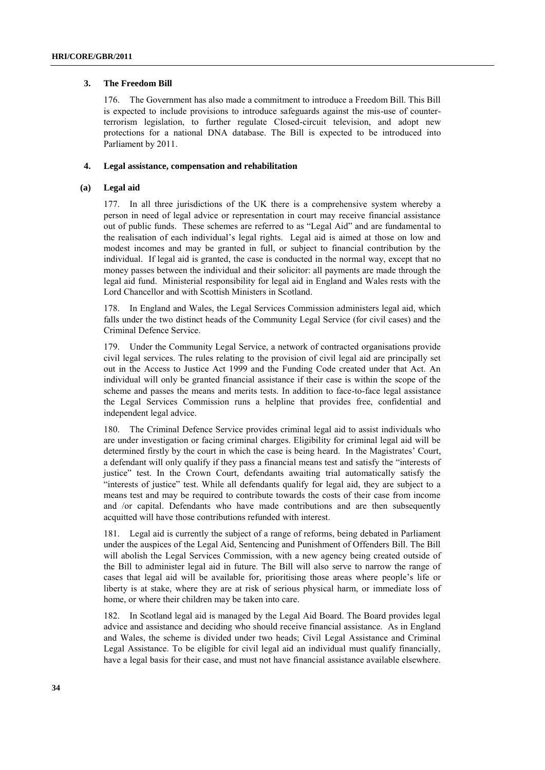### 3. The Freedom Bill

176. The Government has also made a commitment to introduce a Freedom Bill. This Bill is expected to include provisions to introduce safeguards against the mis-use of counter-terrorism legislation, to further regulate Closed-circuit television, and adopt new protections for a national DNA database. The Bill is expected to be introduced into Parliament by 2011.

### 4. Legal assistance, compensation and rehabilitation

#### (a) Legal aid

177. In all three jurisdictions of the UK there is a comprehensive system whereby a person in need of legal advice or representation in court may receive financial assistance out of public funds. These schemes are referred to as "Legal Aid" and are fundamental to the realisation of each individual's legal rights. Legal aid is aimed at those on low and modest incomes and may be granted in full, or subject to financial contribution by the individual. If legal aid is granted, the case is conducted in the normal way, except that no money passes between the individual and their solicitor: all payments are made through the legal aid fund. Ministerial responsibility for legal aid in England and Wales rests with the Lord Chancellor and with Scottish Ministers in Scotland.

178. In England and Wales, the Legal Services Commission administers legal aid, which falls under the two distinct heads of the Community Legal Service (for civil cases) and the Criminal Defence Service.

179. Under the Community Legal Service, a network of contracted organisations provide civil legal services. The rules relating to the provision of civil legal aid are principally set out in the Access to Justice Act 1999 and the Funding Code created under that Act. An individual will only be granted financial assistance if their case is within the scope of the scheme and passes the means and merits tests. In addition to face-to-face legal assistance the Legal Services Commission runs a helpline that provides free, confidential and independent legal advice.

180. The Criminal Defence Service provides criminal legal aid to assist individuals who are under investigation or facing criminal charges. Eligibility for criminal legal aid will be determined firstly by the court in which the case is being heard. In the Magistrates' Court, a defendant will only qualify if they pass a financial means test and satisfy the "interests of justice" test. In the Crown Court, defendants awaiting trial automatically satisfy the "interests of justice" test. While all defendants qualify for legal aid, they are subject to a means test and may be required to contribute towards the costs of their case from income and /or capital. Defendants who have made contributions and are then subsequently acquitted will have those contributions refunded with interest.

181. Legal aid is currently the subject of a range of reforms, being debated in Parliament under the auspices of the Legal Aid, Sentencing and Punishment of Offenders Bill. The Bill will abolish the Legal Services Commission, with a new agency being created outside of the Bill to administer legal aid in future. The Bill will also serve to narrow the range of cases that legal aid will be available for, prioritising those areas where people's life or liberty is at stake, where they are at risk of serious physical harm, or immediate loss of home, or where their children may be taken into care.

182. In Scotland legal aid is managed by the Legal Aid Board. The Board provides legal advice and assistance and deciding who should receive financial assistance. As in England and Wales, the scheme is divided under two heads; Civil Legal Assistance and Criminal Legal Assistance. To be eligible for civil legal aid an individual must qualify financially, have a legal basis for their case, and must not have financial assistance available elsewhere.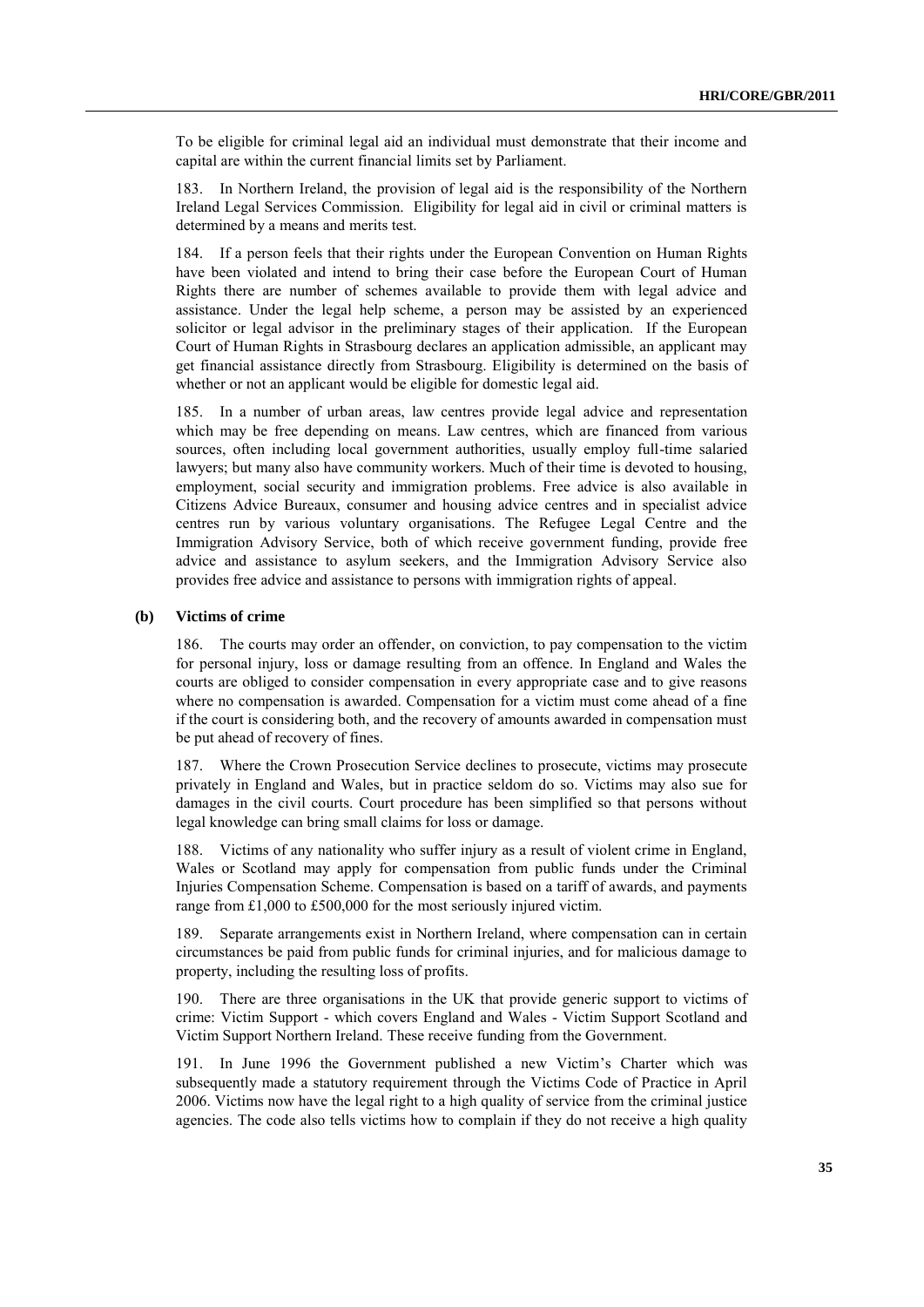To be eligible for criminal legal aid an individual must demonstrate that their income and capital are within the current financial limits set by Parliament.

183. In Northern Ireland, the provision of legal aid is the responsibility of the Northern Ireland Legal Services Commission. Eligibility for legal aid in civil or criminal matters is determined by a means and merits test.

184. If a person feels that their rights under the European Convention on Human Rights have been violated and intend to bring their case before the European Court of Human Rights there are number of schemes available to provide them with legal advice and assistance. Under the legal help scheme, a person may be assisted by an experienced solicitor or legal advisor in the preliminary stages of their application. If the European Court of Human Rights in Strasbourg declares an application admissible, an applicant may get financial assistance directly from Strasbourg. Eligibility is determined on the basis of whether or not an applicant would be eligible for domestic legal aid.

185. In a number of urban areas, law centres provide legal advice and representation which may be free depending on means. Law centres, which are financed from various sources, often including local government authorities, usually employ full-time salaried lawyers; but many also have community workers. Much of their time is devoted to housing, employment, social security and immigration problems. Free advice is also available in Citizens Advice Bureaux, consumer and housing advice centres and in specialist advice centres run by various voluntary organisations. The Refugee Legal Centre and the Immigration Advisory Service, both of which receive government funding, provide free advice and assistance to asylum seekers, and the Immigration Advisory Service also provides free advice and assistance to persons with immigration rights of appeal.

### (b) Victims of crime

186. The courts may order an offender, on conviction, to pay compensation to the victim for personal injury, loss or damage resulting from an offence. In England and Wales the courts are obliged to consider compensation in every appropriate case and to give reasons where no compensation is awarded. Compensation for a victim must come ahead of a fine if the court is considering both, and the recovery of amounts awarded in compensation must be put ahead of recovery of fines.

187. Where the Crown Prosecution Service declines to prosecute, victims may prosecute privately in England and Wales, but in practice seldom do so. Victims may also sue for damages in the civil courts. Court procedure has been simplified so that persons without legal knowledge can bring small claims for loss or damage.

188. Victims of any nationality who suffer injury as a result of violent crime in England, Wales or Scotland may apply for compensation from public funds under the Criminal Injuries Compensation Scheme. Compensation is based on a tariff of awards, and payments range from £1,000 to £500,000 for the most seriously injured victim.

189. Separate arrangements exist in Northern Ireland, where compensation can in certain circumstances be paid from public funds for criminal injuries, and for malicious damage to property, including the resulting loss of profits.

190. There are three organisations in the UK that provide generic support to victims of crime: Victim Support - which covers England and Wales - Victim Support Scotland and Victim Support Northern Ireland. These receive funding from the Government.

191. In June 1996 the Government published a new Victim's Charter which was subsequently made a statutory requirement through the Victims Code of Practice in April 2006. Victims now have the legal right to a high quality of service from the criminal justice agencies. The code also tells victims how to complain if they do not receive a high quality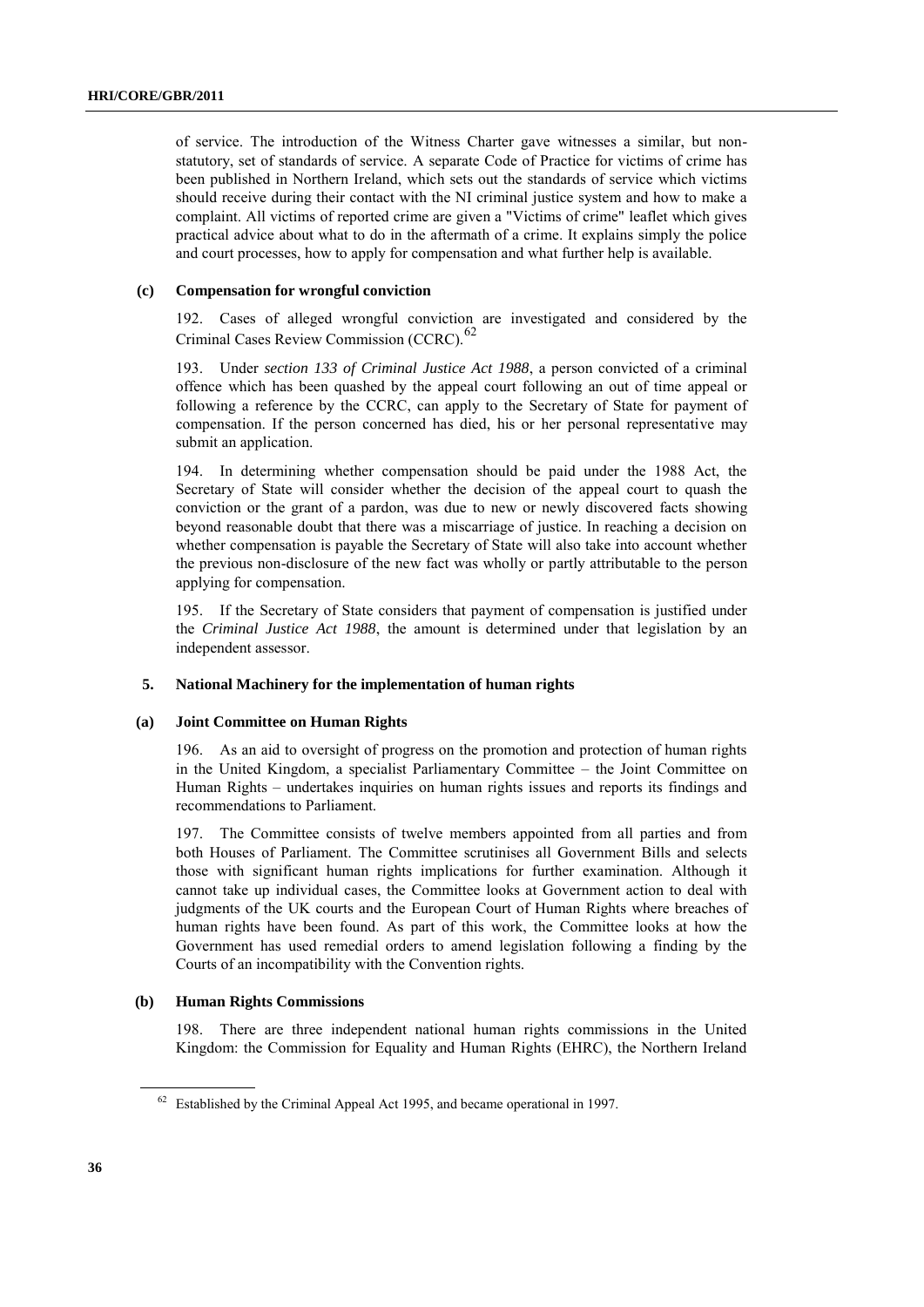of service. The introduction of the Witness Charter gave witnesses a similar, but non-statutory, set of standards of service. A separate Code of Practice for victims of crime has been published in Northern Ireland, which sets out the standards of service which victims should receive during their contact with the NI criminal justice system and how to make a complaint. All victims of reported crime are given a "Victims of crime" leaflet which gives practical advice about what to do in the aftermath of a crime. It explains simply the police and court processes, how to apply for compensation and what further help is available.

#### (c) Compensation for wrongful conviction

192. Cases of alleged wrongful conviction are investigated and considered by the Criminal Cases Review Commission (CCRC).[62]

193. Under *section 133 of Criminal Justice Act 1988*, a person convicted of a criminal offence which has been quashed by the appeal court following an out of time appeal or following a reference by the CCRC, can apply to the Secretary of State for payment of compensation. If the person concerned has died, his or her personal representative may submit an application.

194. In determining whether compensation should be paid under the 1988 Act, the Secretary of State will consider whether the decision of the appeal court to quash the conviction or the grant of a pardon, was due to new or newly discovered facts showing beyond reasonable doubt that there was a miscarriage of justice. In reaching a decision on whether compensation is payable the Secretary of State will also take into account whether the previous non-disclosure of the new fact was wholly or partly attributable to the person applying for compensation.

195. If the Secretary of State considers that payment of compensation is justified under the *Criminal Justice Act 1988*, the amount is determined under that legislation by an independent assessor.

### 5. National Machinery for the implementation of human rights

#### (a) Joint Committee on Human Rights

196. As an aid to oversight of progress on the promotion and protection of human rights in the United Kingdom, a specialist Parliamentary Committee – the Joint Committee on Human Rights – undertakes inquiries on human rights issues and reports its findings and recommendations to Parliament.

197. The Committee consists of twelve members appointed from all parties and from both Houses of Parliament. The Committee scrutinises all Government Bills and selects those with significant human rights implications for further examination. Although it cannot take up individual cases, the Committee looks at Government action to deal with judgments of the UK courts and the European Court of Human Rights where breaches of human rights have been found. As part of this work, the Committee looks at how the Government has used remedial orders to amend legislation following a finding by the Courts of an incompatibility with the Convention rights.

#### (b) Human Rights Commissions

198. There are three independent national human rights commissions in the United Kingdom: the Commission for Equality and Human Rights (EHRC), the Northern Ireland

[62] Established by the Criminal Appeal Act 1995, and became operational in 1997.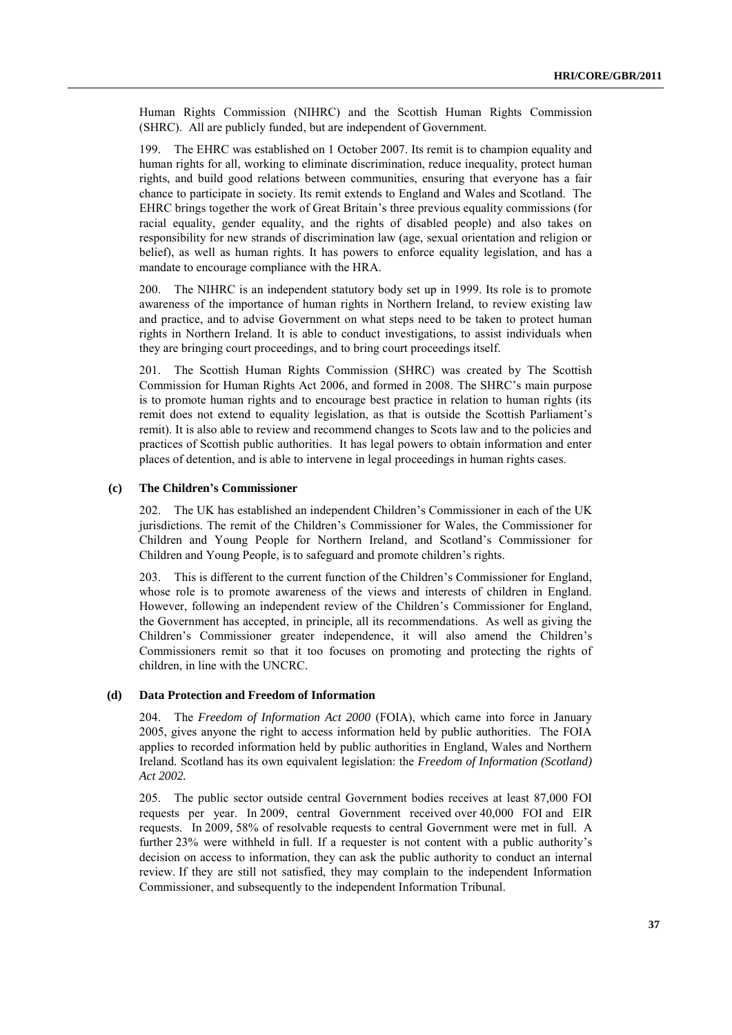Human Rights Commission (NIHRC) and the Scottish Human Rights Commission (SHRC). All are publicly funded, but are independent of Government.

199. The EHRC was established on 1 October 2007. Its remit is to champion equality and human rights for all, working to eliminate discrimination, reduce inequality, protect human rights, and build good relations between communities, ensuring that everyone has a fair chance to participate in society. Its remit extends to England and Wales and Scotland. The EHRC brings together the work of Great Britain's three previous equality commissions (for racial equality, gender equality, and the rights of disabled people) and also takes on responsibility for new strands of discrimination law (age, sexual orientation and religion or belief), as well as human rights. It has powers to enforce equality legislation, and has a mandate to encourage compliance with the HRA.

200. The NIHRC is an independent statutory body set up in 1999. Its role is to promote awareness of the importance of human rights in Northern Ireland, to review existing law and practice, and to advise Government on what steps need to be taken to protect human rights in Northern Ireland. It is able to conduct investigations, to assist individuals when they are bringing court proceedings, and to bring court proceedings itself.

201. The Scottish Human Rights Commission (SHRC) was created by The Scottish Commission for Human Rights Act 2006, and formed in 2008. The SHRC's main purpose is to promote human rights and to encourage best practice in relation to human rights (its remit does not extend to equality legislation, as that is outside the Scottish Parliament's remit). It is also able to review and recommend changes to Scots law and to the policies and practices of Scottish public authorities. It has legal powers to obtain information and enter places of detention, and is able to intervene in legal proceedings in human rights cases.

### (c) The Children's Commissioner

202. The UK has established an independent Children's Commissioner in each of the UK jurisdictions. The remit of the Children's Commissioner for Wales, the Commissioner for Children and Young People for Northern Ireland, and Scotland's Commissioner for Children and Young People, is to safeguard and promote children's rights.

203. This is different to the current function of the Children's Commissioner for England, whose role is to promote awareness of the views and interests of children in England. However, following an independent review of the Children's Commissioner for England, the Government has accepted, in principle, all its recommendations. As well as giving the Children's Commissioner greater independence, it will also amend the Children's Commissioners remit so that it too focuses on promoting and protecting the rights of children, in line with the UNCRC.

### (d) Data Protection and Freedom of Information

204. The *Freedom of Information Act 2000* (FOIA), which came into force in January 2005, gives anyone the right to access information held by public authorities. The FOIA applies to recorded information held by public authorities in England, Wales and Northern Ireland. Scotland has its own equivalent legislation: the *Freedom of Information (Scotland) Act 2002.*

205. The public sector outside central Government bodies receives at least 87,000 FOI requests per year. In 2009, central Government received over 40,000 FOI and EIR requests. In 2009, 58% of resolvable requests to central Government were met in full. A further 23% were withheld in full. If a requester is not content with a public authority's decision on access to information, they can ask the public authority to conduct an internal review. If they are still not satisfied, they may complain to the independent Information Commissioner, and subsequently to the independent Information Tribunal.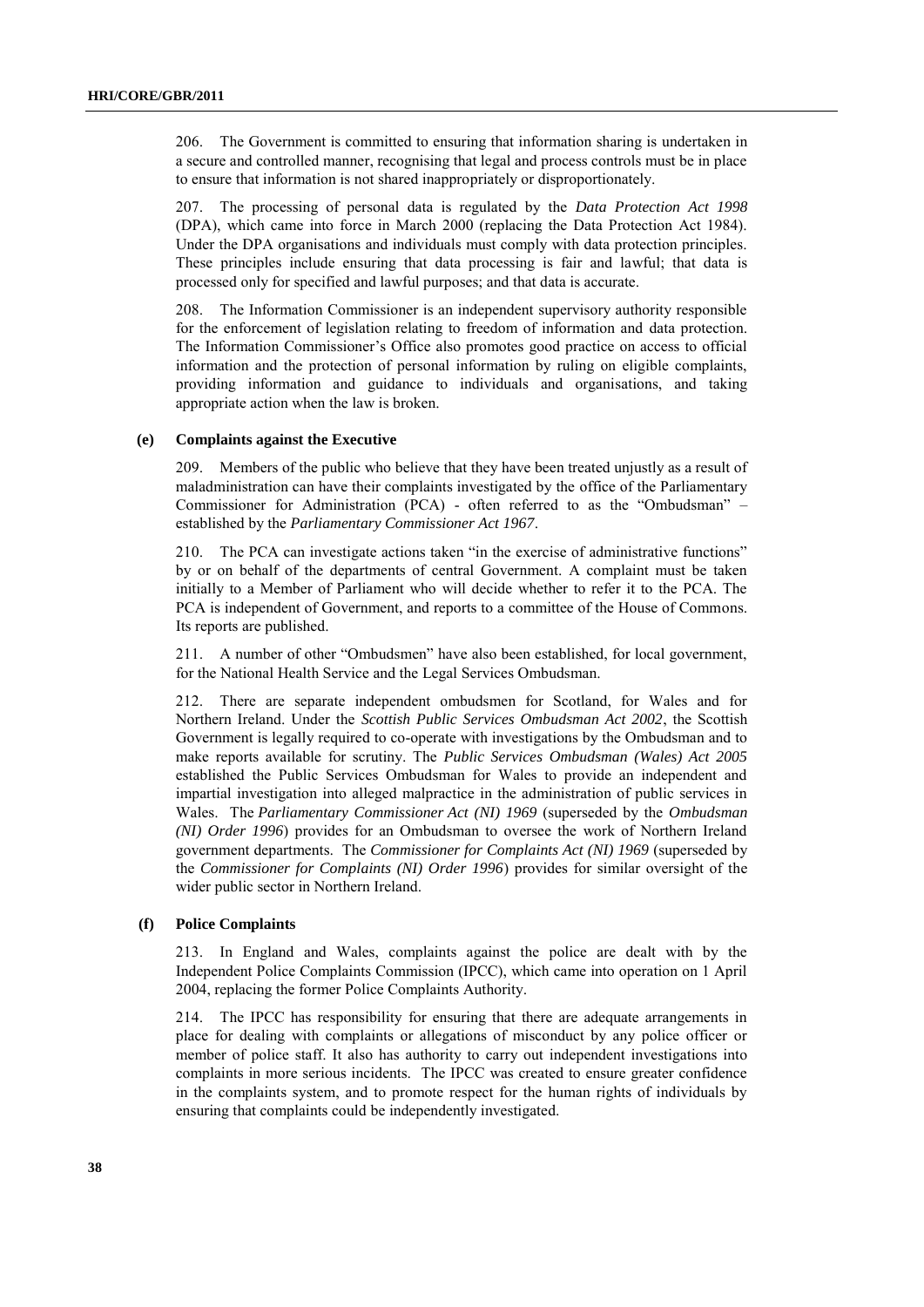206. The Government is committed to ensuring that information sharing is undertaken in a secure and controlled manner, recognising that legal and process controls must be in place to ensure that information is not shared inappropriately or disproportionately.

207. The processing of personal data is regulated by the *Data Protection Act 1998* (DPA), which came into force in March 2000 (replacing the Data Protection Act 1984). Under the DPA organisations and individuals must comply with data protection principles. These principles include ensuring that data processing is fair and lawful; that data is processed only for specified and lawful purposes; and that data is accurate.

208. The Information Commissioner is an independent supervisory authority responsible for the enforcement of legislation relating to freedom of information and data protection. The Information Commissioner's Office also promotes good practice on access to official information and the protection of personal information by ruling on eligible complaints, providing information and guidance to individuals and organisations, and taking appropriate action when the law is broken.

### (e) Complaints against the Executive

209. Members of the public who believe that they have been treated unjustly as a result of maladministration can have their complaints investigated by the office of the Parliamentary Commissioner for Administration (PCA) - often referred to as the "Ombudsman" – established by the *Parliamentary Commissioner Act 1967*.

210. The PCA can investigate actions taken "in the exercise of administrative functions" by or on behalf of the departments of central Government. A complaint must be taken initially to a Member of Parliament who will decide whether to refer it to the PCA. The PCA is independent of Government, and reports to a committee of the House of Commons. Its reports are published.

211. A number of other "Ombudsmen" have also been established, for local government, for the National Health Service and the Legal Services Ombudsman.

212. There are separate independent ombudsmen for Scotland, for Wales and for Northern Ireland. Under the *Scottish Public Services Ombudsman Act 2002*, the Scottish Government is legally required to co-operate with investigations by the Ombudsman and to make reports available for scrutiny. The *Public Services Ombudsman (Wales) Act 2005* established the Public Services Ombudsman for Wales to provide an independent and impartial investigation into alleged malpractice in the administration of public services in Wales. The *Parliamentary Commissioner Act (NI) 1969* (superseded by the *Ombudsman (NI) Order 1996*) provides for an Ombudsman to oversee the work of Northern Ireland government departments. The *Commissioner for Complaints Act (NI) 1969* (superseded by the *Commissioner for Complaints (NI) Order 1996*) provides for similar oversight of the wider public sector in Northern Ireland.

### (f) Police Complaints

213. In England and Wales, complaints against the police are dealt with by the Independent Police Complaints Commission (IPCC), which came into operation on 1 April 2004, replacing the former Police Complaints Authority.

214. The IPCC has responsibility for ensuring that there are adequate arrangements in place for dealing with complaints or allegations of misconduct by any police officer or member of police staff. It also has authority to carry out independent investigations into complaints in more serious incidents. The IPCC was created to ensure greater confidence in the complaints system, and to promote respect for the human rights of individuals by ensuring that complaints could be independently investigated.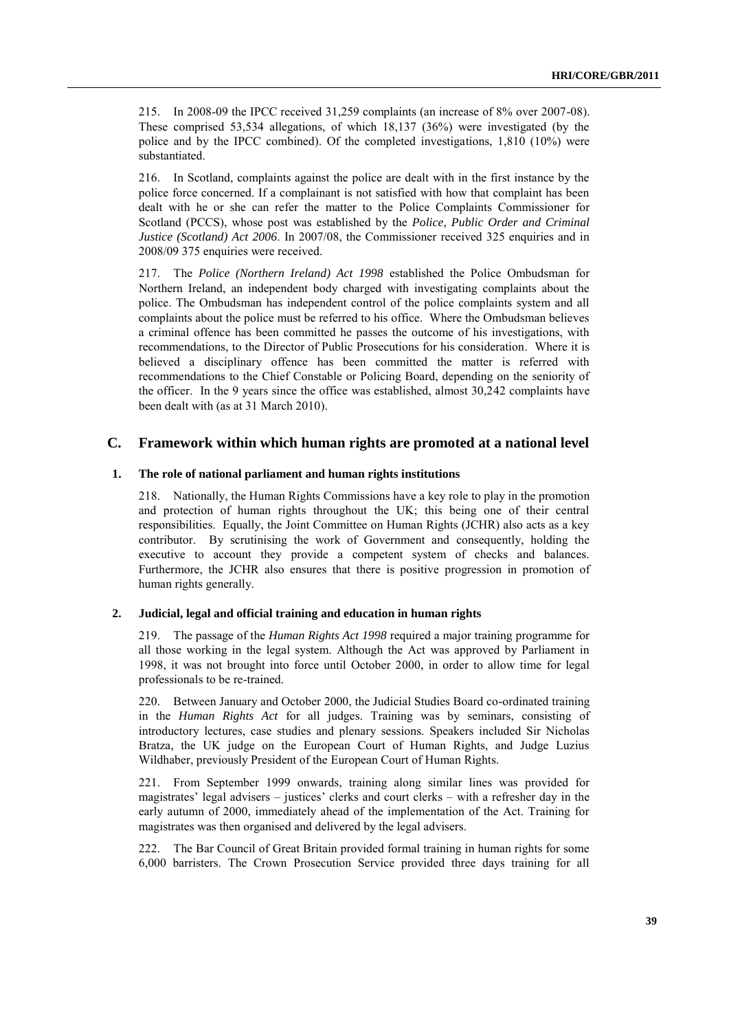215. In 2008-09 the IPCC received 31,259 complaints (an increase of 8% over 2007-08). These comprised 53,534 allegations, of which 18,137 (36%) were investigated (by the police and by the IPCC combined). Of the completed investigations, 1,810 (10%) were substantiated.

216. In Scotland, complaints against the police are dealt with in the first instance by the police force concerned. If a complainant is not satisfied with how that complaint has been dealt with he or she can refer the matter to the Police Complaints Commissioner for Scotland (PCCS), whose post was established by the *Police, Public Order and Criminal Justice (Scotland) Act 2006*. In 2007/08, the Commissioner received 325 enquiries and in 2008/09 375 enquiries were received.

217. The *Police (Northern Ireland) Act 1998* established the Police Ombudsman for Northern Ireland, an independent body charged with investigating complaints about the police. The Ombudsman has independent control of the police complaints system and all complaints about the police must be referred to his office. Where the Ombudsman believes a criminal offence has been committed he passes the outcome of his investigations, with recommendations, to the Director of Public Prosecutions for his consideration. Where it is believed a disciplinary offence has been committed the matter is referred with recommendations to the Chief Constable or Policing Board, depending on the seniority of the officer. In the 9 years since the office was established, almost 30,242 complaints have been dealt with (as at 31 March 2010).

## C. Framework within which human rights are promoted at a national level

### 1. The role of national parliament and human rights institutions

218. Nationally, the Human Rights Commissions have a key role to play in the promotion and protection of human rights throughout the UK; this being one of their central responsibilities. Equally, the Joint Committee on Human Rights (JCHR) also acts as a key contributor. By scrutinising the work of Government and consequently, holding the executive to account they provide a competent system of checks and balances. Furthermore, the JCHR also ensures that there is positive progression in promotion of human rights generally.

### 2. Judicial, legal and official training and education in human rights

219. The passage of the *Human Rights Act 1998* required a major training programme for all those working in the legal system. Although the Act was approved by Parliament in 1998, it was not brought into force until October 2000, in order to allow time for legal professionals to be re-trained.

220. Between January and October 2000, the Judicial Studies Board co-ordinated training in the *Human Rights Act* for all judges. Training was by seminars, consisting of introductory lectures, case studies and plenary sessions. Speakers included Sir Nicholas Bratza, the UK judge on the European Court of Human Rights, and Judge Luzius Wildhaber, previously President of the European Court of Human Rights.

221. From September 1999 onwards, training along similar lines was provided for magistrates' legal advisers – justices' clerks and court clerks – with a refresher day in the early autumn of 2000, immediately ahead of the implementation of the Act. Training for magistrates was then organised and delivered by the legal advisers.

222. The Bar Council of Great Britain provided formal training in human rights for some 6,000 barristers. The Crown Prosecution Service provided three days training for all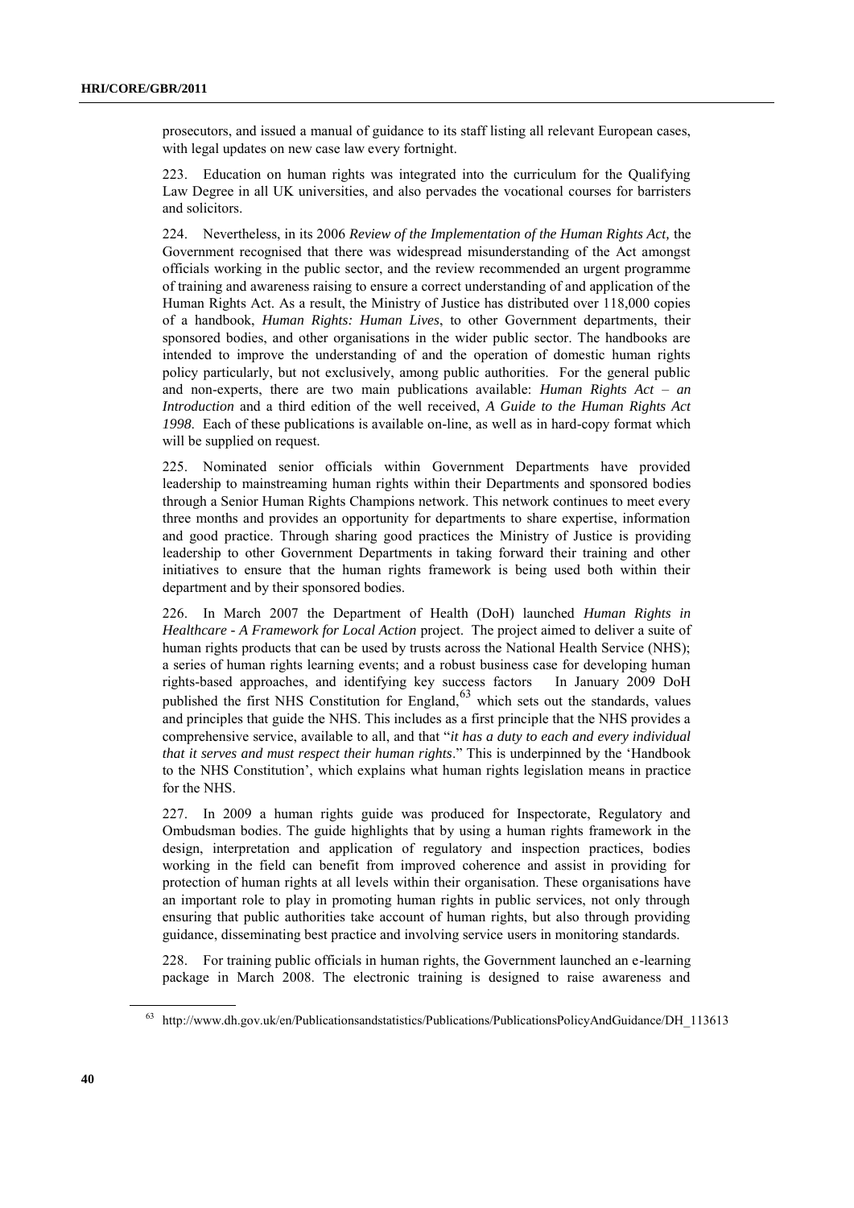prosecutors, and issued a manual of guidance to its staff listing all relevant European cases, with legal updates on new case law every fortnight.

223. Education on human rights was integrated into the curriculum for the Qualifying Law Degree in all UK universities, and also pervades the vocational courses for barristers and solicitors.

224. Nevertheless, in its 2006 *Review of the Implementation of the Human Rights Act,* the Government recognised that there was widespread misunderstanding of the Act amongst officials working in the public sector, and the review recommended an urgent programme of training and awareness raising to ensure a correct understanding of and application of the Human Rights Act. As a result, the Ministry of Justice has distributed over 118,000 copies of a handbook, *Human Rights: Human Lives*, to other Government departments, their sponsored bodies, and other organisations in the wider public sector. The handbooks are intended to improve the understanding of and the operation of domestic human rights policy particularly, but not exclusively, among public authorities. For the general public and non-experts, there are two main publications available: *Human Rights Act – an Introduction* and a third edition of the well received, *A Guide to the Human Rights Act 1998*. Each of these publications is available on-line, as well as in hard-copy format which will be supplied on request.

225. Nominated senior officials within Government Departments have provided leadership to mainstreaming human rights within their Departments and sponsored bodies through a Senior Human Rights Champions network. This network continues to meet every three months and provides an opportunity for departments to share expertise, information and good practice. Through sharing good practices the Ministry of Justice is providing leadership to other Government Departments in taking forward their training and other initiatives to ensure that the human rights framework is being used both within their department and by their sponsored bodies.

226. In March 2007 the Department of Health (DoH) launched *Human Rights in Healthcare - A Framework for Local Action* project. The project aimed to deliver a suite of human rights products that can be used by trusts across the National Health Service (NHS); a series of human rights learning events; and a robust business case for developing human rights-based approaches, and identifying key success factors In January 2009 DoH published the first NHS Constitution for England,[63] which sets out the standards, values and principles that guide the NHS. This includes as a first principle that the NHS provides a comprehensive service, available to all, and that "*it has a duty to each and every individual that it serves and must respect their human rights*." This is underpinned by the 'Handbook to the NHS Constitution', which explains what human rights legislation means in practice for the NHS.

227. In 2009 a human rights guide was produced for Inspectorate, Regulatory and Ombudsman bodies. The guide highlights that by using a human rights framework in the design, interpretation and application of regulatory and inspection practices, bodies working in the field can benefit from improved coherence and assist in providing for protection of human rights at all levels within their organisation. These organisations have an important role to play in promoting human rights in public services, not only through ensuring that public authorities take account of human rights, but also through providing guidance, disseminating best practice and involving service users in monitoring standards.

228. For training public officials in human rights, the Government launched an e-learning package in March 2008. The electronic training is designed to raise awareness and

[63] http://www.dh.gov.uk/en/Publicationsandstatistics/Publications/PublicationsPolicyAndGuidance/DH_113613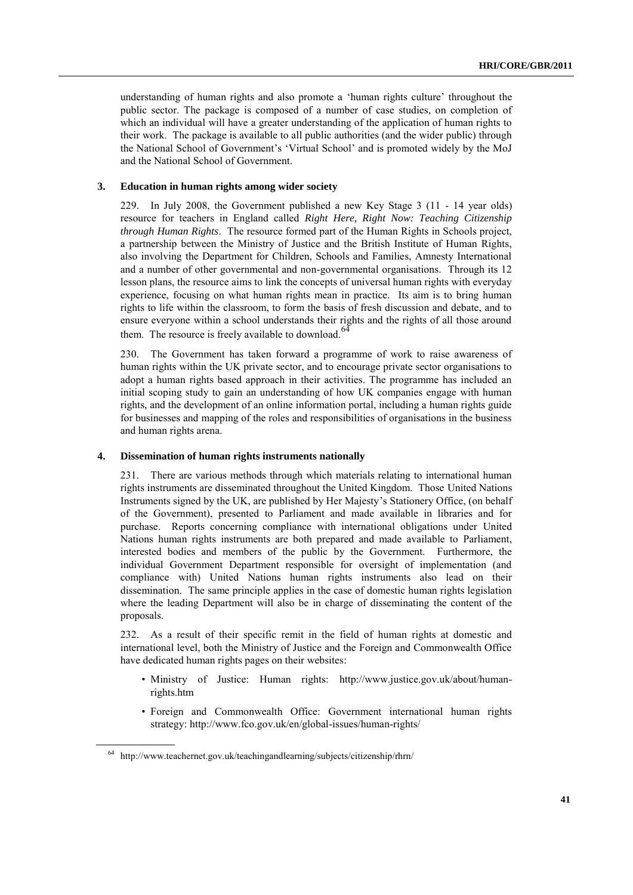understanding of human rights and also promote a 'human rights culture' throughout the public sector. The package is composed of a number of case studies, on completion of which an individual will have a greater understanding of the application of human rights to their work. The package is available to all public authorities (and the wider public) through the National School of Government's 'Virtual School' and is promoted widely by the MoJ and the National School of Government.

### 3. Education in human rights among wider society

229. In July 2008, the Government published a new Key Stage 3 (11 - 14 year olds) resource for teachers in England called *Right Here, Right Now: Teaching Citizenship through Human Rights*. The resource formed part of the Human Rights in Schools project, a partnership between the Ministry of Justice and the British Institute of Human Rights, also involving the Department for Children, Schools and Families, Amnesty International and a number of other governmental and non-governmental organisations. Through its 12 lesson plans, the resource aims to link the concepts of universal human rights with everyday experience, focusing on what human rights mean in practice. Its aim is to bring human rights to life within the classroom, to form the basis of fresh discussion and debate, and to ensure everyone within a school understands their rights and the rights of all those around them. The resource is freely available to download.[64]

230. The Government has taken forward a programme of work to raise awareness of human rights within the UK private sector, and to encourage private sector organisations to adopt a human rights based approach in their activities. The programme has included an initial scoping study to gain an understanding of how UK companies engage with human rights, and the development of an online information portal, including a human rights guide for businesses and mapping of the roles and responsibilities of organisations in the business and human rights arena.

### 4. Dissemination of human rights instruments nationally

231. There are various methods through which materials relating to international human rights instruments are disseminated throughout the United Kingdom. Those United Nations Instruments signed by the UK, are published by Her Majesty's Stationery Office, (on behalf of the Government), presented to Parliament and made available in libraries and for purchase. Reports concerning compliance with international obligations under United Nations human rights instruments are both prepared and made available to Parliament, interested bodies and members of the public by the Government. Furthermore, the individual Government Department responsible for oversight of implementation (and compliance with) United Nations human rights instruments also lead on their dissemination. The same principle applies in the case of domestic human rights legislation where the leading Department will also be in charge of disseminating the content of the proposals.

232. As a result of their specific remit in the field of human rights at domestic and international level, both the Ministry of Justice and the Foreign and Commonwealth Office have dedicated human rights pages on their websites:

- Ministry of Justice: Human rights: http://www.justice.gov.uk/about/human-rights.htm
- Foreign and Commonwealth Office: Government international human rights strategy: http://www.fco.gov.uk/en/global-issues/human-rights/

---

[64] http://www.teachernet.gov.uk/teachingandlearning/subjects/citizenship/rhrn/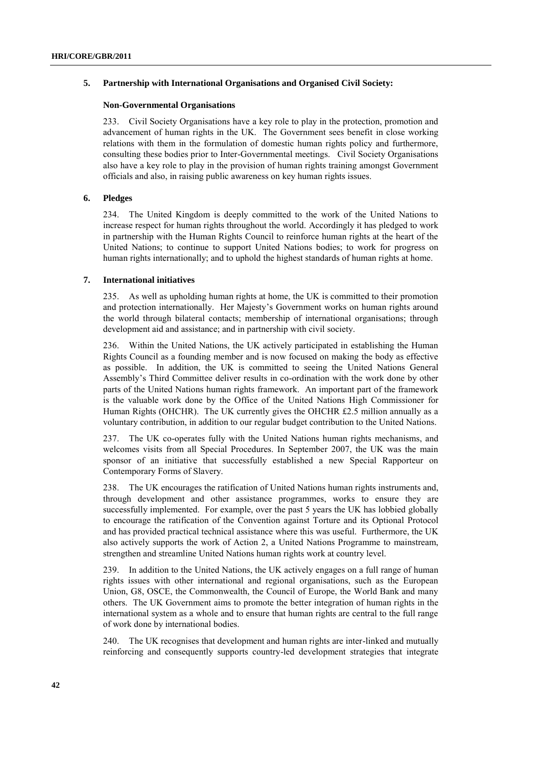### 5. Partnership with International Organisations and Organised Civil Society:

#### Non-Governmental Organisations

233. Civil Society Organisations have a key role to play in the protection, promotion and advancement of human rights in the UK. The Government sees benefit in close working relations with them in the formulation of domestic human rights policy and furthermore, consulting these bodies prior to Inter-Governmental meetings. Civil Society Organisations also have a key role to play in the provision of human rights training amongst Government officials and also, in raising public awareness on key human rights issues.

### 6. Pledges

234. The United Kingdom is deeply committed to the work of the United Nations to increase respect for human rights throughout the world. Accordingly it has pledged to work in partnership with the Human Rights Council to reinforce human rights at the heart of the United Nations; to continue to support United Nations bodies; to work for progress on human rights internationally; and to uphold the highest standards of human rights at home.

### 7. International initiatives

235. As well as upholding human rights at home, the UK is committed to their promotion and protection internationally. Her Majesty's Government works on human rights around the world through bilateral contacts; membership of international organisations; through development aid and assistance; and in partnership with civil society.

236. Within the United Nations, the UK actively participated in establishing the Human Rights Council as a founding member and is now focused on making the body as effective as possible. In addition, the UK is committed to seeing the United Nations General Assembly's Third Committee deliver results in co-ordination with the work done by other parts of the United Nations human rights framework. An important part of the framework is the valuable work done by the Office of the United Nations High Commissioner for Human Rights (OHCHR). The UK currently gives the OHCHR £2.5 million annually as a voluntary contribution, in addition to our regular budget contribution to the United Nations.

237. The UK co-operates fully with the United Nations human rights mechanisms, and welcomes visits from all Special Procedures. In September 2007, the UK was the main sponsor of an initiative that successfully established a new Special Rapporteur on Contemporary Forms of Slavery.

238. The UK encourages the ratification of United Nations human rights instruments and, through development and other assistance programmes, works to ensure they are successfully implemented. For example, over the past 5 years the UK has lobbied globally to encourage the ratification of the Convention against Torture and its Optional Protocol and has provided practical technical assistance where this was useful. Furthermore, the UK also actively supports the work of Action 2, a United Nations Programme to mainstream, strengthen and streamline United Nations human rights work at country level.

239. In addition to the United Nations, the UK actively engages on a full range of human rights issues with other international and regional organisations, such as the European Union, G8, OSCE, the Commonwealth, the Council of Europe, the World Bank and many others. The UK Government aims to promote the better integration of human rights in the international system as a whole and to ensure that human rights are central to the full range of work done by international bodies.

240. The UK recognises that development and human rights are inter-linked and mutually reinforcing and consequently supports country-led development strategies that integrate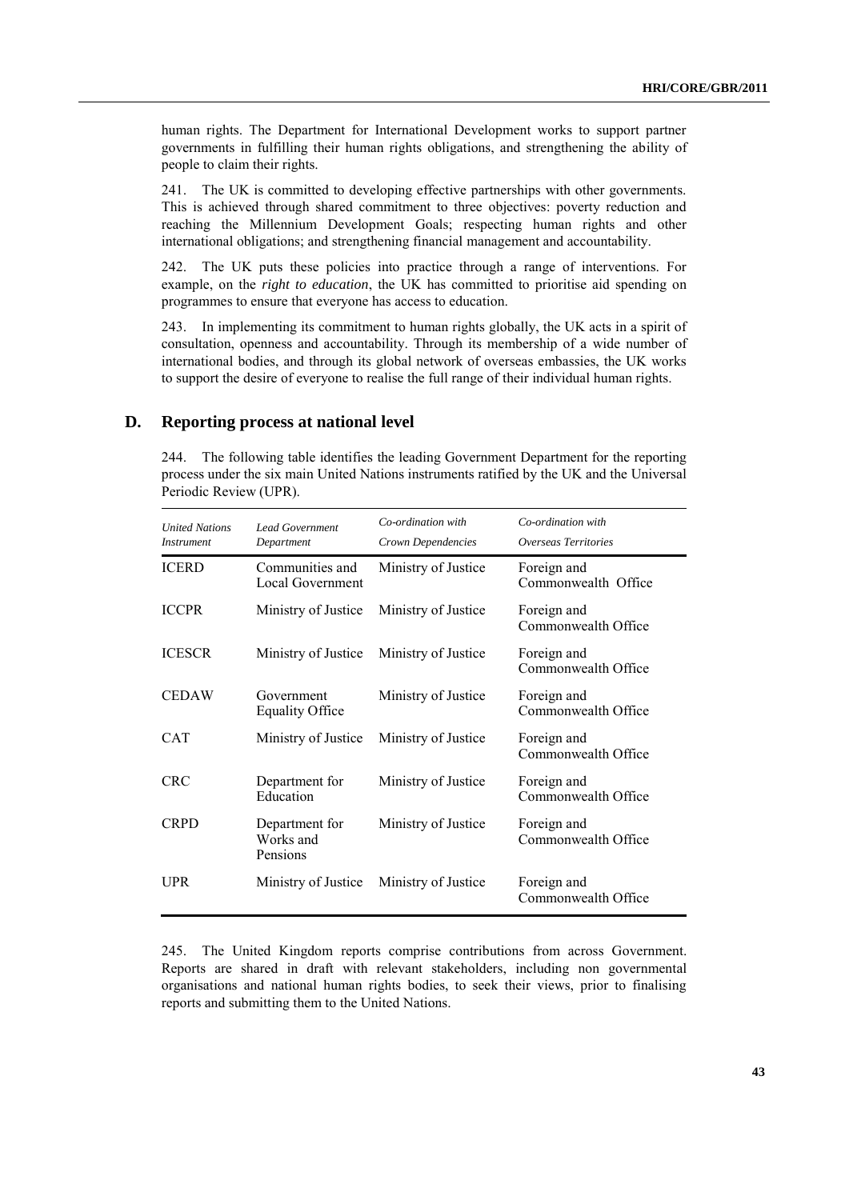human rights. The Department for International Development works to support partner governments in fulfilling their human rights obligations, and strengthening the ability of people to claim their rights.

241. The UK is committed to developing effective partnerships with other governments. This is achieved through shared commitment to three objectives: poverty reduction and reaching the Millennium Development Goals; respecting human rights and other international obligations; and strengthening financial management and accountability.

242. The UK puts these policies into practice through a range of interventions. For example, on the *right to education*, the UK has committed to prioritise aid spending on programmes to ensure that everyone has access to education.

243. In implementing its commitment to human rights globally, the UK acts in a spirit of consultation, openness and accountability. Through its membership of a wide number of international bodies, and through its global network of overseas embassies, the UK works to support the desire of everyone to realise the full range of their individual human rights.

## D. Reporting process at national level

244. The following table identifies the leading Government Department for the reporting process under the six main United Nations instruments ratified by the UK and the Universal Periodic Review (UPR).

| *United Nations Instrument* | *Lead Government Department* | *Co-ordination with Crown Dependencies* | *Co-ordination with Overseas Territories* |
|---|---|---|---|
| ICERD | Communities and Local Government | Ministry of Justice | Foreign and Commonwealth Office |
| ICCPR | Ministry of Justice | Ministry of Justice | Foreign and Commonwealth Office |
| ICESCR | Ministry of Justice | Ministry of Justice | Foreign and Commonwealth Office |
| CEDAW | Government Equality Office | Ministry of Justice | Foreign and Commonwealth Office |
| CAT | Ministry of Justice | Ministry of Justice | Foreign and Commonwealth Office |
| CRC | Department for Education | Ministry of Justice | Foreign and Commonwealth Office |
| CRPD | Department for Works and Pensions | Ministry of Justice | Foreign and Commonwealth Office |
| UPR | Ministry of Justice | Ministry of Justice | Foreign and Commonwealth Office |

245. The United Kingdom reports comprise contributions from across Government. Reports are shared in draft with relevant stakeholders, including non governmental organisations and national human rights bodies, to seek their views, prior to finalising reports and submitting them to the United Nations.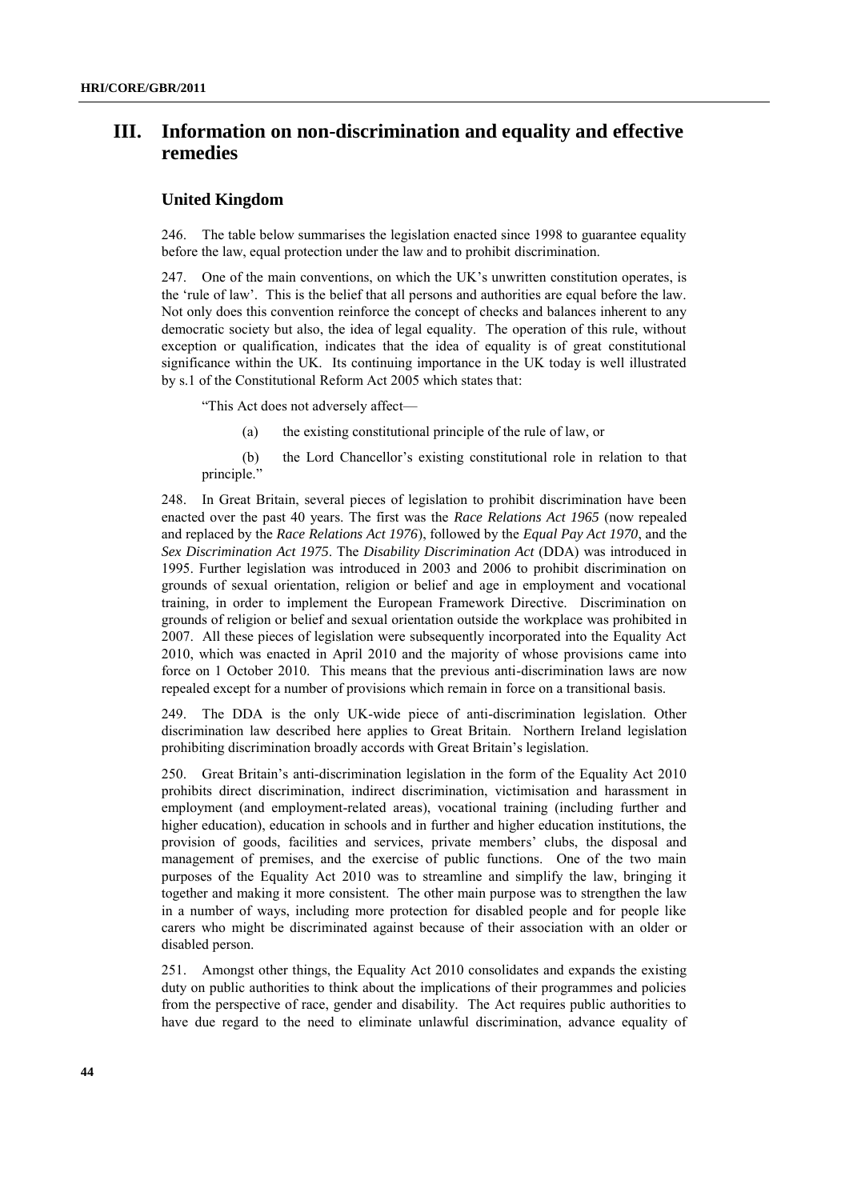# III. Information on non-discrimination and equality and effective remedies

## United Kingdom

246. The table below summarises the legislation enacted since 1998 to guarantee equality before the law, equal protection under the law and to prohibit discrimination.

247. One of the main conventions, on which the UK's unwritten constitution operates, is the 'rule of law'. This is the belief that all persons and authorities are equal before the law. Not only does this convention reinforce the concept of checks and balances inherent to any democratic society but also, the idea of legal equality. The operation of this rule, without exception or qualification, indicates that the idea of equality is of great constitutional significance within the UK. Its continuing importance in the UK today is well illustrated by s.1 of the Constitutional Reform Act 2005 which states that:

> "This Act does not adversely affect—
>
> (a) the existing constitutional principle of the rule of law, or
>
> (b) the Lord Chancellor's existing constitutional role in relation to that principle."

248. In Great Britain, several pieces of legislation to prohibit discrimination have been enacted over the past 40 years. The first was the *Race Relations Act 1965* (now repealed and replaced by the *Race Relations Act 1976*), followed by the *Equal Pay Act 1970*, and the *Sex Discrimination Act 1975*. The *Disability Discrimination Act* (DDA) was introduced in 1995. Further legislation was introduced in 2003 and 2006 to prohibit discrimination on grounds of sexual orientation, religion or belief and age in employment and vocational training, in order to implement the European Framework Directive. Discrimination on grounds of religion or belief and sexual orientation outside the workplace was prohibited in 2007. All these pieces of legislation were subsequently incorporated into the Equality Act 2010, which was enacted in April 2010 and the majority of whose provisions came into force on 1 October 2010. This means that the previous anti-discrimination laws are now repealed except for a number of provisions which remain in force on a transitional basis.

249. The DDA is the only UK-wide piece of anti-discrimination legislation. Other discrimination law described here applies to Great Britain. Northern Ireland legislation prohibiting discrimination broadly accords with Great Britain's legislation.

250. Great Britain's anti-discrimination legislation in the form of the Equality Act 2010 prohibits direct discrimination, indirect discrimination, victimisation and harassment in employment (and employment-related areas), vocational training (including further and higher education), education in schools and in further and higher education institutions, the provision of goods, facilities and services, private members' clubs, the disposal and management of premises, and the exercise of public functions. One of the two main purposes of the Equality Act 2010 was to streamline and simplify the law, bringing it together and making it more consistent. The other main purpose was to strengthen the law in a number of ways, including more protection for disabled people and for people like carers who might be discriminated against because of their association with an older or disabled person.

251. Amongst other things, the Equality Act 2010 consolidates and expands the existing duty on public authorities to think about the implications of their programmes and policies from the perspective of race, gender and disability. The Act requires public authorities to have due regard to the need to eliminate unlawful discrimination, advance equality of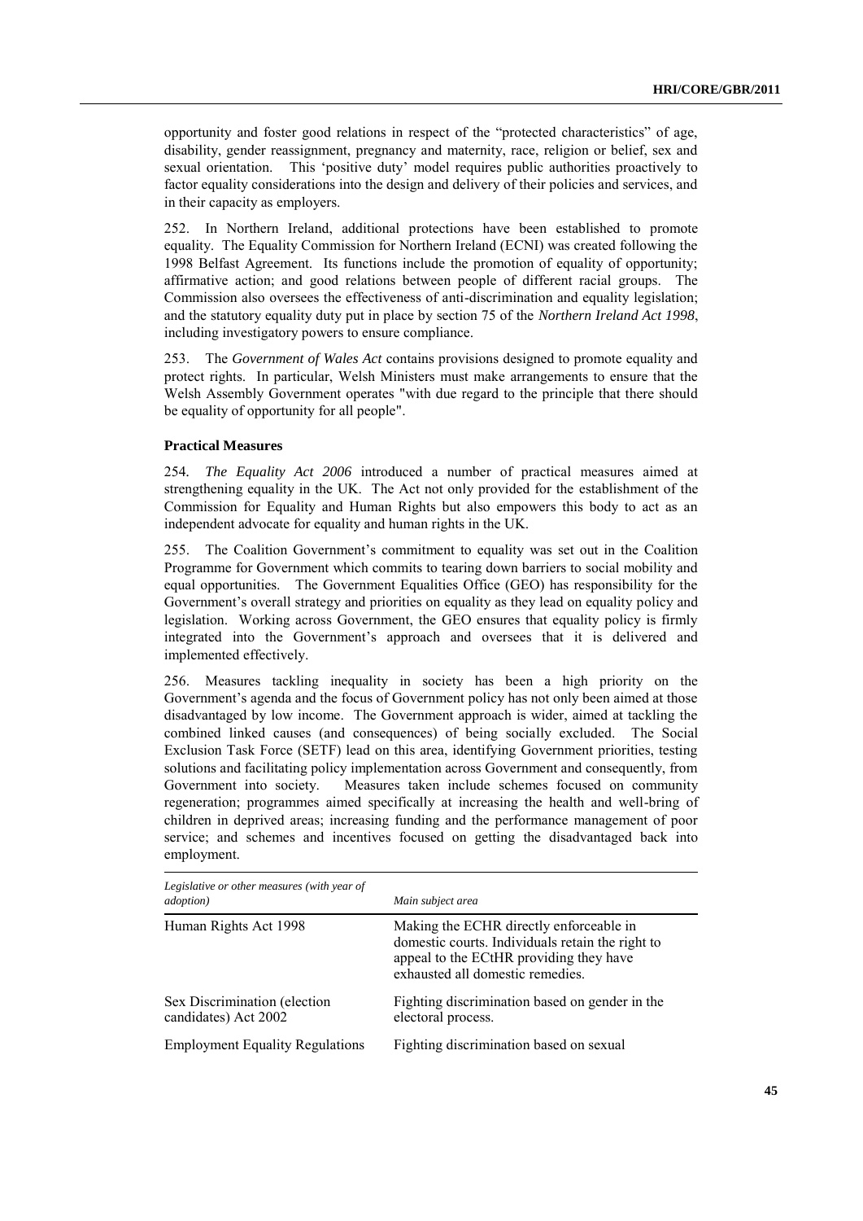opportunity and foster good relations in respect of the "protected characteristics" of age, disability, gender reassignment, pregnancy and maternity, race, religion or belief, sex and sexual orientation. This 'positive duty' model requires public authorities proactively to factor equality considerations into the design and delivery of their policies and services, and in their capacity as employers.

252. In Northern Ireland, additional protections have been established to promote equality. The Equality Commission for Northern Ireland (ECNI) was created following the 1998 Belfast Agreement. Its functions include the promotion of equality of opportunity; affirmative action; and good relations between people of different racial groups. The Commission also oversees the effectiveness of anti-discrimination and equality legislation; and the statutory equality duty put in place by section 75 of the *Northern Ireland Act 1998*, including investigatory powers to ensure compliance.

253. The *Government of Wales Act* contains provisions designed to promote equality and protect rights. In particular, Welsh Ministers must make arrangements to ensure that the Welsh Assembly Government operates "with due regard to the principle that there should be equality of opportunity for all people".

**Practical Measures**

254. *The Equality Act 2006* introduced a number of practical measures aimed at strengthening equality in the UK. The Act not only provided for the establishment of the Commission for Equality and Human Rights but also empowers this body to act as an independent advocate for equality and human rights in the UK.

255. The Coalition Government's commitment to equality was set out in the Coalition Programme for Government which commits to tearing down barriers to social mobility and equal opportunities. The Government Equalities Office (GEO) has responsibility for the Government's overall strategy and priorities on equality as they lead on equality policy and legislation. Working across Government, the GEO ensures that equality policy is firmly integrated into the Government's approach and oversees that it is delivered and implemented effectively.

256. Measures tackling inequality in society has been a high priority on the Government's agenda and the focus of Government policy has not only been aimed at those disadvantaged by low income. The Government approach is wider, aimed at tackling the combined linked causes (and consequences) of being socially excluded. The Social Exclusion Task Force (SETF) lead on this area, identifying Government priorities, testing solutions and facilitating policy implementation across Government and consequently, from Government into society. Measures taken include schemes focused on community regeneration; programmes aimed specifically at increasing the health and well-bring of children in deprived areas; increasing funding and the performance management of poor service; and schemes and incentives focused on getting the disadvantaged back into employment.

| *Legislative or other measures (with year of adoption)* | *Main subject area* |
|---|---|
| Human Rights Act 1998 | Making the ECHR directly enforceable in domestic courts. Individuals retain the right to appeal to the ECtHR providing they have exhausted all domestic remedies. |
| Sex Discrimination (election candidates) Act 2002 | Fighting discrimination based on gender in the electoral process. |
| Employment Equality Regulations | Fighting discrimination based on sexual |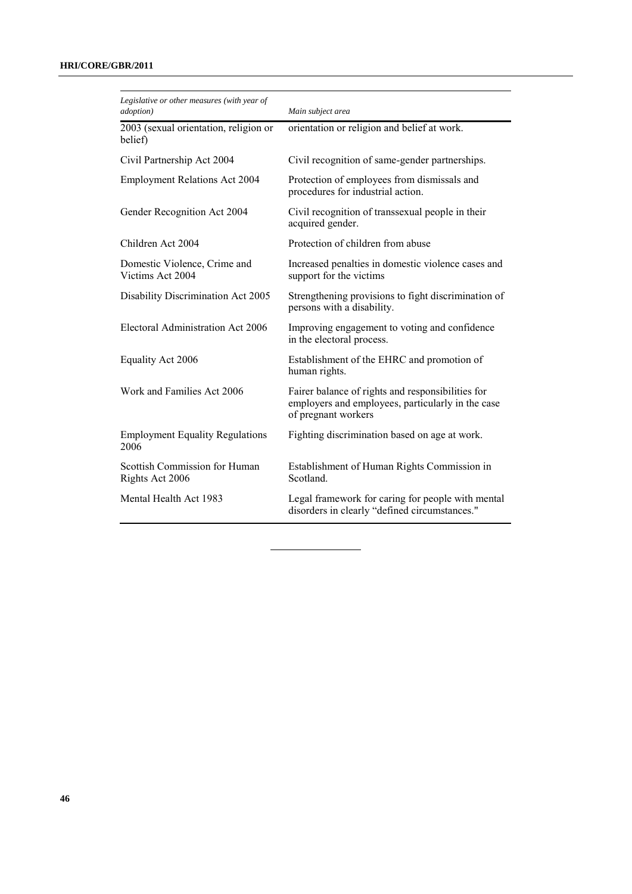| *Legislative or other measures (with year of adoption)* | *Main subject area* |
|---|---|
| 2003 (sexual orientation, religion or belief) | orientation or religion and belief at work. |
| Civil Partnership Act 2004 | Civil recognition of same-gender partnerships. |
| Employment Relations Act 2004 | Protection of employees from dismissals and procedures for industrial action. |
| Gender Recognition Act 2004 | Civil recognition of transsexual people in their acquired gender. |
| Children Act 2004 | Protection of children from abuse |
| Domestic Violence, Crime and Victims Act 2004 | Increased penalties in domestic violence cases and support for the victims |
| Disability Discrimination Act 2005 | Strengthening provisions to fight discrimination of persons with a disability. |
| Electoral Administration Act 2006 | Improving engagement to voting and confidence in the electoral process. |
| Equality Act 2006 | Establishment of the EHRC and promotion of human rights. |
| Work and Families Act 2006 | Fairer balance of rights and responsibilities for employers and employees, particularly in the case of pregnant workers |
| Employment Equality Regulations 2006 | Fighting discrimination based on age at work. |
| Scottish Commission for Human Rights Act 2006 | Establishment of Human Rights Commission in Scotland. |
| Mental Health Act 1983 | Legal framework for caring for people with mental disorders in clearly "defined circumstances." |